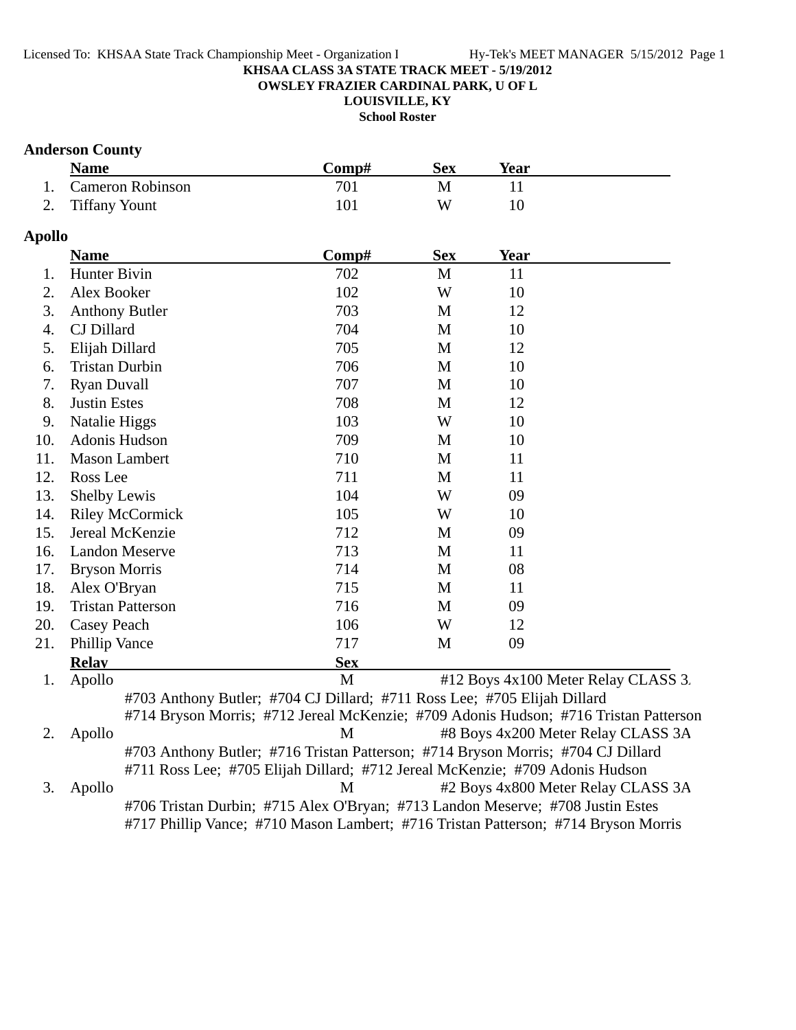KHSAA CLASS 3A STATE TRACK MEET - 5/19/2012
OWSLEY FRAZIER CARDINAL PARK, U OF L
LOUISVILLE, KY
School Roster

## Anderson County

| | Name | Comp# | Sex | Year |
|---|---|---|---|---|
| 1. | Cameron Robinson | 701 | M | 11 |
| 2. | Tiffany Yount | 101 | W | 10 |

## Apollo

| | Name | Comp# | Sex | Year |
|---|---|---|---|---|
| 1. | Hunter Bivin | 702 | M | 11 |
| 2. | Alex Booker | 102 | W | 10 |
| 3. | Anthony Butler | 703 | M | 12 |
| 4. | CJ Dillard | 704 | M | 10 |
| 5. | Elijah Dillard | 705 | M | 12 |
| 6. | Tristan Durbin | 706 | M | 10 |
| 7. | Ryan Duvall | 707 | M | 10 |
| 8. | Justin Estes | 708 | M | 12 |
| 9. | Natalie Higgs | 103 | W | 10 |
| 10. | Adonis Hudson | 709 | M | 10 |
| 11. | Mason Lambert | 710 | M | 11 |
| 12. | Ross Lee | 711 | M | 11 |
| 13. | Shelby Lewis | 104 | W | 09 |
| 14. | Riley McCormick | 105 | W | 10 |
| 15. | Jereal McKenzie | 712 | M | 09 |
| 16. | Landon Meserve | 713 | M | 11 |
| 17. | Bryson Morris | 714 | M | 08 |
| 18. | Alex O'Bryan | 715 | M | 11 |
| 19. | Tristan Patterson | 716 | M | 09 |
| 20. | Casey Peach | 106 | W | 12 |
| 21. | Phillip Vance | 717 | M | 09 |

| | Relay | Sex | Event |
|---|---|---|---|
| 1. | Apollo | M | #12 Boys 4x100 Meter Relay CLASS 3A |
| | #703 Anthony Butler; #704 CJ Dillard; #711 Ross Lee; #705 Elijah Dillard | | |
| | #714 Bryson Morris; #712 Jereal McKenzie; #709 Adonis Hudson; #716 Tristan Patterson | | |
| 2. | Apollo | M | #8 Boys 4x200 Meter Relay CLASS 3A |
| | #703 Anthony Butler; #716 Tristan Patterson; #714 Bryson Morris; #704 CJ Dillard | | |
| | #711 Ross Lee; #705 Elijah Dillard; #712 Jereal McKenzie; #709 Adonis Hudson | | |
| 3. | Apollo | M | #2 Boys 4x800 Meter Relay CLASS 3A |
| | #706 Tristan Durbin; #715 Alex O'Bryan; #713 Landon Meserve; #708 Justin Estes | | |
| | #717 Phillip Vance; #710 Mason Lambert; #716 Tristan Patterson; #714 Bryson Morris | | |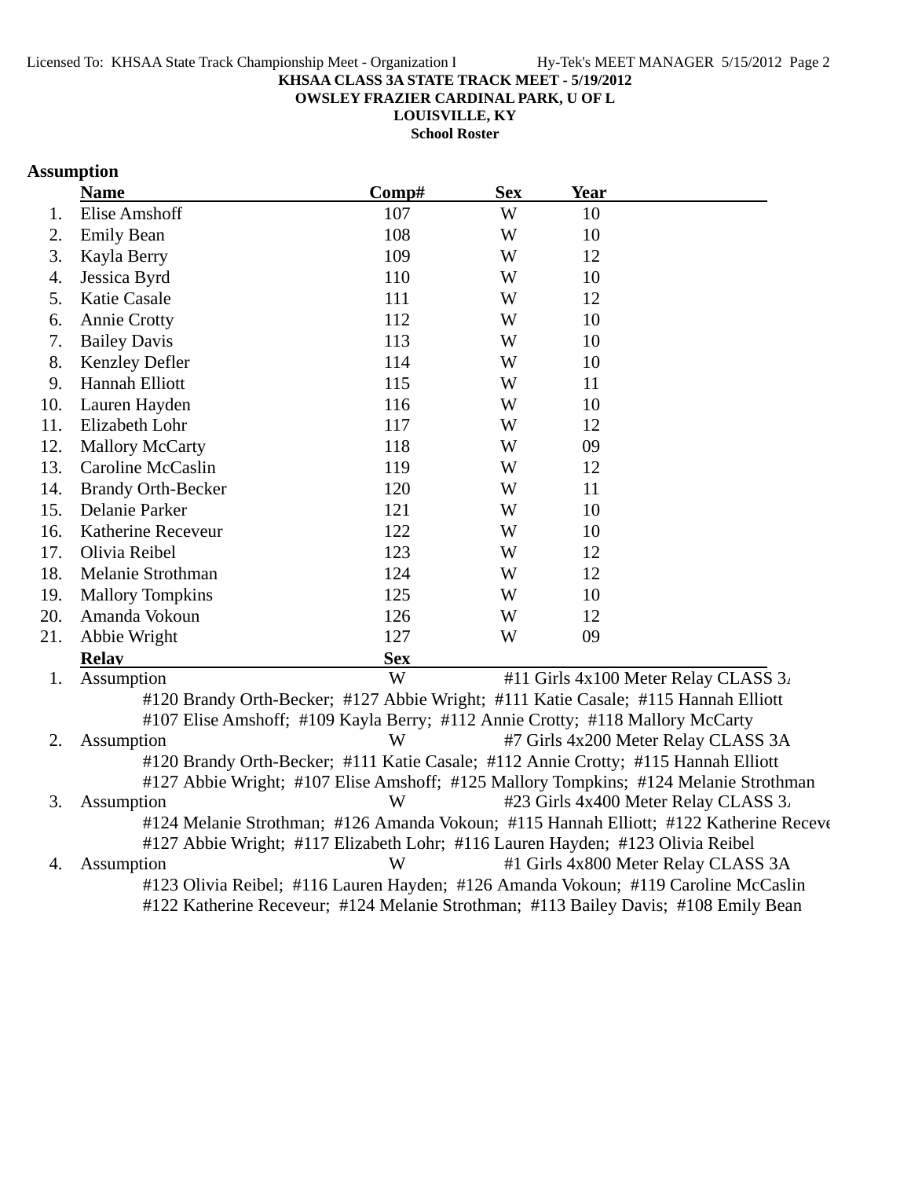**KHSAA CLASS 3A STATE TRACK MEET - 5/19/2012**
**OWSLEY FRAZIER CARDINAL PARK, U OF L**
**LOUISVILLE, KY**
**School Roster**

## Assumption

| | Name | Comp# | Sex | Year |
|---|---|---|---|---|
| 1. | Elise Amshoff | 107 | W | 10 |
| 2. | Emily Bean | 108 | W | 10 |
| 3. | Kayla Berry | 109 | W | 12 |
| 4. | Jessica Byrd | 110 | W | 10 |
| 5. | Katie Casale | 111 | W | 12 |
| 6. | Annie Crotty | 112 | W | 10 |
| 7. | Bailey Davis | 113 | W | 10 |
| 8. | Kenzley Defler | 114 | W | 10 |
| 9. | Hannah Elliott | 115 | W | 11 |
| 10. | Lauren Hayden | 116 | W | 10 |
| 11. | Elizabeth Lohr | 117 | W | 12 |
| 12. | Mallory McCarty | 118 | W | 09 |
| 13. | Caroline McCaslin | 119 | W | 12 |
| 14. | Brandy Orth-Becker | 120 | W | 11 |
| 15. | Delanie Parker | 121 | W | 10 |
| 16. | Katherine Receveur | 122 | W | 10 |
| 17. | Olivia Reibel | 123 | W | 12 |
| 18. | Melanie Strothman | 124 | W | 12 |
| 19. | Mallory Tompkins | 125 | W | 10 |
| 20. | Amanda Vokoun | 126 | W | 12 |
| 21. | Abbie Wright | 127 | W | 09 |

| | Relay | Sex | Event |
|---|---|---|---|
| 1. | Assumption | W | #11 Girls 4x100 Meter Relay CLASS 3A |
| | #120 Brandy Orth-Becker; #127 Abbie Wright; #111 Katie Casale; #115 Hannah Elliott<br>#107 Elise Amshoff; #109 Kayla Berry; #112 Annie Crotty; #118 Mallory McCarty | | |
| 2. | Assumption | W | #7 Girls 4x200 Meter Relay CLASS 3A |
| | #120 Brandy Orth-Becker; #111 Katie Casale; #112 Annie Crotty; #115 Hannah Elliott<br>#127 Abbie Wright; #107 Elise Amshoff; #125 Mallory Tompkins; #124 Melanie Strothman | | |
| 3. | Assumption | W | #23 Girls 4x400 Meter Relay CLASS 3A |
| | #124 Melanie Strothman; #126 Amanda Vokoun; #115 Hannah Elliott; #122 Katherine Receveur<br>#127 Abbie Wright; #117 Elizabeth Lohr; #116 Lauren Hayden; #123 Olivia Reibel | | |
| 4. | Assumption | W | #1 Girls 4x800 Meter Relay CLASS 3A |
| | #123 Olivia Reibel; #116 Lauren Hayden; #126 Amanda Vokoun; #119 Caroline McCaslin<br>#122 Katherine Receveur; #124 Melanie Strothman; #113 Bailey Davis; #108 Emily Bean | | |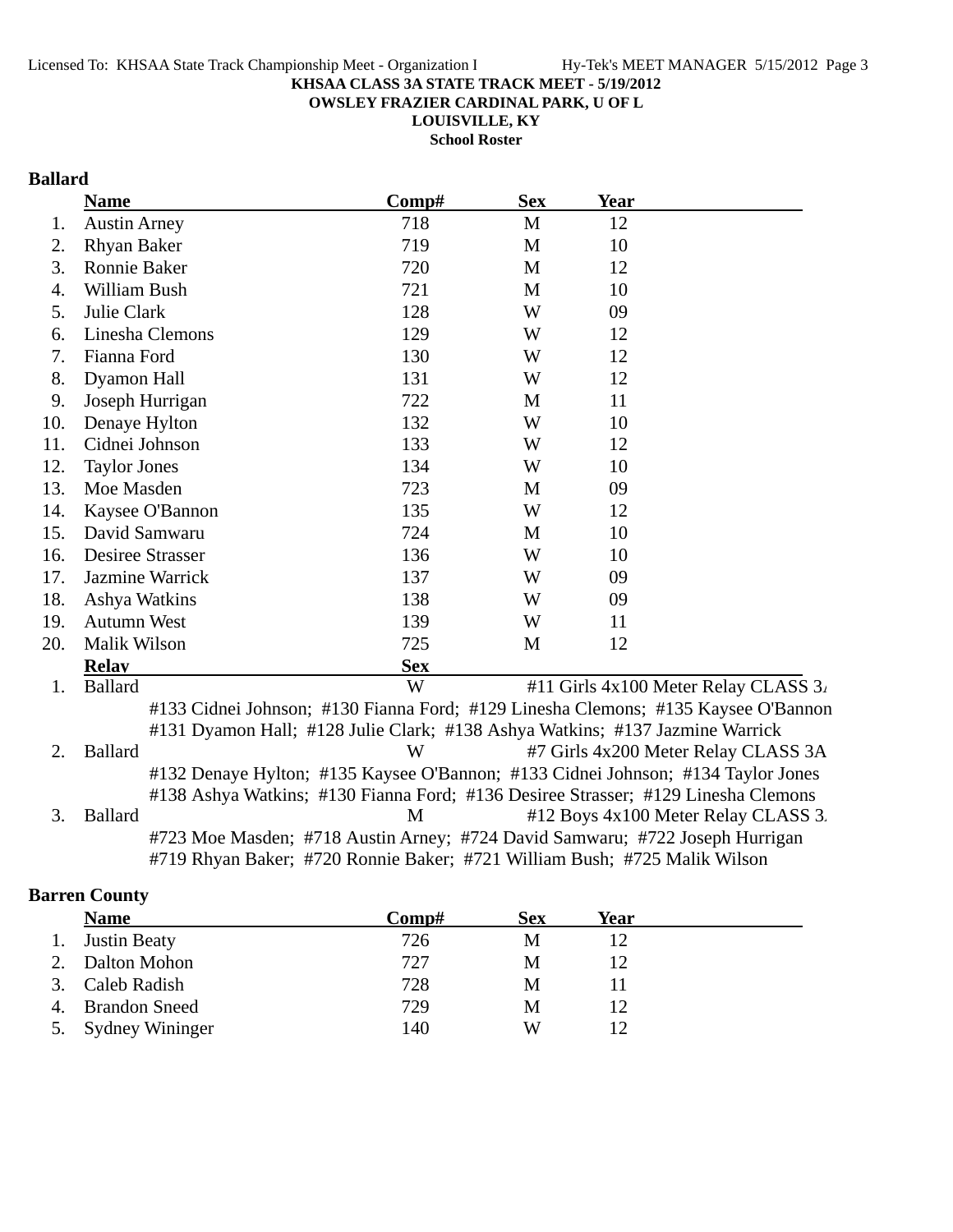KHSAA CLASS 3A STATE TRACK MEET - 5/19/2012
OWSLEY FRAZIER CARDINAL PARK, U OF L
LOUISVILLE, KY
School Roster

## Ballard

| | Name | Comp# | Sex | Year |
|---|---|---|---|---|
| 1. | Austin Arney | 718 | M | 12 |
| 2. | Rhyan Baker | 719 | M | 10 |
| 3. | Ronnie Baker | 720 | M | 12 |
| 4. | William Bush | 721 | M | 10 |
| 5. | Julie Clark | 128 | W | 09 |
| 6. | Linesha Clemons | 129 | W | 12 |
| 7. | Fianna Ford | 130 | W | 12 |
| 8. | Dyamon Hall | 131 | W | 12 |
| 9. | Joseph Hurrigan | 722 | M | 11 |
| 10. | Denaye Hylton | 132 | W | 10 |
| 11. | Cidnei Johnson | 133 | W | 12 |
| 12. | Taylor Jones | 134 | W | 10 |
| 13. | Moe Masden | 723 | M | 09 |
| 14. | Kaysee O'Bannon | 135 | W | 12 |
| 15. | David Samwaru | 724 | M | 10 |
| 16. | Desiree Strasser | 136 | W | 10 |
| 17. | Jazmine Warrick | 137 | W | 09 |
| 18. | Ashya Watkins | 138 | W | 09 |
| 19. | Autumn West | 139 | W | 11 |
| 20. | Malik Wilson | 725 | M | 12 |

| | Relay | Sex | Event |
|---|---|---|---|
| 1. | Ballard | W | #11 Girls 4x100 Meter Relay CLASS 3A |
| | #133 Cidnei Johnson; #130 Fianna Ford; #129 Linesha Clemons; #135 Kaysee O'Bannon; #131 Dyamon Hall; #128 Julie Clark; #138 Ashya Watkins; #137 Jazmine Warrick | | |
| 2. | Ballard | W | #7 Girls 4x200 Meter Relay CLASS 3A |
| | #132 Denaye Hylton; #135 Kaysee O'Bannon; #133 Cidnei Johnson; #134 Taylor Jones; #138 Ashya Watkins; #130 Fianna Ford; #136 Desiree Strasser; #129 Linesha Clemons | | |
| 3. | Ballard | M | #12 Boys 4x100 Meter Relay CLASS 3A |
| | #723 Moe Masden; #718 Austin Arney; #724 David Samwaru; #722 Joseph Hurrigan; #719 Rhyan Baker; #720 Ronnie Baker; #721 William Bush; #725 Malik Wilson | | |

## Barren County

| | Name | Comp# | Sex | Year |
|---|---|---|---|---|
| 1. | Justin Beaty | 726 | M | 12 |
| 2. | Dalton Mohon | 727 | M | 12 |
| 3. | Caleb Radish | 728 | M | 11 |
| 4. | Brandon Sneed | 729 | M | 12 |
| 5. | Sydney Wininger | 140 | W | 12 |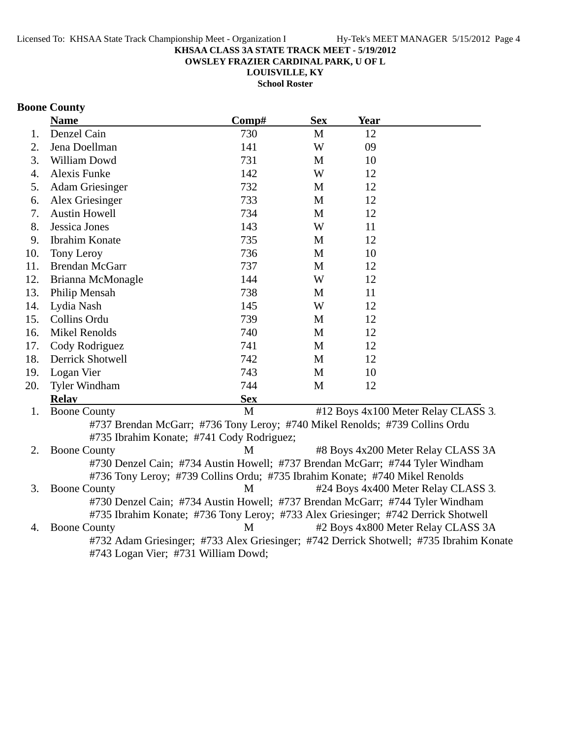**KHSAA CLASS 3A STATE TRACK MEET - 5/19/2012**
**OWSLEY FRAZIER CARDINAL PARK, U OF L**
**LOUISVILLE, KY**
**School Roster**

## Boone County

| | Name | Comp# | Sex | Year |
|---|---|---|---|---|
| 1. | Denzel Cain | 730 | M | 12 |
| 2. | Jena Doellman | 141 | W | 09 |
| 3. | William Dowd | 731 | M | 10 |
| 4. | Alexis Funke | 142 | W | 12 |
| 5. | Adam Griesinger | 732 | M | 12 |
| 6. | Alex Griesinger | 733 | M | 12 |
| 7. | Austin Howell | 734 | M | 12 |
| 8. | Jessica Jones | 143 | W | 11 |
| 9. | Ibrahim Konate | 735 | M | 12 |
| 10. | Tony Leroy | 736 | M | 10 |
| 11. | Brendan McGarr | 737 | M | 12 |
| 12. | Brianna McMonagle | 144 | W | 12 |
| 13. | Philip Mensah | 738 | M | 11 |
| 14. | Lydia Nash | 145 | W | 12 |
| 15. | Collins Ordu | 739 | M | 12 |
| 16. | Mikel Renolds | 740 | M | 12 |
| 17. | Cody Rodriguez | 741 | M | 12 |
| 18. | Derrick Shotwell | 742 | M | 12 |
| 19. | Logan Vier | 743 | M | 10 |
| 20. | Tyler Windham | 744 | M | 12 |

| | Relay | Sex | |
|---|---|---|---|
| 1. | Boone County | M | #12 Boys 4x100 Meter Relay CLASS 3. |
| | #737 Brendan McGarr; #736 Tony Leroy; #740 Mikel Renolds; #739 Collins Ordu; #735 Ibrahim Konate; #741 Cody Rodriguez; | | |
| 2. | Boone County | M | #8 Boys 4x200 Meter Relay CLASS 3A |
| | #730 Denzel Cain; #734 Austin Howell; #737 Brendan McGarr; #744 Tyler Windham; #736 Tony Leroy; #739 Collins Ordu; #735 Ibrahim Konate; #740 Mikel Renolds | | |
| 3. | Boone County | M | #24 Boys 4x400 Meter Relay CLASS 3. |
| | #730 Denzel Cain; #734 Austin Howell; #737 Brendan McGarr; #744 Tyler Windham; #735 Ibrahim Konate; #736 Tony Leroy; #733 Alex Griesinger; #742 Derrick Shotwell | | |
| 4. | Boone County | M | #2 Boys 4x800 Meter Relay CLASS 3A |
| | #732 Adam Griesinger; #733 Alex Griesinger; #742 Derrick Shotwell; #735 Ibrahim Konate; #743 Logan Vier; #731 William Dowd; | | |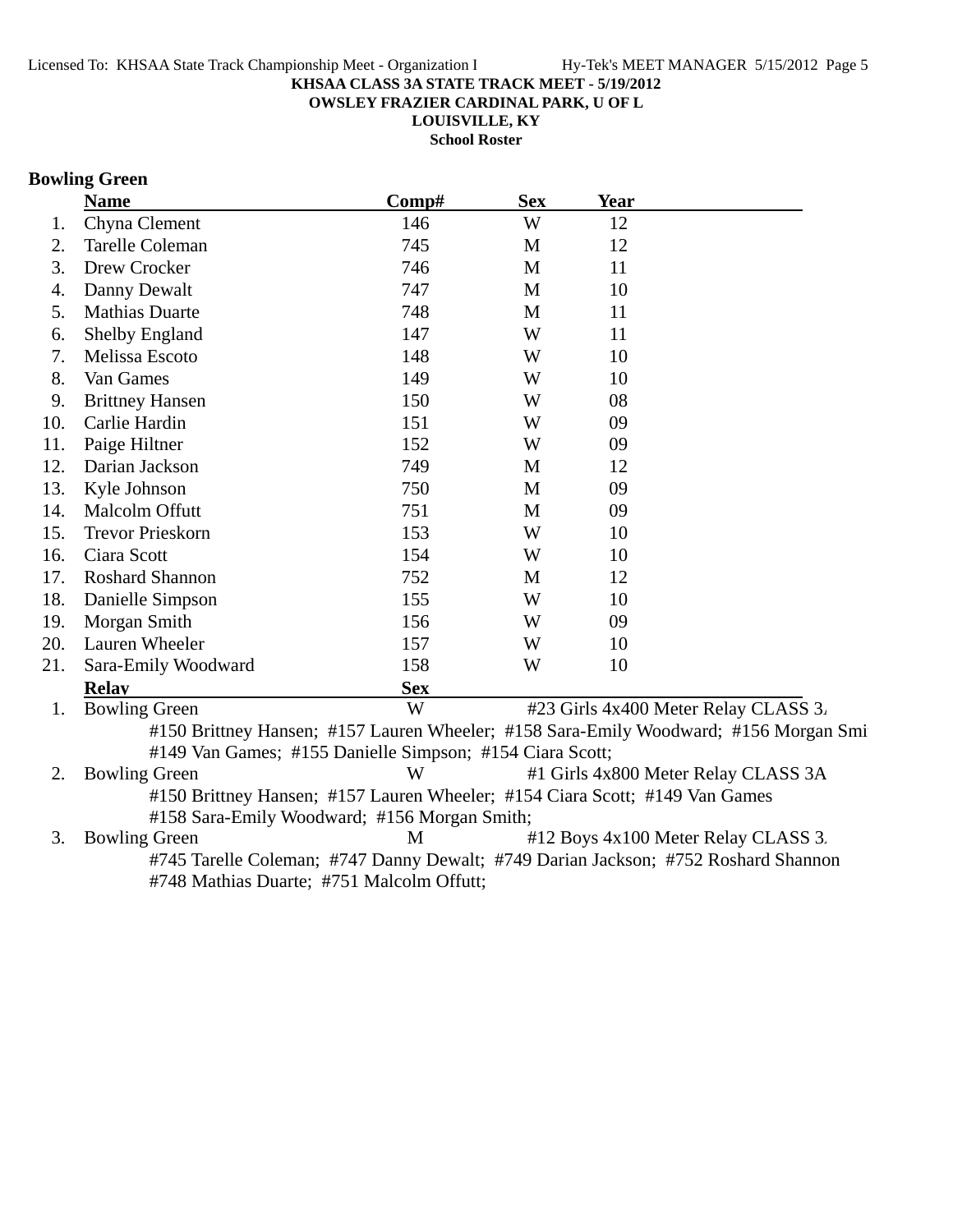**KHSAA CLASS 3A STATE TRACK MEET - 5/19/2012**
**OWSLEY FRAZIER CARDINAL PARK, U OF L**
**LOUISVILLE, KY**
**School Roster**

## Bowling Green

| | Name | Comp# | Sex | Year |
|---|---|---|---|---|
| 1. | Chyna Clement | 146 | W | 12 |
| 2. | Tarelle Coleman | 745 | M | 12 |
| 3. | Drew Crocker | 746 | M | 11 |
| 4. | Danny Dewalt | 747 | M | 10 |
| 5. | Mathias Duarte | 748 | M | 11 |
| 6. | Shelby England | 147 | W | 11 |
| 7. | Melissa Escoto | 148 | W | 10 |
| 8. | Van Games | 149 | W | 10 |
| 9. | Brittney Hansen | 150 | W | 08 |
| 10. | Carlie Hardin | 151 | W | 09 |
| 11. | Paige Hiltner | 152 | W | 09 |
| 12. | Darian Jackson | 749 | M | 12 |
| 13. | Kyle Johnson | 750 | M | 09 |
| 14. | Malcolm Offutt | 751 | M | 09 |
| 15. | Trevor Prieskorn | 153 | W | 10 |
| 16. | Ciara Scott | 154 | W | 10 |
| 17. | Roshard Shannon | 752 | M | 12 |
| 18. | Danielle Simpson | 155 | W | 10 |
| 19. | Morgan Smith | 156 | W | 09 |
| 20. | Lauren Wheeler | 157 | W | 10 |
| 21. | Sara-Emily Woodward | 158 | W | 10 |

| | Relay | Sex | Event |
|---|---|---|---|
| 1. | Bowling Green | W | #23 Girls 4x400 Meter Relay CLASS 3A |
| | #150 Brittney Hansen; #157 Lauren Wheeler; #158 Sara-Emily Woodward; #156 Morgan Smi #149 Van Games; #155 Danielle Simpson; #154 Ciara Scott; | | |
| 2. | Bowling Green | W | #1 Girls 4x800 Meter Relay CLASS 3A |
| | #150 Brittney Hansen; #157 Lauren Wheeler; #154 Ciara Scott; #149 Van Games #158 Sara-Emily Woodward; #156 Morgan Smith; | | |
| 3. | Bowling Green | M | #12 Boys 4x100 Meter Relay CLASS 3A |
| | #745 Tarelle Coleman; #747 Danny Dewalt; #749 Darian Jackson; #752 Roshard Shannon #748 Mathias Duarte; #751 Malcolm Offutt; | | |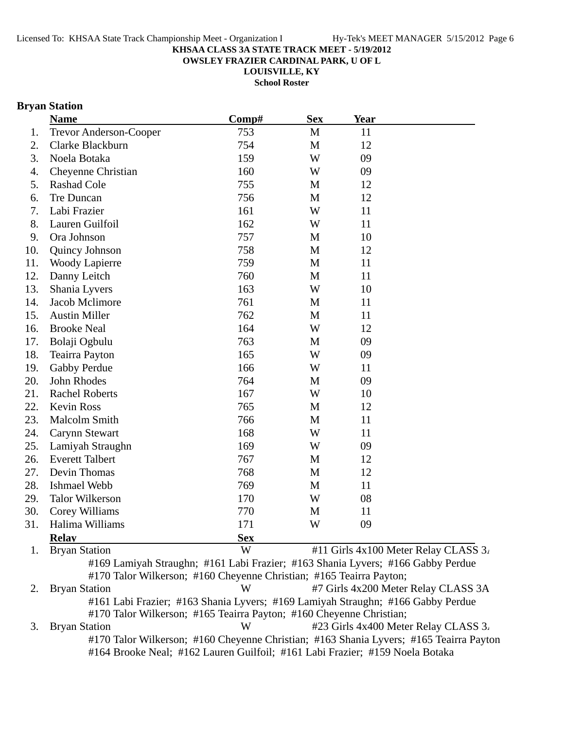KHSAA CLASS 3A STATE TRACK MEET - 5/19/2012

OWSLEY FRAZIER CARDINAL PARK, U OF L

LOUISVILLE, KY

School Roster

## Bryan Station

| | Name | Comp# | Sex | Year |
|---|---|---|---|---|
| 1. | Trevor Anderson-Cooper | 753 | M | 11 |
| 2. | Clarke Blackburn | 754 | M | 12 |
| 3. | Noela Botaka | 159 | W | 09 |
| 4. | Cheyenne Christian | 160 | W | 09 |
| 5. | Rashad Cole | 755 | M | 12 |
| 6. | Tre Duncan | 756 | M | 12 |
| 7. | Labi Frazier | 161 | W | 11 |
| 8. | Lauren Guilfoil | 162 | W | 11 |
| 9. | Ora Johnson | 757 | M | 10 |
| 10. | Quincy Johnson | 758 | M | 12 |
| 11. | Woody Lapierre | 759 | M | 11 |
| 12. | Danny Leitch | 760 | M | 11 |
| 13. | Shania Lyvers | 163 | W | 10 |
| 14. | Jacob Mclimore | 761 | M | 11 |
| 15. | Austin Miller | 762 | M | 11 |
| 16. | Brooke Neal | 164 | W | 12 |
| 17. | Bolaji Ogbulu | 763 | M | 09 |
| 18. | Teairra Payton | 165 | W | 09 |
| 19. | Gabby Perdue | 166 | W | 11 |
| 20. | John Rhodes | 764 | M | 09 |
| 21. | Rachel Roberts | 167 | W | 10 |
| 22. | Kevin Ross | 765 | M | 12 |
| 23. | Malcolm Smith | 766 | M | 11 |
| 24. | Carynn Stewart | 168 | W | 11 |
| 25. | Lamiyah Straughn | 169 | W | 09 |
| 26. | Everett Talbert | 767 | M | 12 |
| 27. | Devin Thomas | 768 | M | 12 |
| 28. | Ishmael Webb | 769 | M | 11 |
| 29. | Talor Wilkerson | 170 | W | 08 |
| 30. | Corey Williams | 770 | M | 11 |
| 31. | Halima Williams | 171 | W | 09 |

| | Relay | Sex | Event |
|---|---|---|---|
| 1. | Bryan Station | W | #11 Girls 4x100 Meter Relay CLASS 3A |
| | #169 Lamiyah Straughn; #161 Labi Frazier; #163 Shania Lyvers; #166 Gabby Perdue; #170 Talor Wilkerson; #160 Cheyenne Christian; #165 Teairra Payton; | | |
| 2. | Bryan Station | W | #7 Girls 4x200 Meter Relay CLASS 3A |
| | #161 Labi Frazier; #163 Shania Lyvers; #169 Lamiyah Straughn; #166 Gabby Perdue; #170 Talor Wilkerson; #165 Teairra Payton; #160 Cheyenne Christian; | | |
| 3. | Bryan Station | W | #23 Girls 4x400 Meter Relay CLASS 3A |
| | #170 Talor Wilkerson; #160 Cheyenne Christian; #163 Shania Lyvers; #165 Teairra Payton; #164 Brooke Neal; #162 Lauren Guilfoil; #161 Labi Frazier; #159 Noela Botaka | | |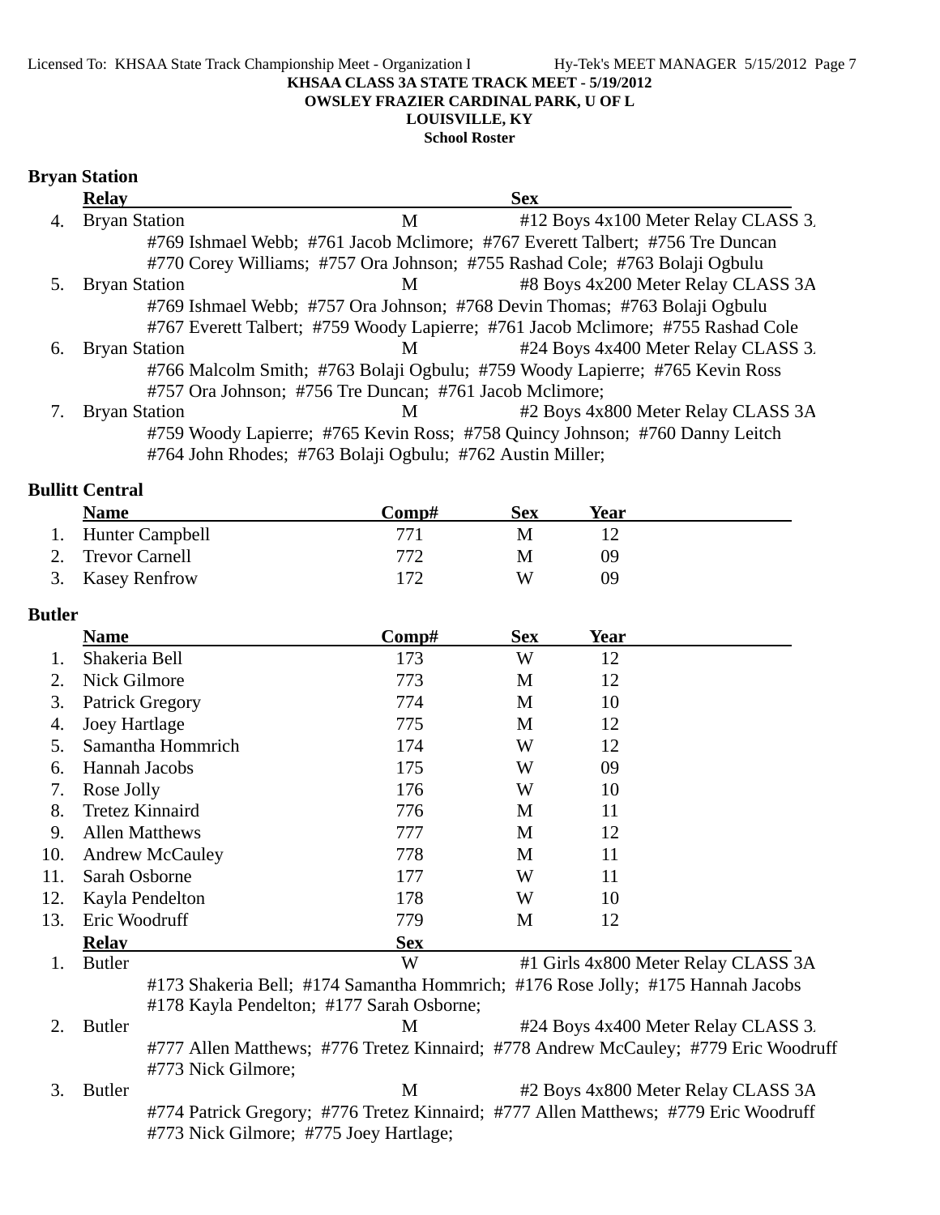**KHSAA CLASS 3A STATE TRACK MEET - 5/19/2012**
**OWSLEY FRAZIER CARDINAL PARK, U OF L**
**LOUISVILLE, KY**
**School Roster**

## Bryan Station

| | Relay | Sex | |
|---|---|---|---|
| 4. | Bryan Station | M | #12 Boys 4x100 Meter Relay CLASS 3. |
| | #769 Ishmael Webb; #761 Jacob Mclimore; #767 Everett Talbert; #756 Tre Duncan<br>#770 Corey Williams; #757 Ora Johnson; #755 Rashad Cole; #763 Bolaji Ogbulu | | |
| 5. | Bryan Station | M | #8 Boys 4x200 Meter Relay CLASS 3A |
| | #769 Ishmael Webb; #757 Ora Johnson; #768 Devin Thomas; #763 Bolaji Ogbulu<br>#767 Everett Talbert; #759 Woody Lapierre; #761 Jacob Mclimore; #755 Rashad Cole | | |
| 6. | Bryan Station | M | #24 Boys 4x400 Meter Relay CLASS 3. |
| | #766 Malcolm Smith; #763 Bolaji Ogbulu; #759 Woody Lapierre; #765 Kevin Ross<br>#757 Ora Johnson; #756 Tre Duncan; #761 Jacob Mclimore; | | |
| 7. | Bryan Station | M | #2 Boys 4x800 Meter Relay CLASS 3A |
| | #759 Woody Lapierre; #765 Kevin Ross; #758 Quincy Johnson; #760 Danny Leitch<br>#764 John Rhodes; #763 Bolaji Ogbulu; #762 Austin Miller; | | |

## Bullitt Central

| | Name | Comp# | Sex | Year |
|---|---|---|---|---|
| 1. | Hunter Campbell | 771 | M | 12 |
| 2. | Trevor Carnell | 772 | M | 09 |
| 3. | Kasey Renfrow | 172 | W | 09 |

## Butler

| | Name | Comp# | Sex | Year |
|---|---|---|---|---|
| 1. | Shakeria Bell | 173 | W | 12 |
| 2. | Nick Gilmore | 773 | M | 12 |
| 3. | Patrick Gregory | 774 | M | 10 |
| 4. | Joey Hartlage | 775 | M | 12 |
| 5. | Samantha Hommrich | 174 | W | 12 |
| 6. | Hannah Jacobs | 175 | W | 09 |
| 7. | Rose Jolly | 176 | W | 10 |
| 8. | Tretez Kinnaird | 776 | M | 11 |
| 9. | Allen Matthews | 777 | M | 12 |
| 10. | Andrew McCauley | 778 | M | 11 |
| 11. | Sarah Osborne | 177 | W | 11 |
| 12. | Kayla Pendelton | 178 | W | 10 |
| 13. | Eric Woodruff | 779 | M | 12 |

| | Relay | Sex | |
|---|---|---|---|
| 1. | Butler | W | #1 Girls 4x800 Meter Relay CLASS 3A |
| | #173 Shakeria Bell; #174 Samantha Hommrich; #176 Rose Jolly; #175 Hannah Jacobs<br>#178 Kayla Pendelton; #177 Sarah Osborne; | | |
| 2. | Butler | M | #24 Boys 4x400 Meter Relay CLASS 3. |
| | #777 Allen Matthews; #776 Tretez Kinnaird; #778 Andrew McCauley; #779 Eric Woodruff<br>#773 Nick Gilmore; | | |
| 3. | Butler | M | #2 Boys 4x800 Meter Relay CLASS 3A |
| | #774 Patrick Gregory; #776 Tretez Kinnaird; #777 Allen Matthews; #779 Eric Woodruff<br>#773 Nick Gilmore; #775 Joey Hartlage; | | |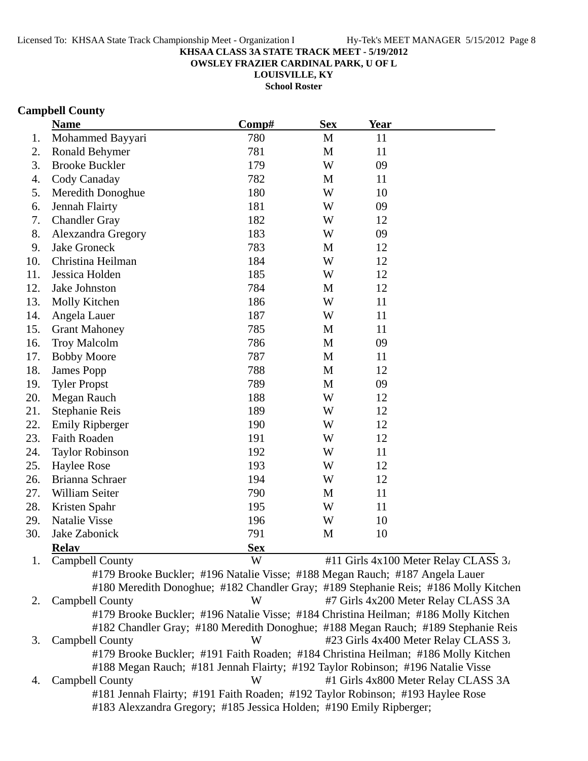**KHSAA CLASS 3A STATE TRACK MEET - 5/19/2012**
**OWSLEY FRAZIER CARDINAL PARK, U OF L**
**LOUISVILLE, KY**
**School Roster**

## Campbell County

| | Name | Comp# | Sex | Year |
|---|---|---|---|---|
| 1. | Mohammed Bayyari | 780 | M | 11 |
| 2. | Ronald Behymer | 781 | M | 11 |
| 3. | Brooke Buckler | 179 | W | 09 |
| 4. | Cody Canaday | 782 | M | 11 |
| 5. | Meredith Donoghue | 180 | W | 10 |
| 6. | Jennah Flairty | 181 | W | 09 |
| 7. | Chandler Gray | 182 | W | 12 |
| 8. | Alexzandra Gregory | 183 | W | 09 |
| 9. | Jake Groneck | 783 | M | 12 |
| 10. | Christina Heilman | 184 | W | 12 |
| 11. | Jessica Holden | 185 | W | 12 |
| 12. | Jake Johnston | 784 | M | 12 |
| 13. | Molly Kitchen | 186 | W | 11 |
| 14. | Angela Lauer | 187 | W | 11 |
| 15. | Grant Mahoney | 785 | M | 11 |
| 16. | Troy Malcolm | 786 | M | 09 |
| 17. | Bobby Moore | 787 | M | 11 |
| 18. | James Popp | 788 | M | 12 |
| 19. | Tyler Propst | 789 | M | 09 |
| 20. | Megan Rauch | 188 | W | 12 |
| 21. | Stephanie Reis | 189 | W | 12 |
| 22. | Emily Ripberger | 190 | W | 12 |
| 23. | Faith Roaden | 191 | W | 12 |
| 24. | Taylor Robinson | 192 | W | 11 |
| 25. | Haylee Rose | 193 | W | 12 |
| 26. | Brianna Schraer | 194 | W | 12 |
| 27. | William Seiter | 790 | M | 11 |
| 28. | Kristen Spahr | 195 | W | 11 |
| 29. | Natalie Visse | 196 | W | 10 |
| 30. | Jake Zabonick | 791 | M | 10 |

| | Relay | Sex | Event |
|---|---|---|---|
| 1. | Campbell County | W | #11 Girls 4x100 Meter Relay CLASS 3A |
| | #179 Brooke Buckler; #196 Natalie Visse; #188 Megan Rauch; #187 Angela Lauer<br>#180 Meredith Donoghue; #182 Chandler Gray; #189 Stephanie Reis; #186 Molly Kitchen | | |
| 2. | Campbell County | W | #7 Girls 4x200 Meter Relay CLASS 3A |
| | #179 Brooke Buckler; #196 Natalie Visse; #184 Christina Heilman; #186 Molly Kitchen<br>#182 Chandler Gray; #180 Meredith Donoghue; #188 Megan Rauch; #189 Stephanie Reis | | |
| 3. | Campbell County | W | #23 Girls 4x400 Meter Relay CLASS 3A |
| | #179 Brooke Buckler; #191 Faith Roaden; #184 Christina Heilman; #186 Molly Kitchen<br>#188 Megan Rauch; #181 Jennah Flairty; #192 Taylor Robinson; #196 Natalie Visse | | |
| 4. | Campbell County | W | #1 Girls 4x800 Meter Relay CLASS 3A |
| | #181 Jennah Flairty; #191 Faith Roaden; #192 Taylor Robinson; #193 Haylee Rose<br>#183 Alexzandra Gregory; #185 Jessica Holden; #190 Emily Ripberger; | | |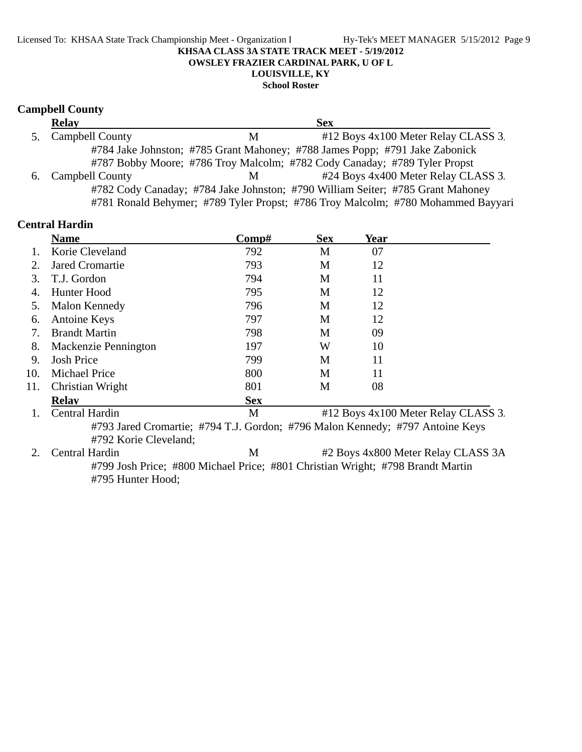KHSAA CLASS 3A STATE TRACK MEET - 5/19/2012
OWSLEY FRAZIER CARDINAL PARK, U OF L
LOUISVILLE, KY
School Roster

## Campbell County

| | Relay | Sex | |
|---|---|---|---|
| 5. | Campbell County | M | #12 Boys 4x100 Meter Relay CLASS 3. |
| | #784 Jake Johnston; #785 Grant Mahoney; #788 James Popp; #791 Jake Zabonick<br>#787 Bobby Moore; #786 Troy Malcolm; #782 Cody Canaday; #789 Tyler Propst | | |
| 6. | Campbell County | M | #24 Boys 4x400 Meter Relay CLASS 3. |
| | #782 Cody Canaday; #784 Jake Johnston; #790 William Seiter; #785 Grant Mahoney<br>#781 Ronald Behymer; #789 Tyler Propst; #786 Troy Malcolm; #780 Mohammed Bayyari | | |

## Central Hardin

| | Name | Comp# | Sex | Year |
|---|---|---|---|---|
| 1. | Korie Cleveland | 792 | M | 07 |
| 2. | Jared Cromartie | 793 | M | 12 |
| 3. | T.J. Gordon | 794 | M | 11 |
| 4. | Hunter Hood | 795 | M | 12 |
| 5. | Malon Kennedy | 796 | M | 12 |
| 6. | Antoine Keys | 797 | M | 12 |
| 7. | Brandt Martin | 798 | M | 09 |
| 8. | Mackenzie Pennington | 197 | W | 10 |
| 9. | Josh Price | 799 | M | 11 |
| 10. | Michael Price | 800 | M | 11 |
| 11. | Christian Wright | 801 | M | 08 |

| | Relay | Sex | |
|---|---|---|---|
| 1. | Central Hardin | M | #12 Boys 4x100 Meter Relay CLASS 3. |
| | #793 Jared Cromartie; #794 T.J. Gordon; #796 Malon Kennedy; #797 Antoine Keys<br>#792 Korie Cleveland; | | |
| 2. | Central Hardin | M | #2 Boys 4x800 Meter Relay CLASS 3A |
| | #799 Josh Price; #800 Michael Price; #801 Christian Wright; #798 Brandt Martin<br>#795 Hunter Hood; | | |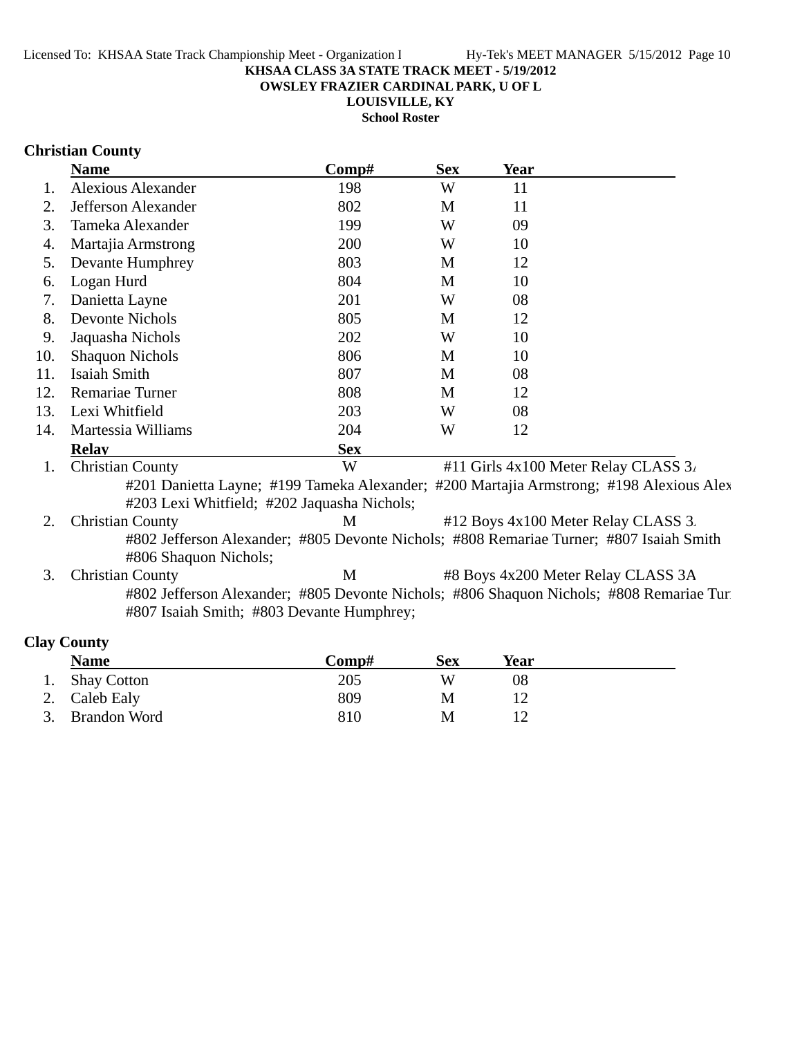**KHSAA CLASS 3A STATE TRACK MEET - 5/19/2012**
**OWSLEY FRAZIER CARDINAL PARK, U OF L**
**LOUISVILLE, KY**
**School Roster**

## Christian County

| | Name | Comp# | Sex | Year |
|---|---|---|---|---|
| 1. | Alexious Alexander | 198 | W | 11 |
| 2. | Jefferson Alexander | 802 | M | 11 |
| 3. | Tameka Alexander | 199 | W | 09 |
| 4. | Martajia Armstrong | 200 | W | 10 |
| 5. | Devante Humphrey | 803 | M | 12 |
| 6. | Logan Hurd | 804 | M | 10 |
| 7. | Danietta Layne | 201 | W | 08 |
| 8. | Devonte Nichols | 805 | M | 12 |
| 9. | Jaquasha Nichols | 202 | W | 10 |
| 10. | Shaquon Nichols | 806 | M | 10 |
| 11. | Isaiah Smith | 807 | M | 08 |
| 12. | Remariae Turner | 808 | M | 12 |
| 13. | Lexi Whitfield | 203 | W | 08 |
| 14. | Martessia Williams | 204 | W | 12 |

| | Relay | Sex | Event |
|---|---|---|---|
| 1. | Christian County | W | #11 Girls 4x100 Meter Relay CLASS 3A |
| | #201 Danietta Layne; #199 Tameka Alexander; #200 Martajia Armstrong; #198 Alexious Alex #203 Lexi Whitfield; #202 Jaquasha Nichols; | | |
| 2. | Christian County | M | #12 Boys 4x100 Meter Relay CLASS 3A |
| | #802 Jefferson Alexander; #805 Devonte Nichols; #808 Remariae Turner; #807 Isaiah Smith #806 Shaquon Nichols; | | |
| 3. | Christian County | M | #8 Boys 4x200 Meter Relay CLASS 3A |
| | #802 Jefferson Alexander; #805 Devonte Nichols; #806 Shaquon Nichols; #808 Remariae Tur #807 Isaiah Smith; #803 Devante Humphrey; | | |

## Clay County

| | Name | Comp# | Sex | Year |
|---|---|---|---|---|
| 1. | Shay Cotton | 205 | W | 08 |
| 2. | Caleb Ealy | 809 | M | 12 |
| 3. | Brandon Word | 810 | M | 12 |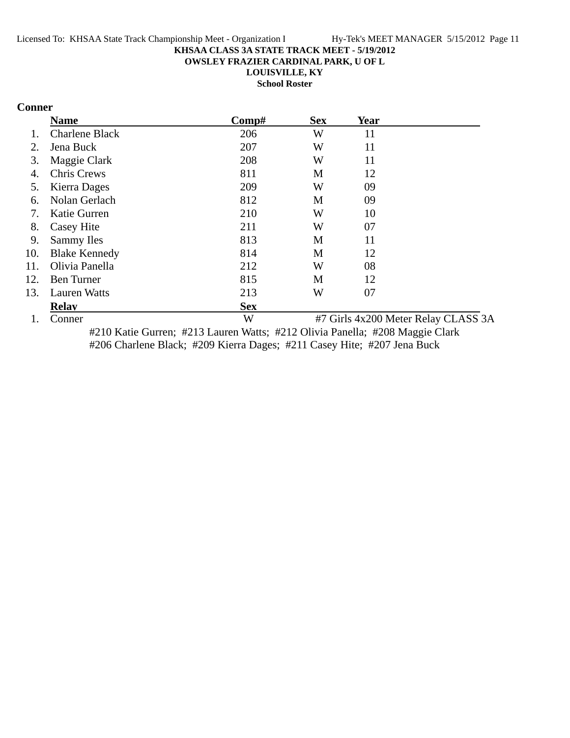**KHSAA CLASS 3A STATE TRACK MEET - 5/19/2012**
**OWSLEY FRAZIER CARDINAL PARK, U OF L**
**LOUISVILLE, KY**
**School Roster**

## Conner

| | Name | Comp# | Sex | Year |
|---|---|---|---|---|
| 1. | Charlene Black | 206 | W | 11 |
| 2. | Jena Buck | 207 | W | 11 |
| 3. | Maggie Clark | 208 | W | 11 |
| 4. | Chris Crews | 811 | M | 12 |
| 5. | Kierra Dages | 209 | W | 09 |
| 6. | Nolan Gerlach | 812 | M | 09 |
| 7. | Katie Gurren | 210 | W | 10 |
| 8. | Casey Hite | 211 | W | 07 |
| 9. | Sammy Iles | 813 | M | 11 |
| 10. | Blake Kennedy | 814 | M | 12 |
| 11. | Olivia Panella | 212 | W | 08 |
| 12. | Ben Turner | 815 | M | 12 |
| 13. | Lauren Watts | 213 | W | 07 |

| | Relay | Sex | |
|---|---|---|---|
| 1. | Conner | W | #7 Girls 4x200 Meter Relay CLASS 3A |

#210 Katie Gurren; #213 Lauren Watts; #212 Olivia Panella; #208 Maggie Clark
#206 Charlene Black; #209 Kierra Dages; #211 Casey Hite; #207 Jena Buck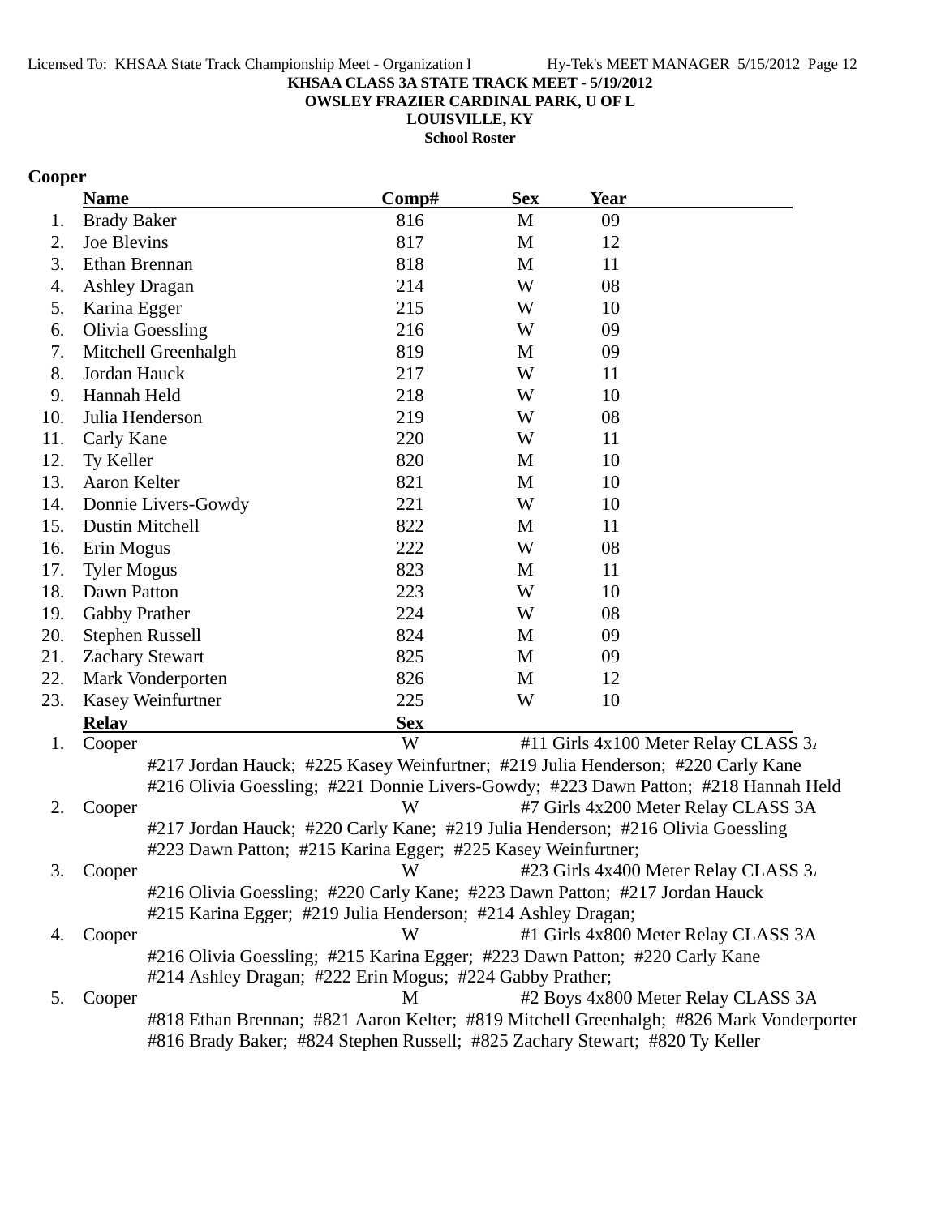**KHSAA CLASS 3A STATE TRACK MEET - 5/19/2012**
**OWSLEY FRAZIER CARDINAL PARK, U OF L**
**LOUISVILLE, KY**
**School Roster**

## Cooper

| | Name | Comp# | Sex | Year |
|---|---|---|---|---|
| 1. | Brady Baker | 816 | M | 09 |
| 2. | Joe Blevins | 817 | M | 12 |
| 3. | Ethan Brennan | 818 | M | 11 |
| 4. | Ashley Dragan | 214 | W | 08 |
| 5. | Karina Egger | 215 | W | 10 |
| 6. | Olivia Goessling | 216 | W | 09 |
| 7. | Mitchell Greenhalgh | 819 | M | 09 |
| 8. | Jordan Hauck | 217 | W | 11 |
| 9. | Hannah Held | 218 | W | 10 |
| 10. | Julia Henderson | 219 | W | 08 |
| 11. | Carly Kane | 220 | W | 11 |
| 12. | Ty Keller | 820 | M | 10 |
| 13. | Aaron Kelter | 821 | M | 10 |
| 14. | Donnie Livers-Gowdy | 221 | W | 10 |
| 15. | Dustin Mitchell | 822 | M | 11 |
| 16. | Erin Mogus | 222 | W | 08 |
| 17. | Tyler Mogus | 823 | M | 11 |
| 18. | Dawn Patton | 223 | W | 10 |
| 19. | Gabby Prather | 224 | W | 08 |
| 20. | Stephen Russell | 824 | M | 09 |
| 21. | Zachary Stewart | 825 | M | 09 |
| 22. | Mark Vonderporten | 826 | M | 12 |
| 23. | Kasey Weinfurtner | 225 | W | 10 |

| | Relay | Sex | Event |
|---|---|---|---|
| 1. | Cooper | W | #11 Girls 4x100 Meter Relay CLASS 3A |
| | #217 Jordan Hauck; #225 Kasey Weinfurtner; #219 Julia Henderson; #220 Carly Kane; #216 Olivia Goessling; #221 Donnie Livers-Gowdy; #223 Dawn Patton; #218 Hannah Held | | |
| 2. | Cooper | W | #7 Girls 4x200 Meter Relay CLASS 3A |
| | #217 Jordan Hauck; #220 Carly Kane; #219 Julia Henderson; #216 Olivia Goessling; #223 Dawn Patton; #215 Karina Egger; #225 Kasey Weinfurtner; | | |
| 3. | Cooper | W | #23 Girls 4x400 Meter Relay CLASS 3A |
| | #216 Olivia Goessling; #220 Carly Kane; #223 Dawn Patton; #217 Jordan Hauck; #215 Karina Egger; #219 Julia Henderson; #214 Ashley Dragan; | | |
| 4. | Cooper | W | #1 Girls 4x800 Meter Relay CLASS 3A |
| | #216 Olivia Goessling; #215 Karina Egger; #223 Dawn Patton; #220 Carly Kane; #214 Ashley Dragan; #222 Erin Mogus; #224 Gabby Prather; | | |
| 5. | Cooper | M | #2 Boys 4x800 Meter Relay CLASS 3A |
| | #818 Ethan Brennan; #821 Aaron Kelter; #819 Mitchell Greenhalgh; #826 Mark Vonderporten; #816 Brady Baker; #824 Stephen Russell; #825 Zachary Stewart; #820 Ty Keller | | |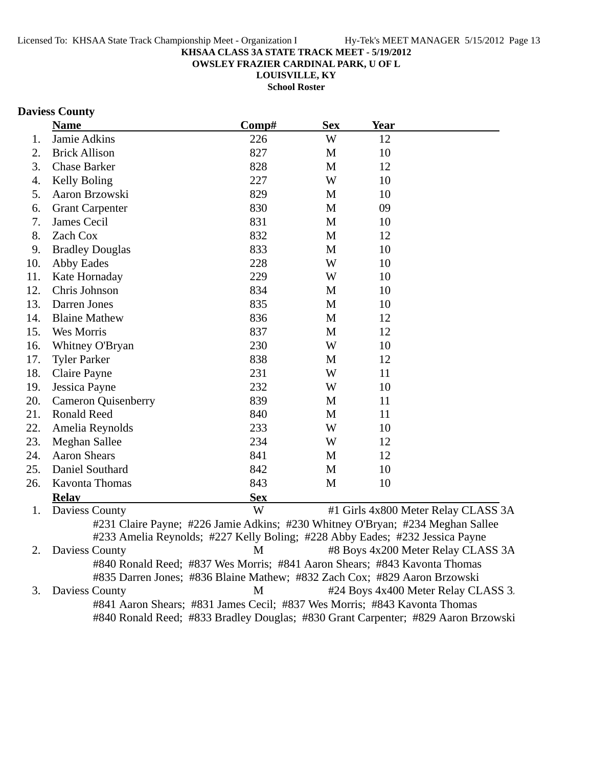**KHSAA CLASS 3A STATE TRACK MEET - 5/19/2012**
**OWSLEY FRAZIER CARDINAL PARK, U OF L**
**LOUISVILLE, KY**
**School Roster**

## Daviess County

| | Name | Comp# | Sex | Year |
|---|---|---|---|---|
| 1. | Jamie Adkins | 226 | W | 12 |
| 2. | Brick Allison | 827 | M | 10 |
| 3. | Chase Barker | 828 | M | 12 |
| 4. | Kelly Boling | 227 | W | 10 |
| 5. | Aaron Brzowski | 829 | M | 10 |
| 6. | Grant Carpenter | 830 | M | 09 |
| 7. | James Cecil | 831 | M | 10 |
| 8. | Zach Cox | 832 | M | 12 |
| 9. | Bradley Douglas | 833 | M | 10 |
| 10. | Abby Eades | 228 | W | 10 |
| 11. | Kate Hornaday | 229 | W | 10 |
| 12. | Chris Johnson | 834 | M | 10 |
| 13. | Darren Jones | 835 | M | 10 |
| 14. | Blaine Mathew | 836 | M | 12 |
| 15. | Wes Morris | 837 | M | 12 |
| 16. | Whitney O'Bryan | 230 | W | 10 |
| 17. | Tyler Parker | 838 | M | 12 |
| 18. | Claire Payne | 231 | W | 11 |
| 19. | Jessica Payne | 232 | W | 10 |
| 20. | Cameron Quisenberry | 839 | M | 11 |
| 21. | Ronald Reed | 840 | M | 11 |
| 22. | Amelia Reynolds | 233 | W | 10 |
| 23. | Meghan Sallee | 234 | W | 12 |
| 24. | Aaron Shears | 841 | M | 12 |
| 25. | Daniel Southard | 842 | M | 10 |
| 26. | Kavonta Thomas | 843 | M | 10 |

| | Relay | Sex | Event |
|---|---|---|---|
| 1. | Daviess County | W | #1 Girls 4x800 Meter Relay CLASS 3A |
| | #231 Claire Payne; #226 Jamie Adkins; #230 Whitney O'Bryan; #234 Meghan Sallee; #233 Amelia Reynolds; #227 Kelly Boling; #228 Abby Eades; #232 Jessica Payne | | |
| 2. | Daviess County | M | #8 Boys 4x200 Meter Relay CLASS 3A |
| | #840 Ronald Reed; #837 Wes Morris; #841 Aaron Shears; #843 Kavonta Thomas; #835 Darren Jones; #836 Blaine Mathew; #832 Zach Cox; #829 Aaron Brzowski | | |
| 3. | Daviess County | M | #24 Boys 4x400 Meter Relay CLASS 3. |
| | #841 Aaron Shears; #831 James Cecil; #837 Wes Morris; #843 Kavonta Thomas; #840 Ronald Reed; #833 Bradley Douglas; #830 Grant Carpenter; #829 Aaron Brzowski | | |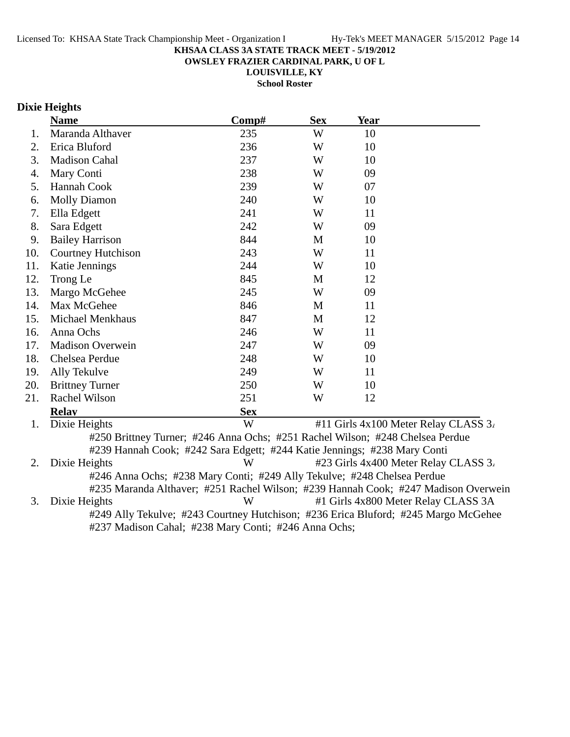KHSAA CLASS 3A STATE TRACK MEET - 5/19/2012
OWSLEY FRAZIER CARDINAL PARK, U OF L
LOUISVILLE, KY
School Roster

## Dixie Heights

| | Name | Comp# | Sex | Year |
|---|---|---|---|---|
| 1. | Maranda Althaver | 235 | W | 10 |
| 2. | Erica Bluford | 236 | W | 10 |
| 3. | Madison Cahal | 237 | W | 10 |
| 4. | Mary Conti | 238 | W | 09 |
| 5. | Hannah Cook | 239 | W | 07 |
| 6. | Molly Diamon | 240 | W | 10 |
| 7. | Ella Edgett | 241 | W | 11 |
| 8. | Sara Edgett | 242 | W | 09 |
| 9. | Bailey Harrison | 844 | M | 10 |
| 10. | Courtney Hutchison | 243 | W | 11 |
| 11. | Katie Jennings | 244 | W | 10 |
| 12. | Trong Le | 845 | M | 12 |
| 13. | Margo McGehee | 245 | W | 09 |
| 14. | Max McGehee | 846 | M | 11 |
| 15. | Michael Menkhaus | 847 | M | 12 |
| 16. | Anna Ochs | 246 | W | 11 |
| 17. | Madison Overwein | 247 | W | 09 |
| 18. | Chelsea Perdue | 248 | W | 10 |
| 19. | Ally Tekulve | 249 | W | 11 |
| 20. | Brittney Turner | 250 | W | 10 |
| 21. | Rachel Wilson | 251 | W | 12 |

| | Relay | Sex | Event |
|---|---|---|---|
| 1. | Dixie Heights | W | #11 Girls 4x100 Meter Relay CLASS 3A |
| 2. | Dixie Heights | W | #23 Girls 4x400 Meter Relay CLASS 3A |
| 3. | Dixie Heights | W | #1 Girls 4x800 Meter Relay CLASS 3A |

1. Dixie Heights — W — #11 Girls 4x100 Meter Relay CLASS 3A
   #250 Brittney Turner; #246 Anna Ochs; #251 Rachel Wilson; #248 Chelsea Perdue
   #239 Hannah Cook; #242 Sara Edgett; #244 Katie Jennings; #238 Mary Conti
2. Dixie Heights — W — #23 Girls 4x400 Meter Relay CLASS 3A
   #246 Anna Ochs; #238 Mary Conti; #249 Ally Tekulve; #248 Chelsea Perdue
   #235 Maranda Althaver; #251 Rachel Wilson; #239 Hannah Cook; #247 Madison Overwein
3. Dixie Heights — W — #1 Girls 4x800 Meter Relay CLASS 3A
   #249 Ally Tekulve; #243 Courtney Hutchison; #236 Erica Bluford; #245 Margo McGehee
   #237 Madison Cahal; #238 Mary Conti; #246 Anna Ochs;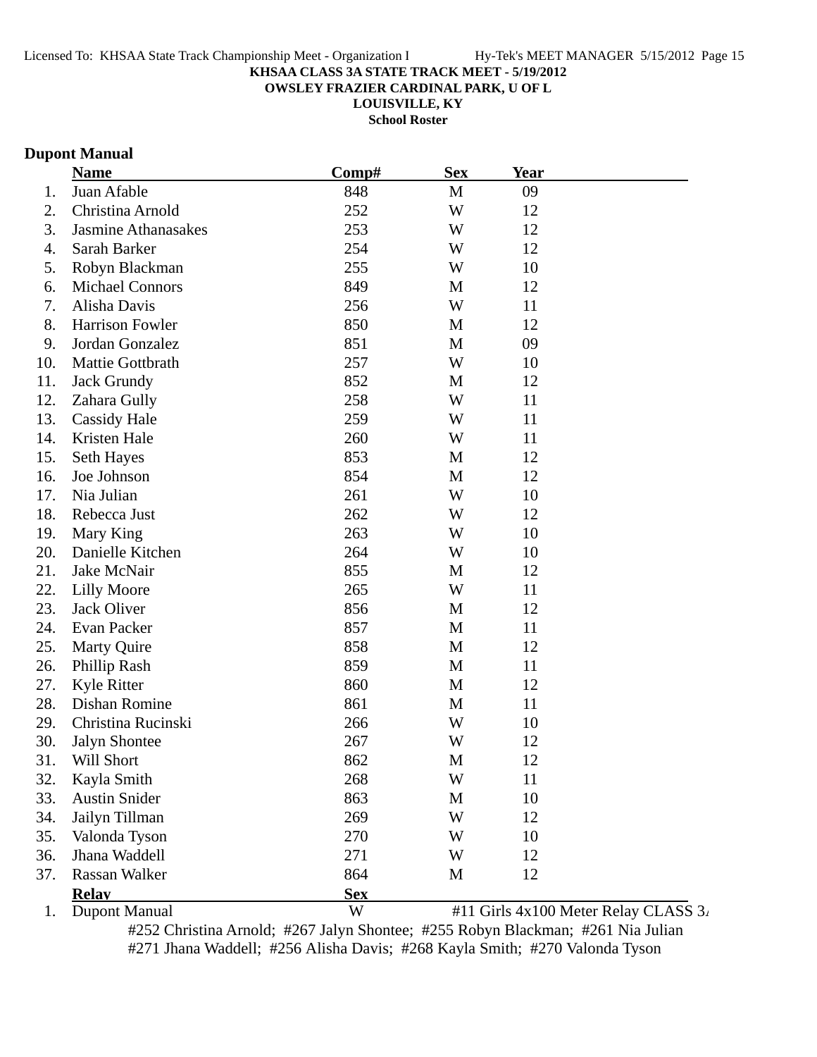**KHSAA CLASS 3A STATE TRACK MEET - 5/19/2012**
**OWSLEY FRAZIER CARDINAL PARK, U OF L**
**LOUISVILLE, KY**
**School Roster**

## Dupont Manual

| | Name | Comp# | Sex | Year |
|---|---|---|---|---|
| 1. | Juan Afable | 848 | M | 09 |
| 2. | Christina Arnold | 252 | W | 12 |
| 3. | Jasmine Athanasakes | 253 | W | 12 |
| 4. | Sarah Barker | 254 | W | 12 |
| 5. | Robyn Blackman | 255 | W | 10 |
| 6. | Michael Connors | 849 | M | 12 |
| 7. | Alisha Davis | 256 | W | 11 |
| 8. | Harrison Fowler | 850 | M | 12 |
| 9. | Jordan Gonzalez | 851 | M | 09 |
| 10. | Mattie Gottbrath | 257 | W | 10 |
| 11. | Jack Grundy | 852 | M | 12 |
| 12. | Zahara Gully | 258 | W | 11 |
| 13. | Cassidy Hale | 259 | W | 11 |
| 14. | Kristen Hale | 260 | W | 11 |
| 15. | Seth Hayes | 853 | M | 12 |
| 16. | Joe Johnson | 854 | M | 12 |
| 17. | Nia Julian | 261 | W | 10 |
| 18. | Rebecca Just | 262 | W | 12 |
| 19. | Mary King | 263 | W | 10 |
| 20. | Danielle Kitchen | 264 | W | 10 |
| 21. | Jake McNair | 855 | M | 12 |
| 22. | Lilly Moore | 265 | W | 11 |
| 23. | Jack Oliver | 856 | M | 12 |
| 24. | Evan Packer | 857 | M | 11 |
| 25. | Marty Quire | 858 | M | 12 |
| 26. | Phillip Rash | 859 | M | 11 |
| 27. | Kyle Ritter | 860 | M | 12 |
| 28. | Dishan Romine | 861 | M | 11 |
| 29. | Christina Rucinski | 266 | W | 10 |
| 30. | Jalyn Shontee | 267 | W | 12 |
| 31. | Will Short | 862 | M | 12 |
| 32. | Kayla Smith | 268 | W | 11 |
| 33. | Austin Snider | 863 | M | 10 |
| 34. | Jailyn Tillman | 269 | W | 12 |
| 35. | Valonda Tyson | 270 | W | 10 |
| 36. | Jhana Waddell | 271 | W | 12 |
| 37. | Rassan Walker | 864 | M | 12 |

| | Relay | Sex | |
|---|---|---|---|
| 1. | Dupont Manual | W | #11 Girls 4x100 Meter Relay CLASS 3A |

#252 Christina Arnold; #267 Jalyn Shontee; #255 Robyn Blackman; #261 Nia Julian
#271 Jhana Waddell; #256 Alisha Davis; #268 Kayla Smith; #270 Valonda Tyson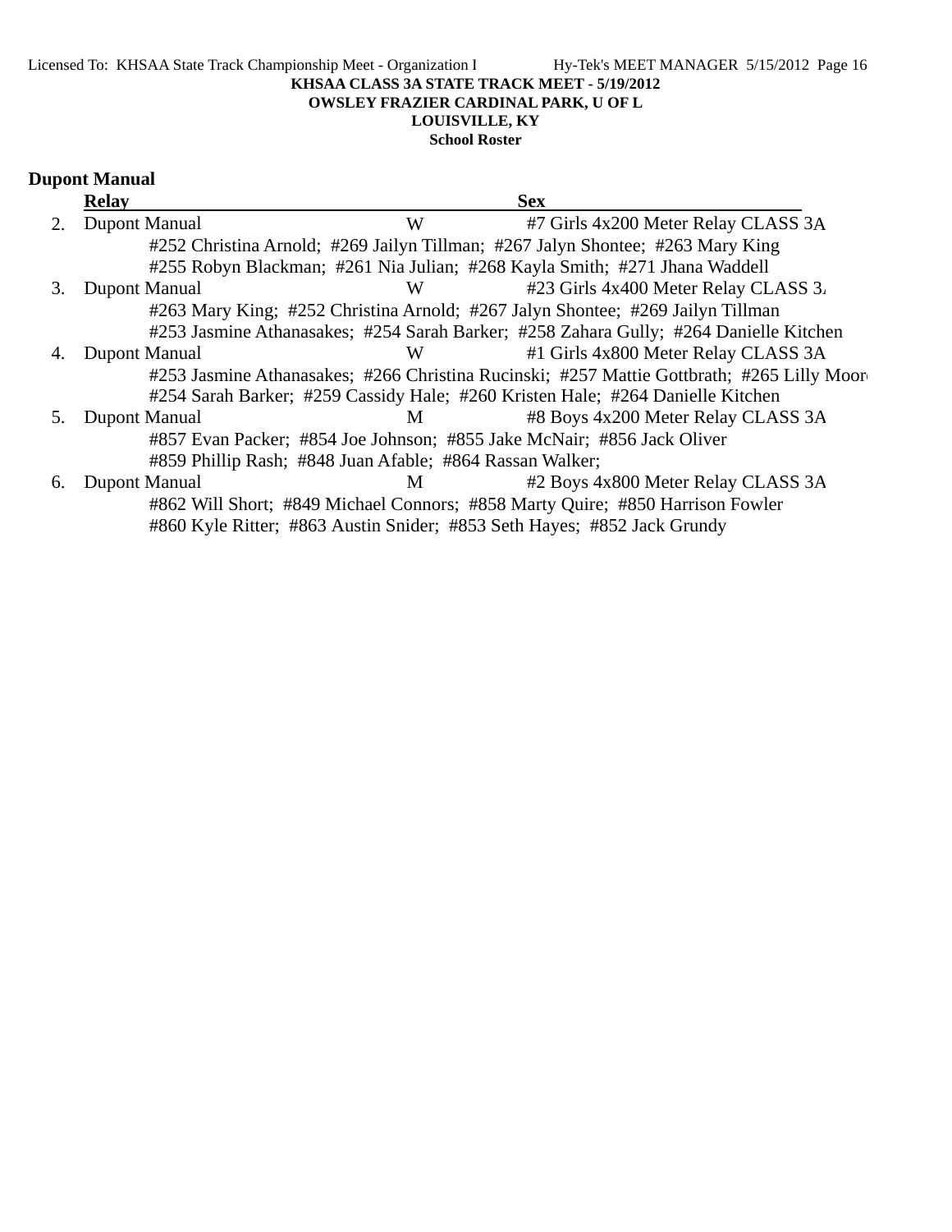KHSAA CLASS 3A STATE TRACK MEET - 5/19/2012
OWSLEY FRAZIER CARDINAL PARK, U OF L
LOUISVILLE, KY
School Roster

## Dupont Manual

| | Relay | Sex | |
|---|---|---|---|
| 2. | Dupont Manual | W | #7 Girls 4x200 Meter Relay CLASS 3A |
| | #252 Christina Arnold; #269 Jailyn Tillman; #267 Jalyn Shontee; #263 Mary King | | |
| | #255 Robyn Blackman; #261 Nia Julian; #268 Kayla Smith; #271 Jhana Waddell | | |
| 3. | Dupont Manual | W | #23 Girls 4x400 Meter Relay CLASS 3A |
| | #263 Mary King; #252 Christina Arnold; #267 Jalyn Shontee; #269 Jailyn Tillman | | |
| | #253 Jasmine Athanasakes; #254 Sarah Barker; #258 Zahara Gully; #264 Danielle Kitchen | | |
| 4. | Dupont Manual | W | #1 Girls 4x800 Meter Relay CLASS 3A |
| | #253 Jasmine Athanasakes; #266 Christina Rucinski; #257 Mattie Gottbrath; #265 Lilly Moore | | |
| | #254 Sarah Barker; #259 Cassidy Hale; #260 Kristen Hale; #264 Danielle Kitchen | | |
| 5. | Dupont Manual | M | #8 Boys 4x200 Meter Relay CLASS 3A |
| | #857 Evan Packer; #854 Joe Johnson; #855 Jake McNair; #856 Jack Oliver | | |
| | #859 Phillip Rash; #848 Juan Afable; #864 Rassan Walker; | | |
| 6. | Dupont Manual | M | #2 Boys 4x800 Meter Relay CLASS 3A |
| | #862 Will Short; #849 Michael Connors; #858 Marty Quire; #850 Harrison Fowler | | |
| | #860 Kyle Ritter; #863 Austin Snider; #853 Seth Hayes; #852 Jack Grundy | | |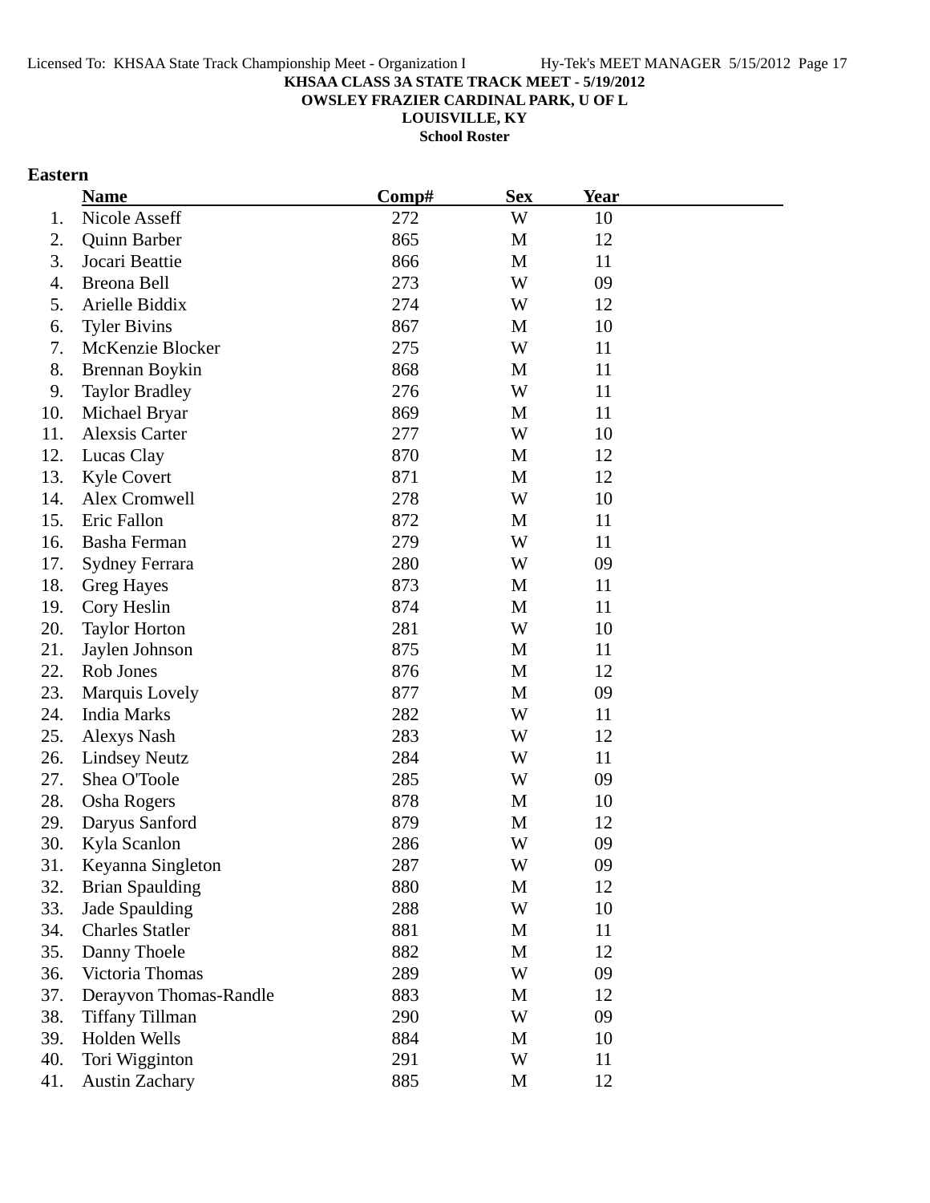**KHSAA CLASS 3A STATE TRACK MEET - 5/19/2012**
**OWSLEY FRAZIER CARDINAL PARK, U OF L**
**LOUISVILLE, KY**
**School Roster**

## Eastern

| | Name | Comp# | Sex | Year |
|---|---|---|---|---|
| 1. | Nicole Asseff | 272 | W | 10 |
| 2. | Quinn Barber | 865 | M | 12 |
| 3. | Jocari Beattie | 866 | M | 11 |
| 4. | Breona Bell | 273 | W | 09 |
| 5. | Arielle Biddix | 274 | W | 12 |
| 6. | Tyler Bivins | 867 | M | 10 |
| 7. | McKenzie Blocker | 275 | W | 11 |
| 8. | Brennan Boykin | 868 | M | 11 |
| 9. | Taylor Bradley | 276 | W | 11 |
| 10. | Michael Bryar | 869 | M | 11 |
| 11. | Alexsis Carter | 277 | W | 10 |
| 12. | Lucas Clay | 870 | M | 12 |
| 13. | Kyle Covert | 871 | M | 12 |
| 14. | Alex Cromwell | 278 | W | 10 |
| 15. | Eric Fallon | 872 | M | 11 |
| 16. | Basha Ferman | 279 | W | 11 |
| 17. | Sydney Ferrara | 280 | W | 09 |
| 18. | Greg Hayes | 873 | M | 11 |
| 19. | Cory Heslin | 874 | M | 11 |
| 20. | Taylor Horton | 281 | W | 10 |
| 21. | Jaylen Johnson | 875 | M | 11 |
| 22. | Rob Jones | 876 | M | 12 |
| 23. | Marquis Lovely | 877 | M | 09 |
| 24. | India Marks | 282 | W | 11 |
| 25. | Alexys Nash | 283 | W | 12 |
| 26. | Lindsey Neutz | 284 | W | 11 |
| 27. | Shea O'Toole | 285 | W | 09 |
| 28. | Osha Rogers | 878 | M | 10 |
| 29. | Daryus Sanford | 879 | M | 12 |
| 30. | Kyla Scanlon | 286 | W | 09 |
| 31. | Keyanna Singleton | 287 | W | 09 |
| 32. | Brian Spaulding | 880 | M | 12 |
| 33. | Jade Spaulding | 288 | W | 10 |
| 34. | Charles Statler | 881 | M | 11 |
| 35. | Danny Thoele | 882 | M | 12 |
| 36. | Victoria Thomas | 289 | W | 09 |
| 37. | Derayvon Thomas-Randle | 883 | M | 12 |
| 38. | Tiffany Tillman | 290 | W | 09 |
| 39. | Holden Wells | 884 | M | 10 |
| 40. | Tori Wigginton | 291 | W | 11 |
| 41. | Austin Zachary | 885 | M | 12 |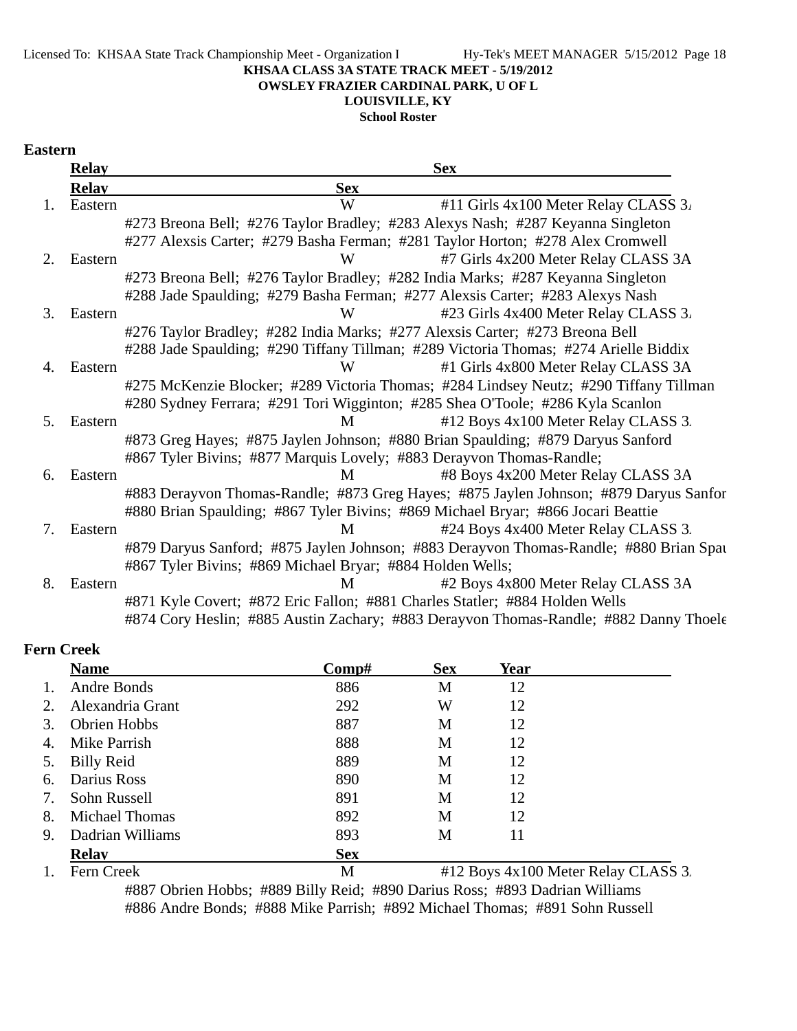**KHSAA CLASS 3A STATE TRACK MEET - 5/19/2012**
**OWSLEY FRAZIER CARDINAL PARK, U OF L**
**LOUISVILLE, KY**
**School Roster**

## Eastern

| | Relay | Sex | |
|---|---|---|---|
| 1. | Eastern | W | #11 Girls 4x100 Meter Relay CLASS 3A |
| | #273 Breona Bell; #276 Taylor Bradley; #283 Alexys Nash; #287 Keyanna Singleton | | |
| | #277 Alexsis Carter; #279 Basha Ferman; #281 Taylor Horton; #278 Alex Cromwell | | |
| 2. | Eastern | W | #7 Girls 4x200 Meter Relay CLASS 3A |
| | #273 Breona Bell; #276 Taylor Bradley; #282 India Marks; #287 Keyanna Singleton | | |
| | #288 Jade Spaulding; #279 Basha Ferman; #277 Alexsis Carter; #283 Alexys Nash | | |
| 3. | Eastern | W | #23 Girls 4x400 Meter Relay CLASS 3A |
| | #276 Taylor Bradley; #282 India Marks; #277 Alexsis Carter; #273 Breona Bell | | |
| | #288 Jade Spaulding; #290 Tiffany Tillman; #289 Victoria Thomas; #274 Arielle Biddix | | |
| 4. | Eastern | W | #1 Girls 4x800 Meter Relay CLASS 3A |
| | #275 McKenzie Blocker; #289 Victoria Thomas; #284 Lindsey Neutz; #290 Tiffany Tillman | | |
| | #280 Sydney Ferrara; #291 Tori Wigginton; #285 Shea O'Toole; #286 Kyla Scanlon | | |
| 5. | Eastern | M | #12 Boys 4x100 Meter Relay CLASS 3A |
| | #873 Greg Hayes; #875 Jaylen Johnson; #880 Brian Spaulding; #879 Daryus Sanford | | |
| | #867 Tyler Bivins; #877 Marquis Lovely; #883 Derayvon Thomas-Randle; | | |
| 6. | Eastern | M | #8 Boys 4x200 Meter Relay CLASS 3A |
| | #883 Derayvon Thomas-Randle; #873 Greg Hayes; #875 Jaylen Johnson; #879 Daryus Sanford | | |
| | #880 Brian Spaulding; #867 Tyler Bivins; #869 Michael Bryar; #866 Jocari Beattie | | |
| 7. | Eastern | M | #24 Boys 4x400 Meter Relay CLASS 3A |
| | #879 Daryus Sanford; #875 Jaylen Johnson; #883 Derayvon Thomas-Randle; #880 Brian Spaulding | | |
| | #867 Tyler Bivins; #869 Michael Bryar; #884 Holden Wells; | | |
| 8. | Eastern | M | #2 Boys 4x800 Meter Relay CLASS 3A |
| | #871 Kyle Covert; #872 Eric Fallon; #881 Charles Statler; #884 Holden Wells | | |
| | #874 Cory Heslin; #885 Austin Zachary; #883 Derayvon Thomas-Randle; #882 Danny Thoele | | |

## Fern Creek

| | Name | Comp# | Sex | Year |
|---|---|---|---|---|
| 1. | Andre Bonds | 886 | M | 12 |
| 2. | Alexandria Grant | 292 | W | 12 |
| 3. | Obrien Hobbs | 887 | M | 12 |
| 4. | Mike Parrish | 888 | M | 12 |
| 5. | Billy Reid | 889 | M | 12 |
| 6. | Darius Ross | 890 | M | 12 |
| 7. | Sohn Russell | 891 | M | 12 |
| 8. | Michael Thomas | 892 | M | 12 |
| 9. | Dadrian Williams | 893 | M | 11 |

| | Relay | Sex | |
|---|---|---|---|
| 1. | Fern Creek | M | #12 Boys 4x100 Meter Relay CLASS 3A |
| | #887 Obrien Hobbs; #889 Billy Reid; #890 Darius Ross; #893 Dadrian Williams | | |
| | #886 Andre Bonds; #888 Mike Parrish; #892 Michael Thomas; #891 Sohn Russell | | |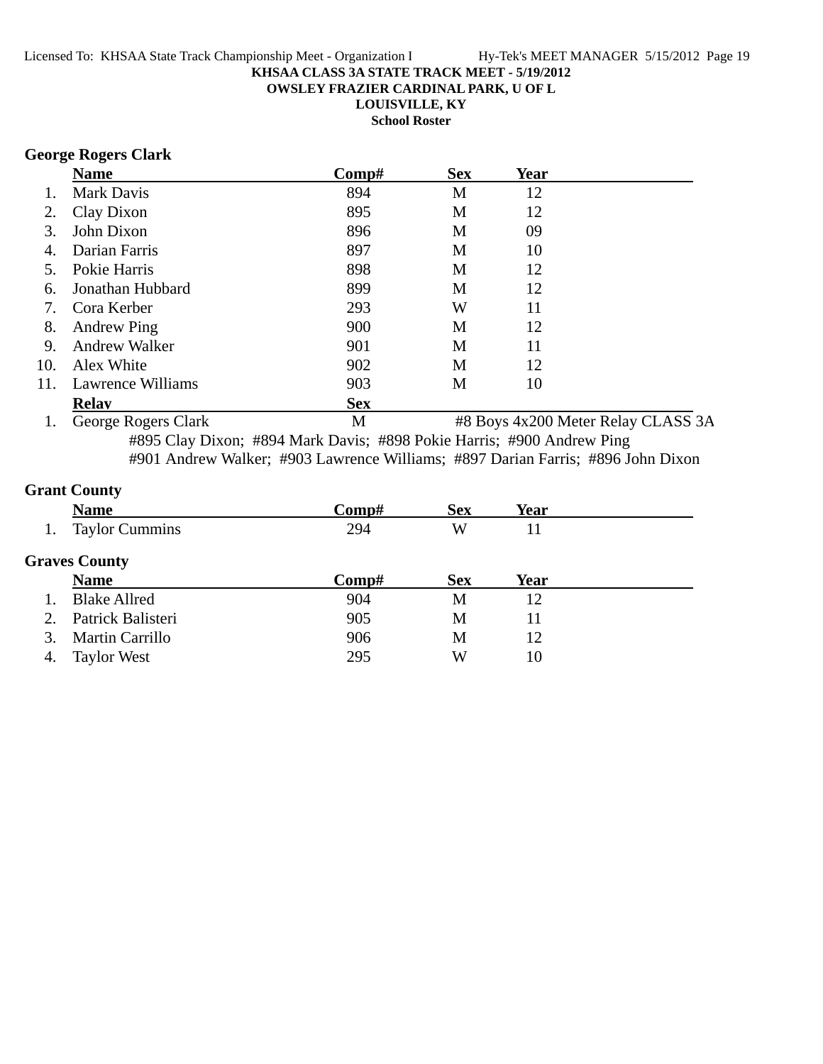**KHSAA CLASS 3A STATE TRACK MEET - 5/19/2012**

**OWSLEY FRAZIER CARDINAL PARK, U OF L**

**LOUISVILLE, KY**

**School Roster**

### George Rogers Clark

| | Name | Comp# | Sex | Year |
|---|---|---|---|---|
| 1. | Mark Davis | 894 | M | 12 |
| 2. | Clay Dixon | 895 | M | 12 |
| 3. | John Dixon | 896 | M | 09 |
| 4. | Darian Farris | 897 | M | 10 |
| 5. | Pokie Harris | 898 | M | 12 |
| 6. | Jonathan Hubbard | 899 | M | 12 |
| 7. | Cora Kerber | 293 | W | 11 |
| 8. | Andrew Ping | 900 | M | 12 |
| 9. | Andrew Walker | 901 | M | 11 |
| 10. | Alex White | 902 | M | 12 |
| 11. | Lawrence Williams | 903 | M | 10 |

| | Relay | Sex | |
|---|---|---|---|
| 1. | George Rogers Clark | M | #8 Boys 4x200 Meter Relay CLASS 3A |

#895 Clay Dixon; #894 Mark Davis; #898 Pokie Harris; #900 Andrew Ping
#901 Andrew Walker; #903 Lawrence Williams; #897 Darian Farris; #896 John Dixon

### Grant County

| | Name | Comp# | Sex | Year |
|---|---|---|---|---|
| 1. | Taylor Cummins | 294 | W | 11 |

### Graves County

| | Name | Comp# | Sex | Year |
|---|---|---|---|---|
| 1. | Blake Allred | 904 | M | 12 |
| 2. | Patrick Balisteri | 905 | M | 11 |
| 3. | Martin Carrillo | 906 | M | 12 |
| 4. | Taylor West | 295 | W | 10 |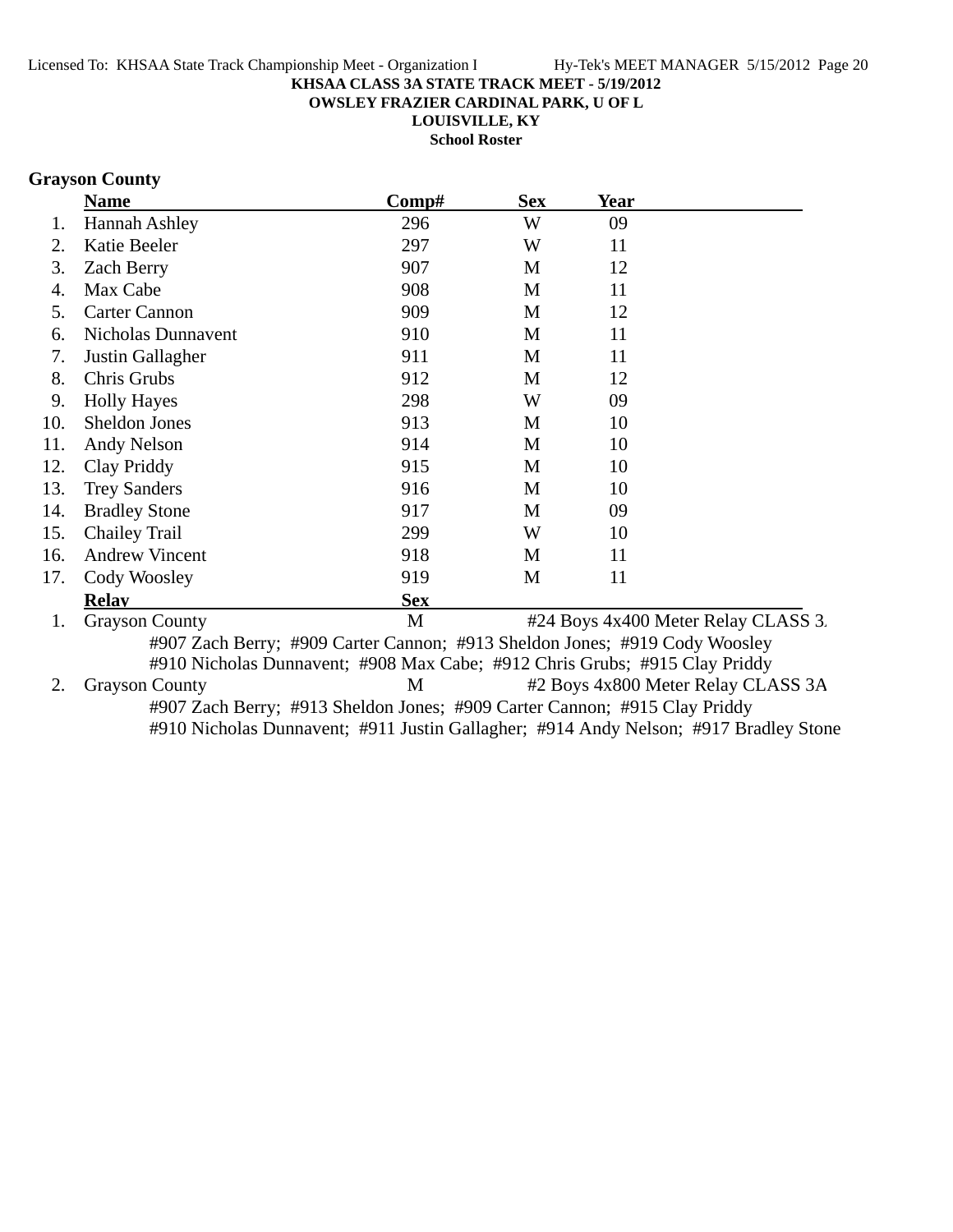**KHSAA CLASS 3A STATE TRACK MEET - 5/19/2012**
**OWSLEY FRAZIER CARDINAL PARK, U OF L**
**LOUISVILLE, KY**
**School Roster**

## Grayson County

| | Name | Comp# | Sex | Year |
|---|---|---|---|---|
| 1. | Hannah Ashley | 296 | W | 09 |
| 2. | Katie Beeler | 297 | W | 11 |
| 3. | Zach Berry | 907 | M | 12 |
| 4. | Max Cabe | 908 | M | 11 |
| 5. | Carter Cannon | 909 | M | 12 |
| 6. | Nicholas Dunnavent | 910 | M | 11 |
| 7. | Justin Gallagher | 911 | M | 11 |
| 8. | Chris Grubs | 912 | M | 12 |
| 9. | Holly Hayes | 298 | W | 09 |
| 10. | Sheldon Jones | 913 | M | 10 |
| 11. | Andy Nelson | 914 | M | 10 |
| 12. | Clay Priddy | 915 | M | 10 |
| 13. | Trey Sanders | 916 | M | 10 |
| 14. | Bradley Stone | 917 | M | 09 |
| 15. | Chailey Trail | 299 | W | 10 |
| 16. | Andrew Vincent | 918 | M | 11 |
| 17. | Cody Woosley | 919 | M | 11 |

| | Relay | Sex | Event |
|---|---|---|---|
| 1. | Grayson County | M | #24 Boys 4x400 Meter Relay CLASS 3. |
| | #907 Zach Berry; #909 Carter Cannon; #913 Sheldon Jones; #919 Cody Woosley; #910 Nicholas Dunnavent; #908 Max Cabe; #912 Chris Grubs; #915 Clay Priddy | | |
| 2. | Grayson County | M | #2 Boys 4x800 Meter Relay CLASS 3A |
| | #907 Zach Berry; #913 Sheldon Jones; #909 Carter Cannon; #915 Clay Priddy; #910 Nicholas Dunnavent; #911 Justin Gallagher; #914 Andy Nelson; #917 Bradley Stone | | |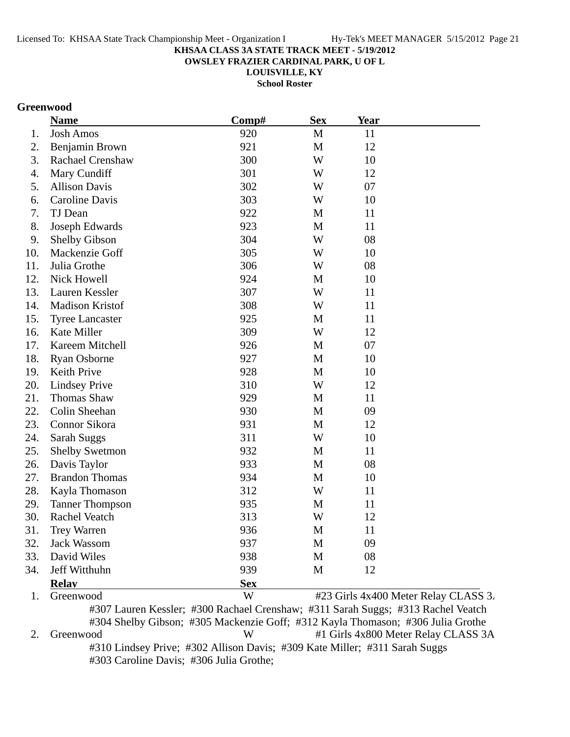**KHSAA CLASS 3A STATE TRACK MEET - 5/19/2012**
**OWSLEY FRAZIER CARDINAL PARK, U OF L**
**LOUISVILLE, KY**
**School Roster**

## Greenwood

| | Name | Comp# | Sex | Year |
|---|---|---|---|---|
| 1. | Josh Amos | 920 | M | 11 |
| 2. | Benjamin Brown | 921 | M | 12 |
| 3. | Rachael Crenshaw | 300 | W | 10 |
| 4. | Mary Cundiff | 301 | W | 12 |
| 5. | Allison Davis | 302 | W | 07 |
| 6. | Caroline Davis | 303 | W | 10 |
| 7. | TJ Dean | 922 | M | 11 |
| 8. | Joseph Edwards | 923 | M | 11 |
| 9. | Shelby Gibson | 304 | W | 08 |
| 10. | Mackenzie Goff | 305 | W | 10 |
| 11. | Julia Grothe | 306 | W | 08 |
| 12. | Nick Howell | 924 | M | 10 |
| 13. | Lauren Kessler | 307 | W | 11 |
| 14. | Madison Kristof | 308 | W | 11 |
| 15. | Tyree Lancaster | 925 | M | 11 |
| 16. | Kate Miller | 309 | W | 12 |
| 17. | Kareem Mitchell | 926 | M | 07 |
| 18. | Ryan Osborne | 927 | M | 10 |
| 19. | Keith Prive | 928 | M | 10 |
| 20. | Lindsey Prive | 310 | W | 12 |
| 21. | Thomas Shaw | 929 | M | 11 |
| 22. | Colin Sheehan | 930 | M | 09 |
| 23. | Connor Sikora | 931 | M | 12 |
| 24. | Sarah Suggs | 311 | W | 10 |
| 25. | Shelby Swetmon | 932 | M | 11 |
| 26. | Davis Taylor | 933 | M | 08 |
| 27. | Brandon Thomas | 934 | M | 10 |
| 28. | Kayla Thomason | 312 | W | 11 |
| 29. | Tanner Thompson | 935 | M | 11 |
| 30. | Rachel Veatch | 313 | W | 12 |
| 31. | Trey Warren | 936 | M | 11 |
| 32. | Jack Wassom | 937 | M | 09 |
| 33. | David Wiles | 938 | M | 08 |
| 34. | Jeff Witthuhn | 939 | M | 12 |

| | Relay | Sex | Event |
|---|---|---|---|
| 1. | Greenwood | W | #23 Girls 4x400 Meter Relay CLASS 3A |
| | #307 Lauren Kessler; #300 Rachael Crenshaw; #311 Sarah Suggs; #313 Rachel Veatch; #304 Shelby Gibson; #305 Mackenzie Goff; #312 Kayla Thomason; #306 Julia Grothe | | |
| 2. | Greenwood | W | #1 Girls 4x800 Meter Relay CLASS 3A |
| | #310 Lindsey Prive; #302 Allison Davis; #309 Kate Miller; #311 Sarah Suggs; #303 Caroline Davis; #306 Julia Grothe; | | |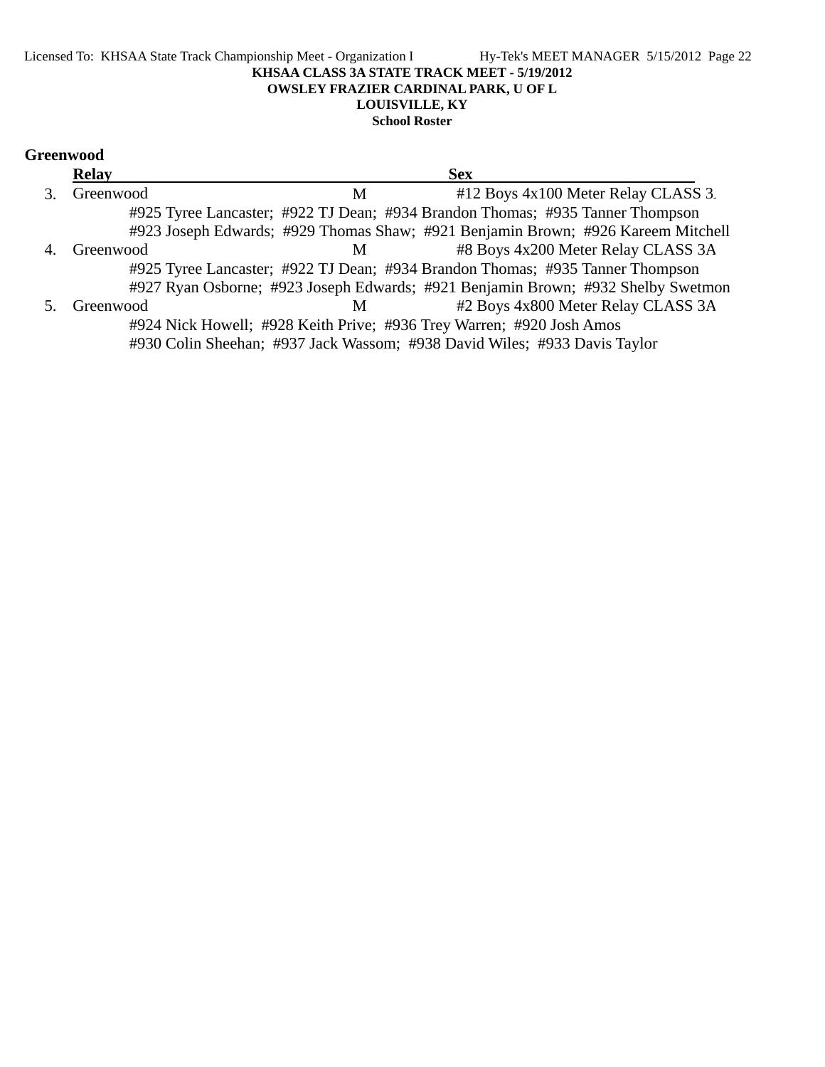**KHSAA CLASS 3A STATE TRACK MEET - 5/19/2012**
**OWSLEY FRAZIER CARDINAL PARK, U OF L**
**LOUISVILLE, KY**
**School Roster**

## Greenwood

| | Relay | Sex | |
|---|---|---|---|
| 3. | Greenwood | M | #12 Boys 4x100 Meter Relay CLASS 3. |
| | #925 Tyree Lancaster; #922 TJ Dean; #934 Brandon Thomas; #935 Tanner Thompson | | |
| | #923 Joseph Edwards; #929 Thomas Shaw; #921 Benjamin Brown; #926 Kareem Mitchell | | |
| 4. | Greenwood | M | #8 Boys 4x200 Meter Relay CLASS 3A |
| | #925 Tyree Lancaster; #922 TJ Dean; #934 Brandon Thomas; #935 Tanner Thompson | | |
| | #927 Ryan Osborne; #923 Joseph Edwards; #921 Benjamin Brown; #932 Shelby Swetmon | | |
| 5. | Greenwood | M | #2 Boys 4x800 Meter Relay CLASS 3A |
| | #924 Nick Howell; #928 Keith Prive; #936 Trey Warren; #920 Josh Amos | | |
| | #930 Colin Sheehan; #937 Jack Wassom; #938 David Wiles; #933 Davis Taylor | | |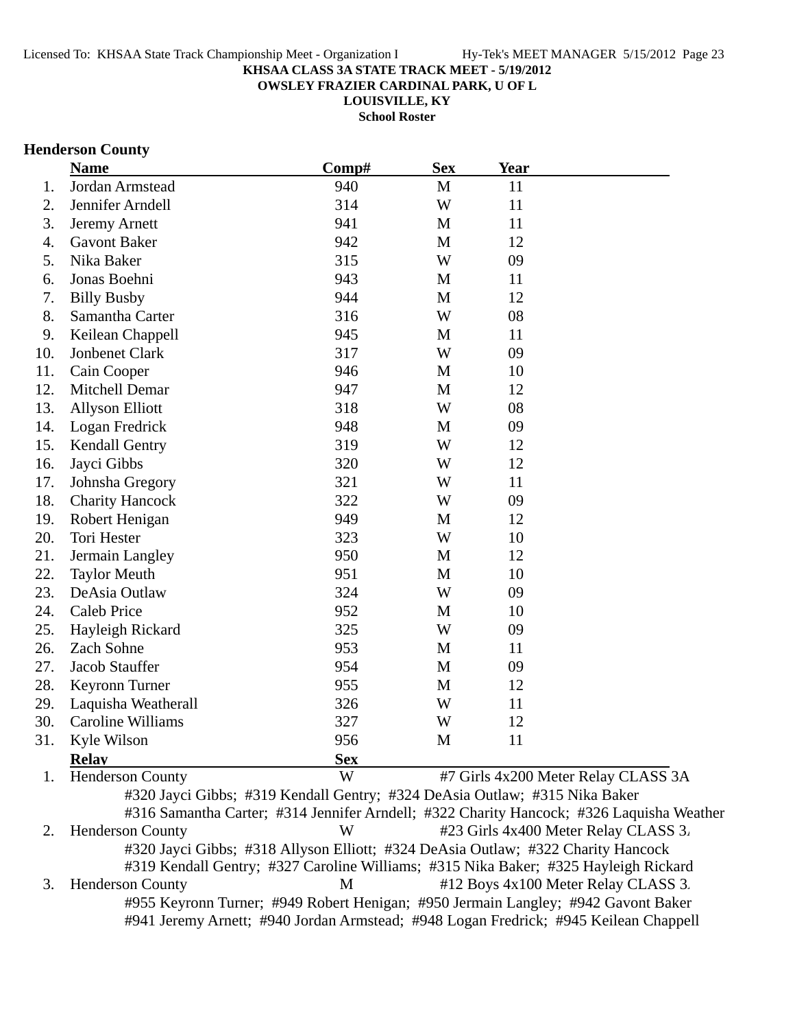**KHSAA CLASS 3A STATE TRACK MEET - 5/19/2012**

**OWSLEY FRAZIER CARDINAL PARK, U OF L**

**LOUISVILLE, KY**

**School Roster**

## Henderson County

| | Name | Comp# | Sex | Year |
|---|---|---|---|---|
| 1. | Jordan Armstead | 940 | M | 11 |
| 2. | Jennifer Arndell | 314 | W | 11 |
| 3. | Jeremy Arnett | 941 | M | 11 |
| 4. | Gavont Baker | 942 | M | 12 |
| 5. | Nika Baker | 315 | W | 09 |
| 6. | Jonas Boehni | 943 | M | 11 |
| 7. | Billy Busby | 944 | M | 12 |
| 8. | Samantha Carter | 316 | W | 08 |
| 9. | Keilean Chappell | 945 | M | 11 |
| 10. | Jonbenet Clark | 317 | W | 09 |
| 11. | Cain Cooper | 946 | M | 10 |
| 12. | Mitchell Demar | 947 | M | 12 |
| 13. | Allyson Elliott | 318 | W | 08 |
| 14. | Logan Fredrick | 948 | M | 09 |
| 15. | Kendall Gentry | 319 | W | 12 |
| 16. | Jayci Gibbs | 320 | W | 12 |
| 17. | Johnsha Gregory | 321 | W | 11 |
| 18. | Charity Hancock | 322 | W | 09 |
| 19. | Robert Henigan | 949 | M | 12 |
| 20. | Tori Hester | 323 | W | 10 |
| 21. | Jermain Langley | 950 | M | 12 |
| 22. | Taylor Meuth | 951 | M | 10 |
| 23. | DeAsia Outlaw | 324 | W | 09 |
| 24. | Caleb Price | 952 | M | 10 |
| 25. | Hayleigh Rickard | 325 | W | 09 |
| 26. | Zach Sohne | 953 | M | 11 |
| 27. | Jacob Stauffer | 954 | M | 09 |
| 28. | Keyronn Turner | 955 | M | 12 |
| 29. | Laquisha Weatherall | 326 | W | 11 |
| 30. | Caroline Williams | 327 | W | 12 |
| 31. | Kyle Wilson | 956 | M | 11 |

| | Relay | Sex | |
|---|---|---|---|
| 1. | Henderson County | W | #7 Girls 4x200 Meter Relay CLASS 3A |
| | #320 Jayci Gibbs; #319 Kendall Gentry; #324 DeAsia Outlaw; #315 Nika Baker<br>#316 Samantha Carter; #314 Jennifer Arndell; #322 Charity Hancock; #326 Laquisha Weather | | |
| 2. | Henderson County | W | #23 Girls 4x400 Meter Relay CLASS 3. |
| | #320 Jayci Gibbs; #318 Allyson Elliott; #324 DeAsia Outlaw; #322 Charity Hancock<br>#319 Kendall Gentry; #327 Caroline Williams; #315 Nika Baker; #325 Hayleigh Rickard | | |
| 3. | Henderson County | M | #12 Boys 4x100 Meter Relay CLASS 3. |
| | #955 Keyronn Turner; #949 Robert Henigan; #950 Jermain Langley; #942 Gavont Baker<br>#941 Jeremy Arnett; #940 Jordan Armstead; #948 Logan Fredrick; #945 Keilean Chappell | | |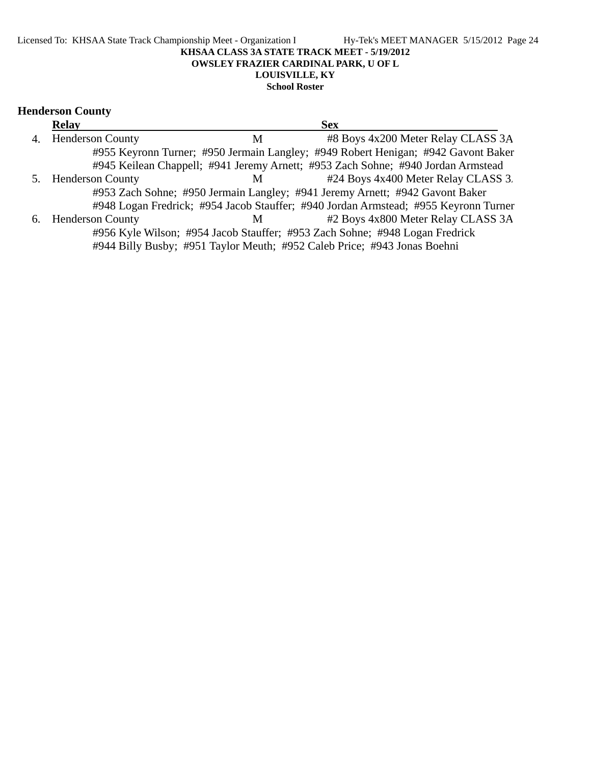KHSAA CLASS 3A STATE TRACK MEET - 5/19/2012
OWSLEY FRAZIER CARDINAL PARK, U OF L
LOUISVILLE, KY
School Roster

## Henderson County

| | Relay | Sex | |
|---|---|---|---|
| 4. | Henderson County | M | #8 Boys 4x200 Meter Relay CLASS 3A |
| | #955 Keyronn Turner; #950 Jermain Langley; #949 Robert Henigan; #942 Gavont Baker | | |
| | #945 Keilean Chappell; #941 Jeremy Arnett; #953 Zach Sohne; #940 Jordan Armstead | | |
| 5. | Henderson County | M | #24 Boys 4x400 Meter Relay CLASS 3. |
| | #953 Zach Sohne; #950 Jermain Langley; #941 Jeremy Arnett; #942 Gavont Baker | | |
| | #948 Logan Fredrick; #954 Jacob Stauffer; #940 Jordan Armstead; #955 Keyronn Turner | | |
| 6. | Henderson County | M | #2 Boys 4x800 Meter Relay CLASS 3A |
| | #956 Kyle Wilson; #954 Jacob Stauffer; #953 Zach Sohne; #948 Logan Fredrick | | |
| | #944 Billy Busby; #951 Taylor Meuth; #952 Caleb Price; #943 Jonas Boehni | | |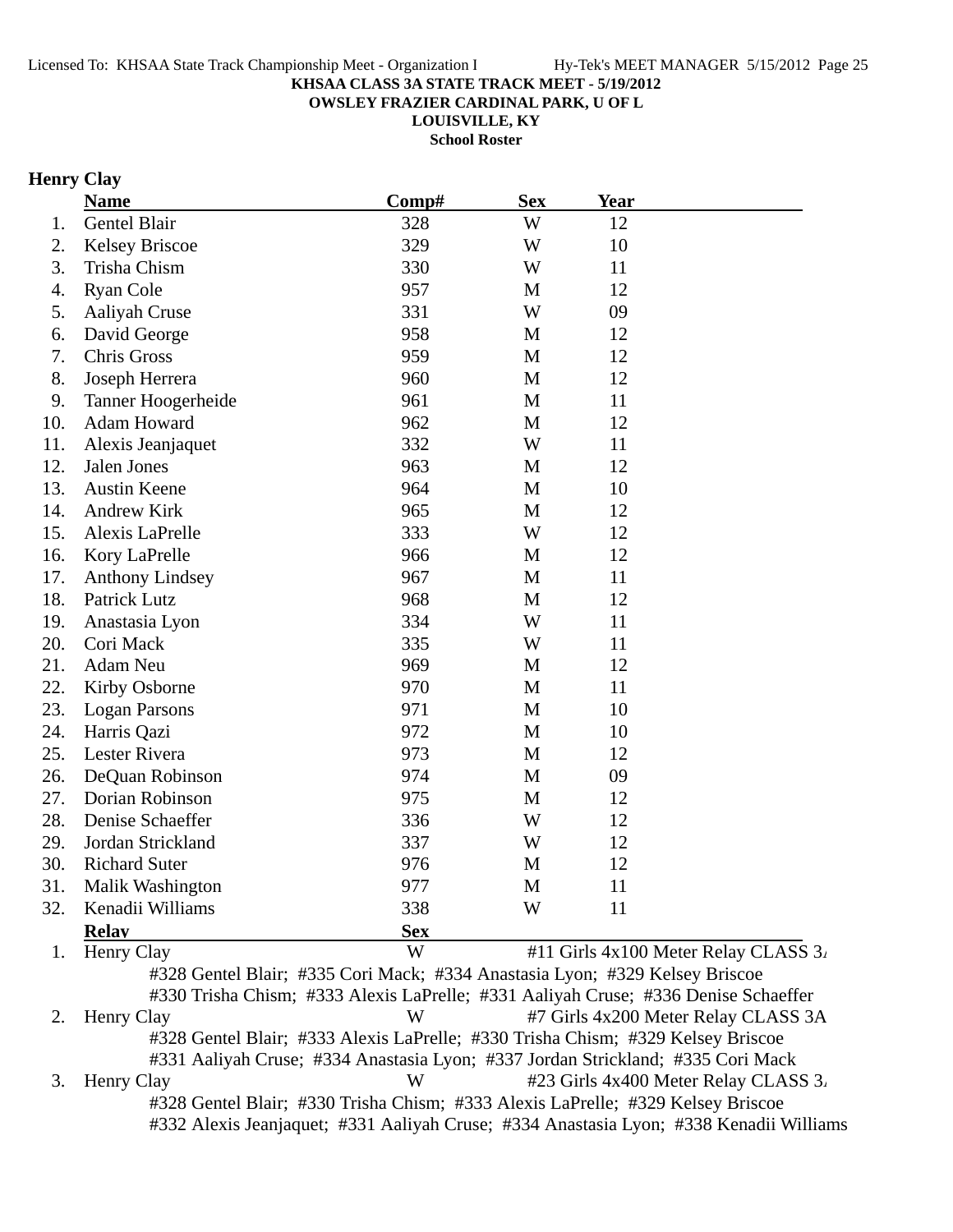**KHSAA CLASS 3A STATE TRACK MEET - 5/19/2012**
**OWSLEY FRAZIER CARDINAL PARK, U OF L**
**LOUISVILLE, KY**
**School Roster**

## Henry Clay

| | Name | Comp# | Sex | Year |
|---|---|---|---|---|
| 1. | Gentel Blair | 328 | W | 12 |
| 2. | Kelsey Briscoe | 329 | W | 10 |
| 3. | Trisha Chism | 330 | W | 11 |
| 4. | Ryan Cole | 957 | M | 12 |
| 5. | Aaliyah Cruse | 331 | W | 09 |
| 6. | David George | 958 | M | 12 |
| 7. | Chris Gross | 959 | M | 12 |
| 8. | Joseph Herrera | 960 | M | 12 |
| 9. | Tanner Hoogerheide | 961 | M | 11 |
| 10. | Adam Howard | 962 | M | 12 |
| 11. | Alexis Jeanjaquet | 332 | W | 11 |
| 12. | Jalen Jones | 963 | M | 12 |
| 13. | Austin Keene | 964 | M | 10 |
| 14. | Andrew Kirk | 965 | M | 12 |
| 15. | Alexis LaPrelle | 333 | W | 12 |
| 16. | Kory LaPrelle | 966 | M | 12 |
| 17. | Anthony Lindsey | 967 | M | 11 |
| 18. | Patrick Lutz | 968 | M | 12 |
| 19. | Anastasia Lyon | 334 | W | 11 |
| 20. | Cori Mack | 335 | W | 11 |
| 21. | Adam Neu | 969 | M | 12 |
| 22. | Kirby Osborne | 970 | M | 11 |
| 23. | Logan Parsons | 971 | M | 10 |
| 24. | Harris Qazi | 972 | M | 10 |
| 25. | Lester Rivera | 973 | M | 12 |
| 26. | DeQuan Robinson | 974 | M | 09 |
| 27. | Dorian Robinson | 975 | M | 12 |
| 28. | Denise Schaeffer | 336 | W | 12 |
| 29. | Jordan Strickland | 337 | W | 12 |
| 30. | Richard Suter | 976 | M | 12 |
| 31. | Malik Washington | 977 | M | 11 |
| 32. | Kenadii Williams | 338 | W | 11 |

| | Relay | Sex | Event |
|---|---|---|---|
| 1. | Henry Clay | W | #11 Girls 4x100 Meter Relay CLASS 3A |
| | #328 Gentel Blair; #335 Cori Mack; #334 Anastasia Lyon; #329 Kelsey Briscoe<br>#330 Trisha Chism; #333 Alexis LaPrelle; #331 Aaliyah Cruse; #336 Denise Schaeffer | | |
| 2. | Henry Clay | W | #7 Girls 4x200 Meter Relay CLASS 3A |
| | #328 Gentel Blair; #333 Alexis LaPrelle; #330 Trisha Chism; #329 Kelsey Briscoe<br>#331 Aaliyah Cruse; #334 Anastasia Lyon; #337 Jordan Strickland; #335 Cori Mack | | |
| 3. | Henry Clay | W | #23 Girls 4x400 Meter Relay CLASS 3A |
| | #328 Gentel Blair; #330 Trisha Chism; #333 Alexis LaPrelle; #329 Kelsey Briscoe<br>#332 Alexis Jeanjaquet; #331 Aaliyah Cruse; #334 Anastasia Lyon; #338 Kenadii Williams | | |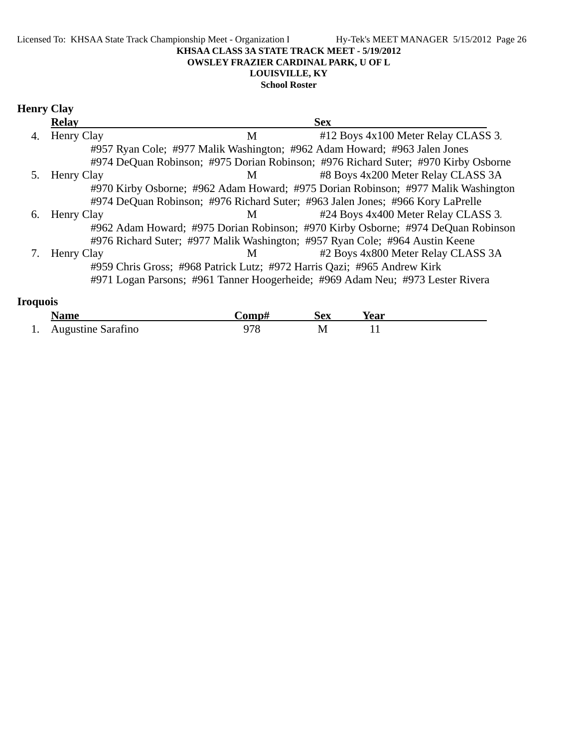KHSAA CLASS 3A STATE TRACK MEET - 5/19/2012
OWSLEY FRAZIER CARDINAL PARK, U OF L
LOUISVILLE, KY
School Roster

## Henry Clay

| | Relay | Sex | |
|---|---|---|---|
| 4. | Henry Clay | M | #12 Boys 4x100 Meter Relay CLASS 3A |
| | #957 Ryan Cole; #977 Malik Washington; #962 Adam Howard; #963 Jalen Jones | | |
| | #974 DeQuan Robinson; #975 Dorian Robinson; #976 Richard Suter; #970 Kirby Osborne | | |
| 5. | Henry Clay | M | #8 Boys 4x200 Meter Relay CLASS 3A |
| | #970 Kirby Osborne; #962 Adam Howard; #975 Dorian Robinson; #977 Malik Washington | | |
| | #974 DeQuan Robinson; #976 Richard Suter; #963 Jalen Jones; #966 Kory LaPrelle | | |
| 6. | Henry Clay | M | #24 Boys 4x400 Meter Relay CLASS 3A |
| | #962 Adam Howard; #975 Dorian Robinson; #970 Kirby Osborne; #974 DeQuan Robinson | | |
| | #976 Richard Suter; #977 Malik Washington; #957 Ryan Cole; #964 Austin Keene | | |
| 7. | Henry Clay | M | #2 Boys 4x800 Meter Relay CLASS 3A |
| | #959 Chris Gross; #968 Patrick Lutz; #972 Harris Qazi; #965 Andrew Kirk | | |
| | #971 Logan Parsons; #961 Tanner Hoogerheide; #969 Adam Neu; #973 Lester Rivera | | |

## Iroquois

| | Name | Comp# | Sex | Year |
|---|---|---|---|---|
| 1. | Augustine Sarafino | 978 | M | 11 |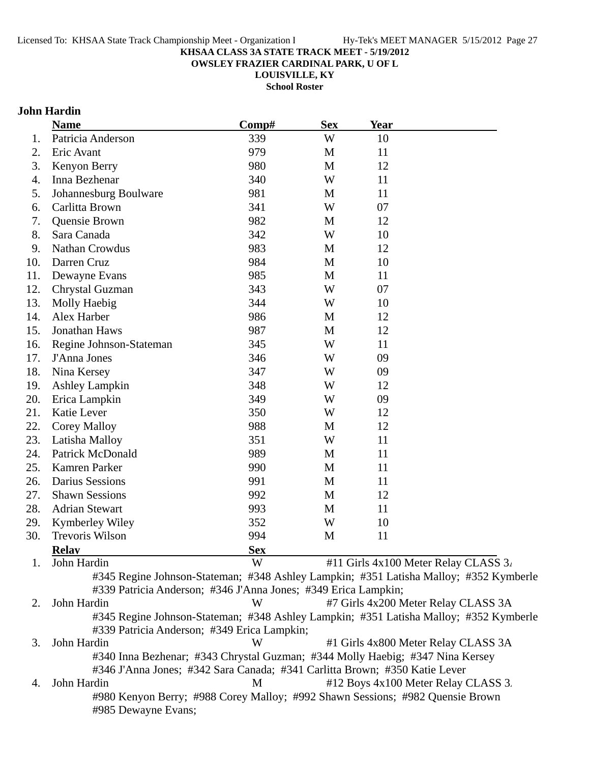**KHSAA CLASS 3A STATE TRACK MEET - 5/19/2012**
**OWSLEY FRAZIER CARDINAL PARK, U OF L**
**LOUISVILLE, KY**
**School Roster**

### John Hardin

| | Name | Comp# | Sex | Year |
|---|---|---|---|---|
| 1. | Patricia Anderson | 339 | W | 10 |
| 2. | Eric Avant | 979 | M | 11 |
| 3. | Kenyon Berry | 980 | M | 12 |
| 4. | Inna Bezhenar | 340 | W | 11 |
| 5. | Johannesburg Boulware | 981 | M | 11 |
| 6. | Carlitta Brown | 341 | W | 07 |
| 7. | Quensie Brown | 982 | M | 12 |
| 8. | Sara Canada | 342 | W | 10 |
| 9. | Nathan Crowdus | 983 | M | 12 |
| 10. | Darren Cruz | 984 | M | 10 |
| 11. | Dewayne Evans | 985 | M | 11 |
| 12. | Chrystal Guzman | 343 | W | 07 |
| 13. | Molly Haebig | 344 | W | 10 |
| 14. | Alex Harber | 986 | M | 12 |
| 15. | Jonathan Haws | 987 | M | 12 |
| 16. | Regine Johnson-Stateman | 345 | W | 11 |
| 17. | J'Anna Jones | 346 | W | 09 |
| 18. | Nina Kersey | 347 | W | 09 |
| 19. | Ashley Lampkin | 348 | W | 12 |
| 20. | Erica Lampkin | 349 | W | 09 |
| 21. | Katie Lever | 350 | W | 12 |
| 22. | Corey Malloy | 988 | M | 12 |
| 23. | Latisha Malloy | 351 | W | 11 |
| 24. | Patrick McDonald | 989 | M | 11 |
| 25. | Kamren Parker | 990 | M | 11 |
| 26. | Darius Sessions | 991 | M | 11 |
| 27. | Shawn Sessions | 992 | M | 12 |
| 28. | Adrian Stewart | 993 | M | 11 |
| 29. | Kymberley Wiley | 352 | W | 10 |
| 30. | Trevoris Wilson | 994 | M | 11 |

| | Relay | Sex | |
|---|---|---|---|
| 1. | John Hardin | W | #11 Girls 4x100 Meter Relay CLASS 3A |
| | #345 Regine Johnson-Stateman; #348 Ashley Lampkin; #351 Latisha Malloy; #352 Kymberle<br>#339 Patricia Anderson; #346 J'Anna Jones; #349 Erica Lampkin; | | |
| 2. | John Hardin | W | #7 Girls 4x200 Meter Relay CLASS 3A |
| | #345 Regine Johnson-Stateman; #348 Ashley Lampkin; #351 Latisha Malloy; #352 Kymberle<br>#339 Patricia Anderson; #349 Erica Lampkin; | | |
| 3. | John Hardin | W | #1 Girls 4x800 Meter Relay CLASS 3A |
| | #340 Inna Bezhenar; #343 Chrystal Guzman; #344 Molly Haebig; #347 Nina Kersey<br>#346 J'Anna Jones; #342 Sara Canada; #341 Carlitta Brown; #350 Katie Lever | | |
| 4. | John Hardin | M | #12 Boys 4x100 Meter Relay CLASS 3A |
| | #980 Kenyon Berry; #988 Corey Malloy; #992 Shawn Sessions; #982 Quensie Brown<br>#985 Dewayne Evans; | | |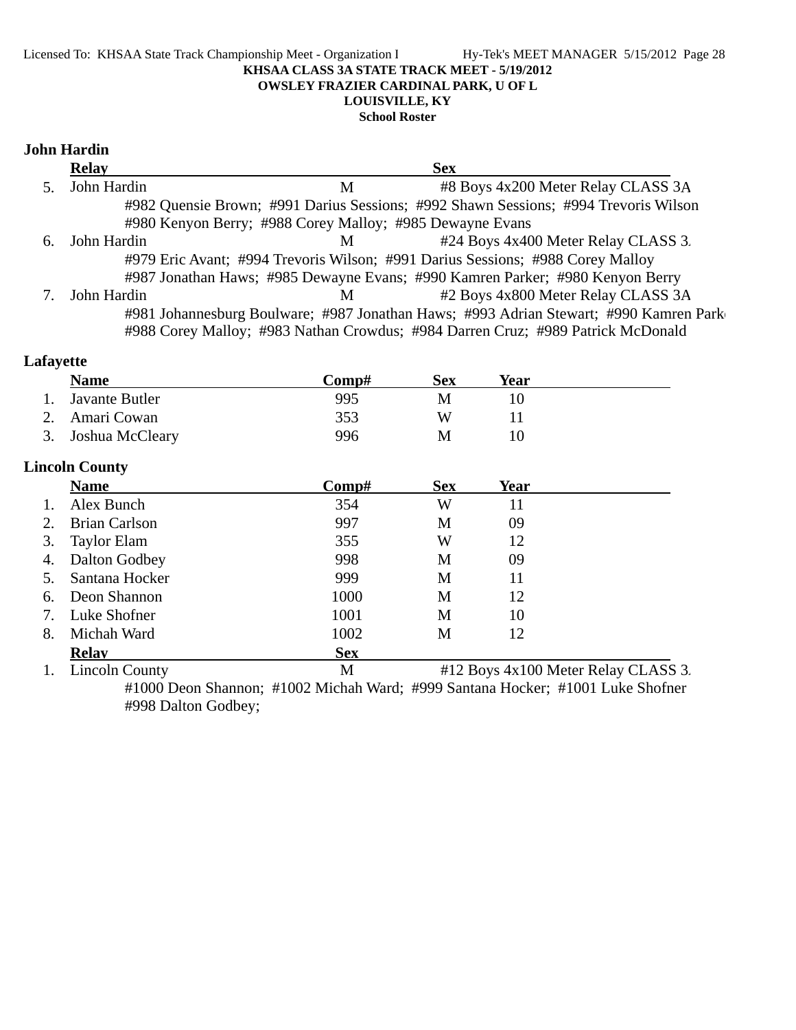KHSAA CLASS 3A STATE TRACK MEET - 5/19/2012
OWSLEY FRAZIER CARDINAL PARK, U OF L
LOUISVILLE, KY
School Roster

### John Hardin

| | Relay | Sex | |
|---|---|---|---|
| 5. | John Hardin | M | #8 Boys 4x200 Meter Relay CLASS 3A |
| | #982 Quensie Brown; #991 Darius Sessions; #992 Shawn Sessions; #994 Trevoris Wilson<br>#980 Kenyon Berry; #988 Corey Malloy; #985 Dewayne Evans | | |
| 6. | John Hardin | M | #24 Boys 4x400 Meter Relay CLASS 3. |
| | #979 Eric Avant; #994 Trevoris Wilson; #991 Darius Sessions; #988 Corey Malloy<br>#987 Jonathan Haws; #985 Dewayne Evans; #990 Kamren Parker; #980 Kenyon Berry | | |
| 7. | John Hardin | M | #2 Boys 4x800 Meter Relay CLASS 3A |
| | #981 Johannesburg Boulware; #987 Jonathan Haws; #993 Adrian Stewart; #990 Kamren Park<br>#988 Corey Malloy; #983 Nathan Crowdus; #984 Darren Cruz; #989 Patrick McDonald | | |

### Lafayette

| | Name | Comp# | Sex | Year |
|---|---|---|---|---|
| 1. | Javante Butler | 995 | M | 10 |
| 2. | Amari Cowan | 353 | W | 11 |
| 3. | Joshua McCleary | 996 | M | 10 |

### Lincoln County

| | Name | Comp# | Sex | Year |
|---|---|---|---|---|
| 1. | Alex Bunch | 354 | W | 11 |
| 2. | Brian Carlson | 997 | M | 09 |
| 3. | Taylor Elam | 355 | W | 12 |
| 4. | Dalton Godbey | 998 | M | 09 |
| 5. | Santana Hocker | 999 | M | 11 |
| 6. | Deon Shannon | 1000 | M | 12 |
| 7. | Luke Shofner | 1001 | M | 10 |
| 8. | Michah Ward | 1002 | M | 12 |

| | Relay | Sex | |
|---|---|---|---|
| 1. | Lincoln County | M | #12 Boys 4x100 Meter Relay CLASS 3. |
| | #1000 Deon Shannon; #1002 Michah Ward; #999 Santana Hocker; #1001 Luke Shofner<br>#998 Dalton Godbey; | | |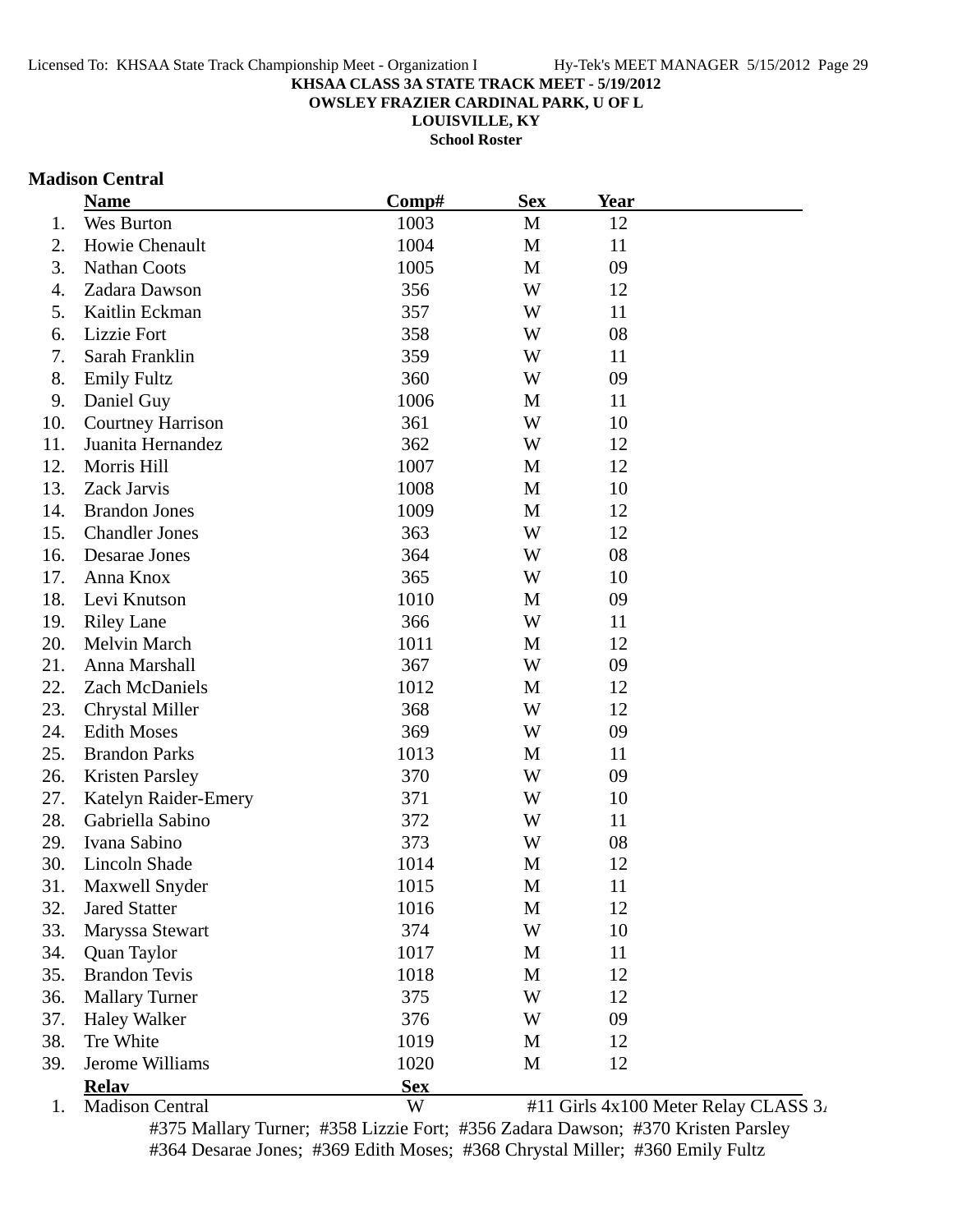**KHSAA CLASS 3A STATE TRACK MEET - 5/19/2012**
**OWSLEY FRAZIER CARDINAL PARK, U OF L**
**LOUISVILLE, KY**
**School Roster**

## Madison Central

| | Name | Comp# | Sex | Year |
|---|---|---|---|---|
| 1. | Wes Burton | 1003 | M | 12 |
| 2. | Howie Chenault | 1004 | M | 11 |
| 3. | Nathan Coots | 1005 | M | 09 |
| 4. | Zadara Dawson | 356 | W | 12 |
| 5. | Kaitlin Eckman | 357 | W | 11 |
| 6. | Lizzie Fort | 358 | W | 08 |
| 7. | Sarah Franklin | 359 | W | 11 |
| 8. | Emily Fultz | 360 | W | 09 |
| 9. | Daniel Guy | 1006 | M | 11 |
| 10. | Courtney Harrison | 361 | W | 10 |
| 11. | Juanita Hernandez | 362 | W | 12 |
| 12. | Morris Hill | 1007 | M | 12 |
| 13. | Zack Jarvis | 1008 | M | 10 |
| 14. | Brandon Jones | 1009 | M | 12 |
| 15. | Chandler Jones | 363 | W | 12 |
| 16. | Desarae Jones | 364 | W | 08 |
| 17. | Anna Knox | 365 | W | 10 |
| 18. | Levi Knutson | 1010 | M | 09 |
| 19. | Riley Lane | 366 | W | 11 |
| 20. | Melvin March | 1011 | M | 12 |
| 21. | Anna Marshall | 367 | W | 09 |
| 22. | Zach McDaniels | 1012 | M | 12 |
| 23. | Chrystal Miller | 368 | W | 12 |
| 24. | Edith Moses | 369 | W | 09 |
| 25. | Brandon Parks | 1013 | M | 11 |
| 26. | Kristen Parsley | 370 | W | 09 |
| 27. | Katelyn Raider-Emery | 371 | W | 10 |
| 28. | Gabriella Sabino | 372 | W | 11 |
| 29. | Ivana Sabino | 373 | W | 08 |
| 30. | Lincoln Shade | 1014 | M | 12 |
| 31. | Maxwell Snyder | 1015 | M | 11 |
| 32. | Jared Statter | 1016 | M | 12 |
| 33. | Maryssa Stewart | 374 | W | 10 |
| 34. | Quan Taylor | 1017 | M | 11 |
| 35. | Brandon Tevis | 1018 | M | 12 |
| 36. | Mallary Turner | 375 | W | 12 |
| 37. | Haley Walker | 376 | W | 09 |
| 38. | Tre White | 1019 | M | 12 |
| 39. | Jerome Williams | 1020 | M | 12 |

| | Relay | Sex | |
|---|---|---|---|
| 1. | Madison Central | W | #11 Girls 4x100 Meter Relay CLASS 3A |

#375 Mallary Turner; #358 Lizzie Fort; #356 Zadara Dawson; #370 Kristen Parsley
#364 Desarae Jones; #369 Edith Moses; #368 Chrystal Miller; #360 Emily Fultz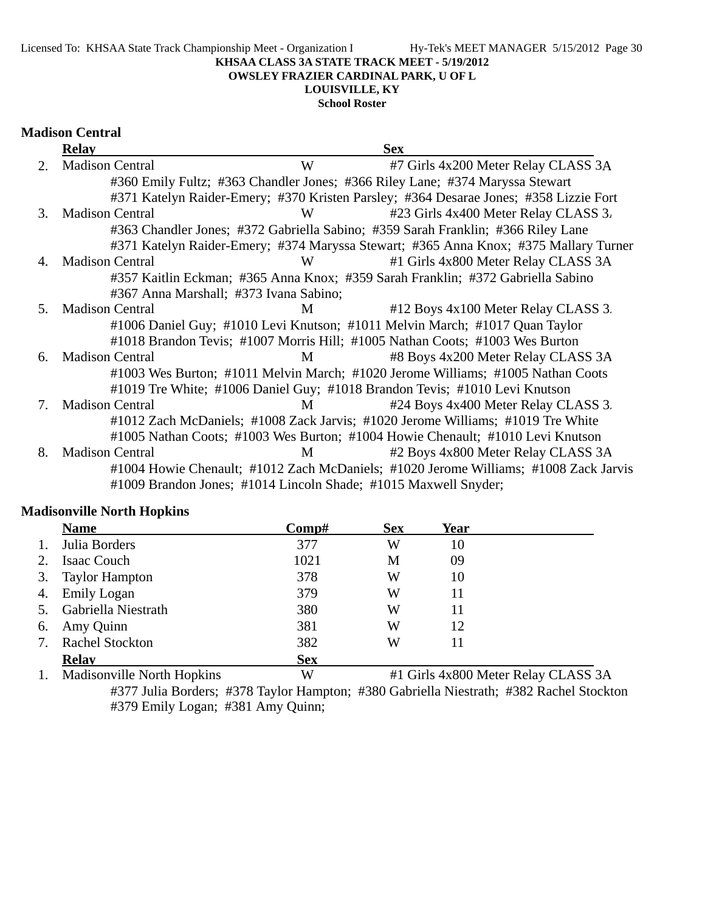**KHSAA CLASS 3A STATE TRACK MEET - 5/19/2012**
**OWSLEY FRAZIER CARDINAL PARK, U OF L**
**LOUISVILLE, KY**
**School Roster**

## Madison Central

| | Relay | Sex | |
|---|---|---|---|
| 2. | Madison Central | W | #7 Girls 4x200 Meter Relay CLASS 3A |
| | #360 Emily Fultz; #363 Chandler Jones; #366 Riley Lane; #374 Maryssa Stewart<br>#371 Katelyn Raider-Emery; #370 Kristen Parsley; #364 Desarae Jones; #358 Lizzie Fort | | |
| 3. | Madison Central | W | #23 Girls 4x400 Meter Relay CLASS 3A |
| | #363 Chandler Jones; #372 Gabriella Sabino; #359 Sarah Franklin; #366 Riley Lane<br>#371 Katelyn Raider-Emery; #374 Maryssa Stewart; #365 Anna Knox; #375 Mallary Turner | | |
| 4. | Madison Central | W | #1 Girls 4x800 Meter Relay CLASS 3A |
| | #357 Kaitlin Eckman; #365 Anna Knox; #359 Sarah Franklin; #372 Gabriella Sabino<br>#367 Anna Marshall; #373 Ivana Sabino; | | |
| 5. | Madison Central | M | #12 Boys 4x100 Meter Relay CLASS 3A |
| | #1006 Daniel Guy; #1010 Levi Knutson; #1011 Melvin March; #1017 Quan Taylor<br>#1018 Brandon Tevis; #1007 Morris Hill; #1005 Nathan Coots; #1003 Wes Burton | | |
| 6. | Madison Central | M | #8 Boys 4x200 Meter Relay CLASS 3A |
| | #1003 Wes Burton; #1011 Melvin March; #1020 Jerome Williams; #1005 Nathan Coots<br>#1019 Tre White; #1006 Daniel Guy; #1018 Brandon Tevis; #1010 Levi Knutson | | |
| 7. | Madison Central | M | #24 Boys 4x400 Meter Relay CLASS 3A |
| | #1012 Zach McDaniels; #1008 Zack Jarvis; #1020 Jerome Williams; #1019 Tre White<br>#1005 Nathan Coots; #1003 Wes Burton; #1004 Howie Chenault; #1010 Levi Knutson | | |
| 8. | Madison Central | M | #2 Boys 4x800 Meter Relay CLASS 3A |
| | #1004 Howie Chenault; #1012 Zach McDaniels; #1020 Jerome Williams; #1008 Zack Jarvis<br>#1009 Brandon Jones; #1014 Lincoln Shade; #1015 Maxwell Snyder; | | |

## Madisonville North Hopkins

| | Name | Comp# | Sex | Year |
|---|---|---|---|---|
| 1. | Julia Borders | 377 | W | 10 |
| 2. | Isaac Couch | 1021 | M | 09 |
| 3. | Taylor Hampton | 378 | W | 10 |
| 4. | Emily Logan | 379 | W | 11 |
| 5. | Gabriella Niestrath | 380 | W | 11 |
| 6. | Amy Quinn | 381 | W | 12 |
| 7. | Rachel Stockton | 382 | W | 11 |

| | Relay | Sex | |
|---|---|---|---|
| 1. | Madisonville North Hopkins | W | #1 Girls 4x800 Meter Relay CLASS 3A |
| | #377 Julia Borders; #378 Taylor Hampton; #380 Gabriella Niestrath; #382 Rachel Stockton<br>#379 Emily Logan; #381 Amy Quinn; | | |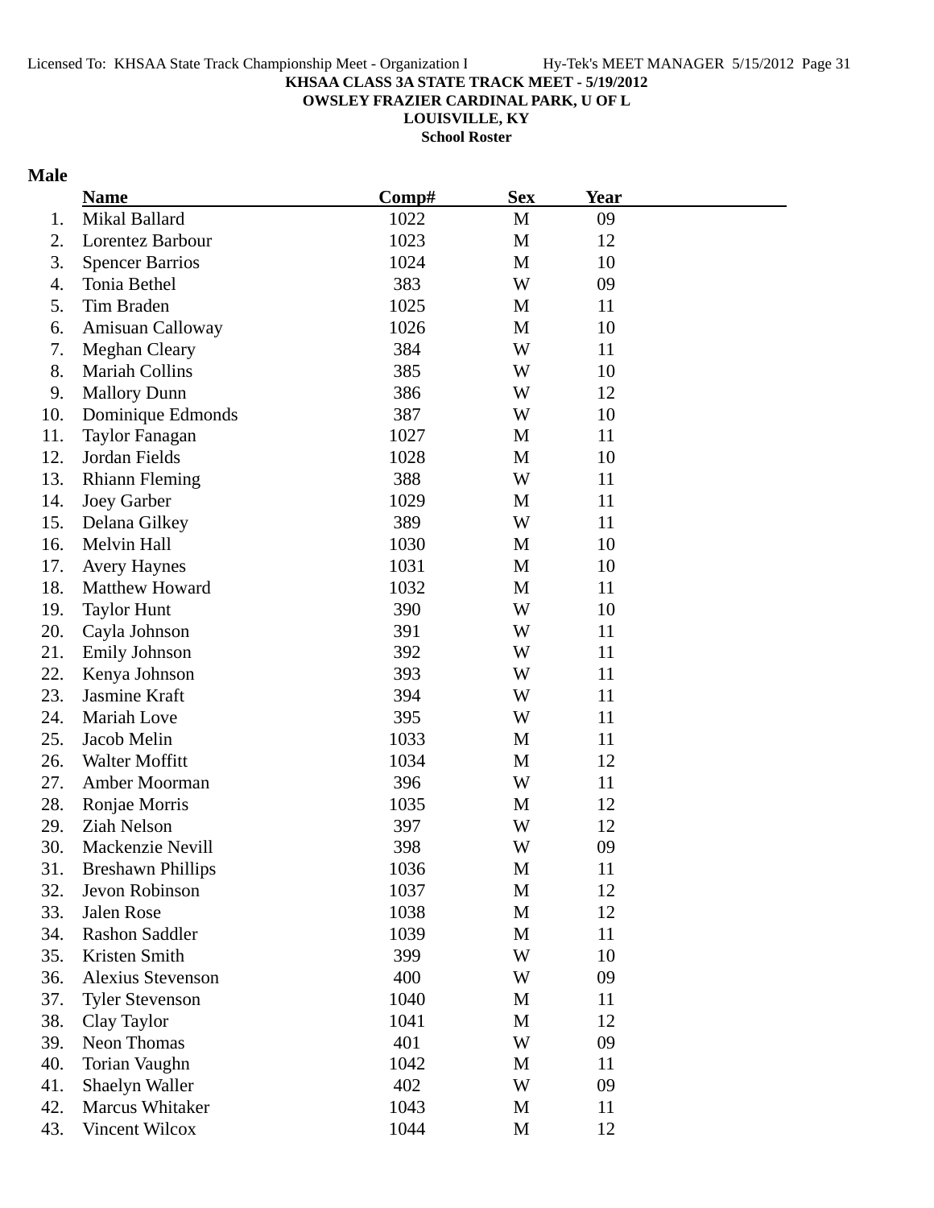KHSAA CLASS 3A STATE TRACK MEET - 5/19/2012
OWSLEY FRAZIER CARDINAL PARK, U OF L
LOUISVILLE, KY
School Roster

**Male**

| | Name | Comp# | Sex | Year |
|---|---|---|---|---|
| 1. | Mikal Ballard | 1022 | M | 09 |
| 2. | Lorentez Barbour | 1023 | M | 12 |
| 3. | Spencer Barrios | 1024 | M | 10 |
| 4. | Tonia Bethel | 383 | W | 09 |
| 5. | Tim Braden | 1025 | M | 11 |
| 6. | Amisuan Calloway | 1026 | M | 10 |
| 7. | Meghan Cleary | 384 | W | 11 |
| 8. | Mariah Collins | 385 | W | 10 |
| 9. | Mallory Dunn | 386 | W | 12 |
| 10. | Dominique Edmonds | 387 | W | 10 |
| 11. | Taylor Fanagan | 1027 | M | 11 |
| 12. | Jordan Fields | 1028 | M | 10 |
| 13. | Rhiann Fleming | 388 | W | 11 |
| 14. | Joey Garber | 1029 | M | 11 |
| 15. | Delana Gilkey | 389 | W | 11 |
| 16. | Melvin Hall | 1030 | M | 10 |
| 17. | Avery Haynes | 1031 | M | 10 |
| 18. | Matthew Howard | 1032 | M | 11 |
| 19. | Taylor Hunt | 390 | W | 10 |
| 20. | Cayla Johnson | 391 | W | 11 |
| 21. | Emily Johnson | 392 | W | 11 |
| 22. | Kenya Johnson | 393 | W | 11 |
| 23. | Jasmine Kraft | 394 | W | 11 |
| 24. | Mariah Love | 395 | W | 11 |
| 25. | Jacob Melin | 1033 | M | 11 |
| 26. | Walter Moffitt | 1034 | M | 12 |
| 27. | Amber Moorman | 396 | W | 11 |
| 28. | Ronjae Morris | 1035 | M | 12 |
| 29. | Ziah Nelson | 397 | W | 12 |
| 30. | Mackenzie Nevill | 398 | W | 09 |
| 31. | Breshawn Phillips | 1036 | M | 11 |
| 32. | Jevon Robinson | 1037 | M | 12 |
| 33. | Jalen Rose | 1038 | M | 12 |
| 34. | Rashon Saddler | 1039 | M | 11 |
| 35. | Kristen Smith | 399 | W | 10 |
| 36. | Alexius Stevenson | 400 | W | 09 |
| 37. | Tyler Stevenson | 1040 | M | 11 |
| 38. | Clay Taylor | 1041 | M | 12 |
| 39. | Neon Thomas | 401 | W | 09 |
| 40. | Torian Vaughn | 1042 | M | 11 |
| 41. | Shaelyn Waller | 402 | W | 09 |
| 42. | Marcus Whitaker | 1043 | M | 11 |
| 43. | Vincent Wilcox | 1044 | M | 12 |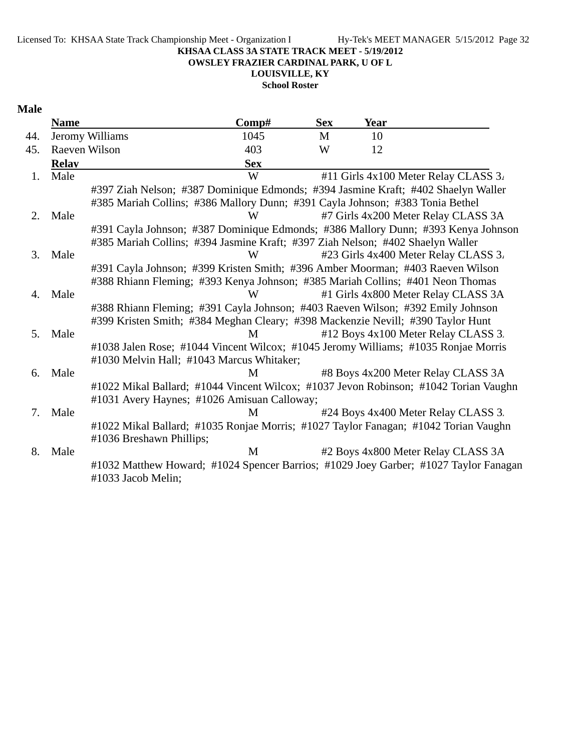**KHSAA CLASS 3A STATE TRACK MEET - 5/19/2012**
**OWSLEY FRAZIER CARDINAL PARK, U OF L**
**LOUISVILLE, KY**
**School Roster**

## Male

| | Name | Comp# | Sex | Year |
|---|---|---|---|---|
| 44. | Jeromy Williams | 1045 | M | 10 |
| 45. | Raeven Wilson | 403 | W | 12 |

| | Relay | Sex | |
|---|---|---|---|
| 1. | Male | W | #11 Girls 4x100 Meter Relay CLASS 3A |
| | #397 Ziah Nelson; #387 Dominique Edmonds; #394 Jasmine Kraft; #402 Shaelyn Waller<br>#385 Mariah Collins; #386 Mallory Dunn; #391 Cayla Johnson; #383 Tonia Bethel | | |
| 2. | Male | W | #7 Girls 4x200 Meter Relay CLASS 3A |
| | #391 Cayla Johnson; #387 Dominique Edmonds; #386 Mallory Dunn; #393 Kenya Johnson<br>#385 Mariah Collins; #394 Jasmine Kraft; #397 Ziah Nelson; #402 Shaelyn Waller | | |
| 3. | Male | W | #23 Girls 4x400 Meter Relay CLASS 3A |
| | #391 Cayla Johnson; #399 Kristen Smith; #396 Amber Moorman; #403 Raeven Wilson<br>#388 Rhiann Fleming; #393 Kenya Johnson; #385 Mariah Collins; #401 Neon Thomas | | |
| 4. | Male | W | #1 Girls 4x800 Meter Relay CLASS 3A |
| | #388 Rhiann Fleming; #391 Cayla Johnson; #403 Raeven Wilson; #392 Emily Johnson<br>#399 Kristen Smith; #384 Meghan Cleary; #398 Mackenzie Nevill; #390 Taylor Hunt | | |
| 5. | Male | M | #12 Boys 4x100 Meter Relay CLASS 3A |
| | #1038 Jalen Rose; #1044 Vincent Wilcox; #1045 Jeromy Williams; #1035 Ronjae Morris<br>#1030 Melvin Hall; #1043 Marcus Whitaker; | | |
| 6. | Male | M | #8 Boys 4x200 Meter Relay CLASS 3A |
| | #1022 Mikal Ballard; #1044 Vincent Wilcox; #1037 Jevon Robinson; #1042 Torian Vaughn<br>#1031 Avery Haynes; #1026 Amisuan Calloway; | | |
| 7. | Male | M | #24 Boys 4x400 Meter Relay CLASS 3A |
| | #1022 Mikal Ballard; #1035 Ronjae Morris; #1027 Taylor Fanagan; #1042 Torian Vaughn<br>#1036 Breshawn Phillips; | | |
| 8. | Male | M | #2 Boys 4x800 Meter Relay CLASS 3A |
| | #1032 Matthew Howard; #1024 Spencer Barrios; #1029 Joey Garber; #1027 Taylor Fanagan<br>#1033 Jacob Melin; | | |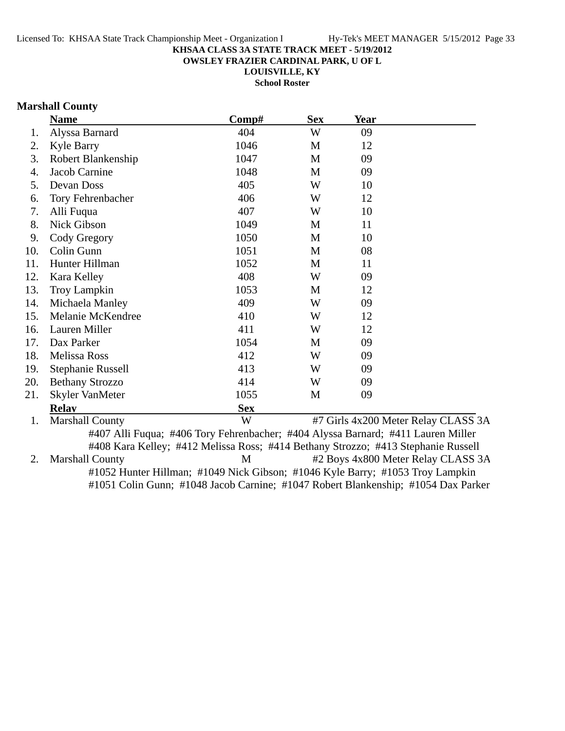**KHSAA CLASS 3A STATE TRACK MEET - 5/19/2012**
**OWSLEY FRAZIER CARDINAL PARK, U OF L**
**LOUISVILLE, KY**
**School Roster**

## Marshall County

| | Name | Comp# | Sex | Year |
|---|---|---|---|---|
| 1. | Alyssa Barnard | 404 | W | 09 |
| 2. | Kyle Barry | 1046 | M | 12 |
| 3. | Robert Blankenship | 1047 | M | 09 |
| 4. | Jacob Carnine | 1048 | M | 09 |
| 5. | Devan Doss | 405 | W | 10 |
| 6. | Tory Fehrenbacher | 406 | W | 12 |
| 7. | Alli Fuqua | 407 | W | 10 |
| 8. | Nick Gibson | 1049 | M | 11 |
| 9. | Cody Gregory | 1050 | M | 10 |
| 10. | Colin Gunn | 1051 | M | 08 |
| 11. | Hunter Hillman | 1052 | M | 11 |
| 12. | Kara Kelley | 408 | W | 09 |
| 13. | Troy Lampkin | 1053 | M | 12 |
| 14. | Michaela Manley | 409 | W | 09 |
| 15. | Melanie McKendree | 410 | W | 12 |
| 16. | Lauren Miller | 411 | W | 12 |
| 17. | Dax Parker | 1054 | M | 09 |
| 18. | Melissa Ross | 412 | W | 09 |
| 19. | Stephanie Russell | 413 | W | 09 |
| 20. | Bethany Strozzo | 414 | W | 09 |
| 21. | Skyler VanMeter | 1055 | M | 09 |

| | Relay | Sex | Event |
|---|---|---|---|
| 1. | Marshall County | W | #7 Girls 4x200 Meter Relay CLASS 3A |
| 2. | Marshall County | M | #2 Boys 4x800 Meter Relay CLASS 3A |

1. Marshall County (W) — #7 Girls 4x200 Meter Relay CLASS 3A
   #407 Alli Fuqua; #406 Tory Fehrenbacher; #404 Alyssa Barnard; #411 Lauren Miller
   #408 Kara Kelley; #412 Melissa Ross; #414 Bethany Strozzo; #413 Stephanie Russell

2. Marshall County (M) — #2 Boys 4x800 Meter Relay CLASS 3A
   #1052 Hunter Hillman; #1049 Nick Gibson; #1046 Kyle Barry; #1053 Troy Lampkin
   #1051 Colin Gunn; #1048 Jacob Carnine; #1047 Robert Blankenship; #1054 Dax Parker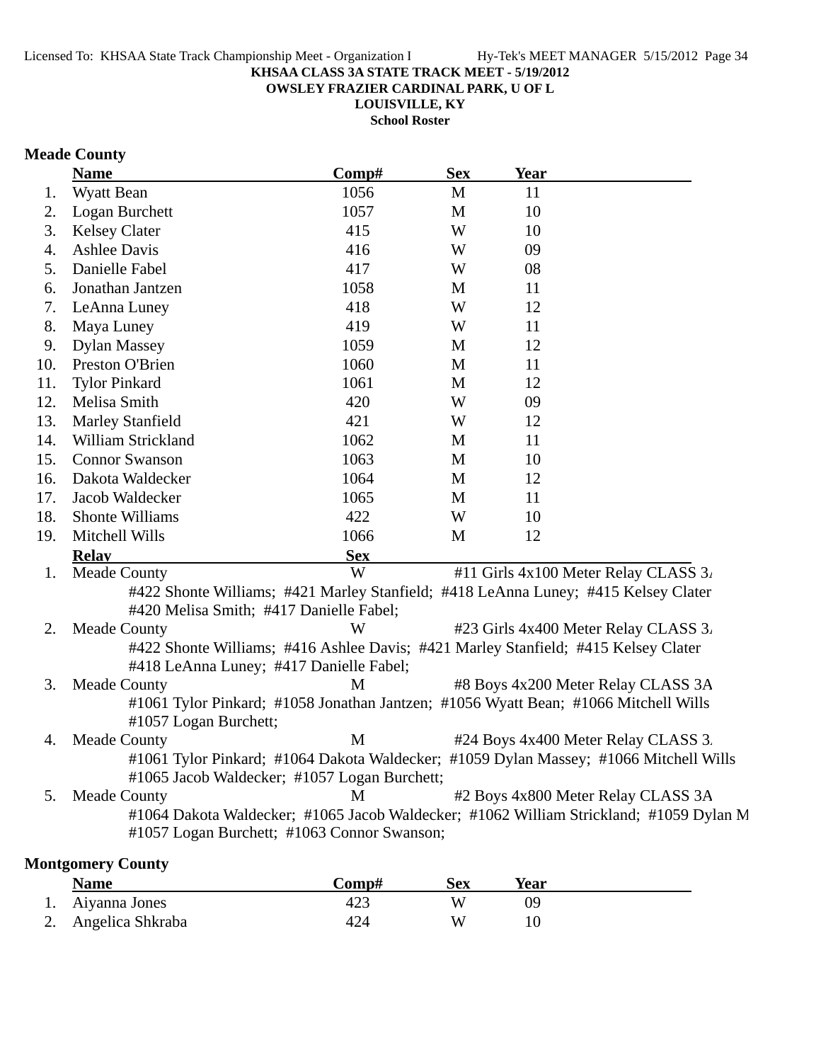**KHSAA CLASS 3A STATE TRACK MEET - 5/19/2012**
**OWSLEY FRAZIER CARDINAL PARK, U OF L**
**LOUISVILLE, KY**
**School Roster**

## Meade County

| | Name | Comp# | Sex | Year |
|---|---|---|---|---|
| 1. | Wyatt Bean | 1056 | M | 11 |
| 2. | Logan Burchett | 1057 | M | 10 |
| 3. | Kelsey Clater | 415 | W | 10 |
| 4. | Ashlee Davis | 416 | W | 09 |
| 5. | Danielle Fabel | 417 | W | 08 |
| 6. | Jonathan Jantzen | 1058 | M | 11 |
| 7. | LeAnna Luney | 418 | W | 12 |
| 8. | Maya Luney | 419 | W | 11 |
| 9. | Dylan Massey | 1059 | M | 12 |
| 10. | Preston O'Brien | 1060 | M | 11 |
| 11. | Tylor Pinkard | 1061 | M | 12 |
| 12. | Melisa Smith | 420 | W | 09 |
| 13. | Marley Stanfield | 421 | W | 12 |
| 14. | William Strickland | 1062 | M | 11 |
| 15. | Connor Swanson | 1063 | M | 10 |
| 16. | Dakota Waldecker | 1064 | M | 12 |
| 17. | Jacob Waldecker | 1065 | M | 11 |
| 18. | Shonte Williams | 422 | W | 10 |
| 19. | Mitchell Wills | 1066 | M | 12 |

| | Relay | Sex | |
|---|---|---|---|
| 1. | Meade County | W | #11 Girls 4x100 Meter Relay CLASS 3A |
| | #422 Shonte Williams; #421 Marley Stanfield; #418 LeAnna Luney; #415 Kelsey Clater; #420 Melisa Smith; #417 Danielle Fabel; | | |
| 2. | Meade County | W | #23 Girls 4x400 Meter Relay CLASS 3A |
| | #422 Shonte Williams; #416 Ashlee Davis; #421 Marley Stanfield; #415 Kelsey Clater; #418 LeAnna Luney; #417 Danielle Fabel; | | |
| 3. | Meade County | M | #8 Boys 4x200 Meter Relay CLASS 3A |
| | #1061 Tylor Pinkard; #1058 Jonathan Jantzen; #1056 Wyatt Bean; #1066 Mitchell Wills; #1057 Logan Burchett; | | |
| 4. | Meade County | M | #24 Boys 4x400 Meter Relay CLASS 3A |
| | #1061 Tylor Pinkard; #1064 Dakota Waldecker; #1059 Dylan Massey; #1066 Mitchell Wills; #1065 Jacob Waldecker; #1057 Logan Burchett; | | |
| 5. | Meade County | M | #2 Boys 4x800 Meter Relay CLASS 3A |
| | #1064 Dakota Waldecker; #1065 Jacob Waldecker; #1062 William Strickland; #1059 Dylan Massey; #1057 Logan Burchett; #1063 Connor Swanson; | | |

## Montgomery County

| | Name | Comp# | Sex | Year |
|---|---|---|---|---|
| 1. | Aiyanna Jones | 423 | W | 09 |
| 2. | Angelica Shkraba | 424 | W | 10 |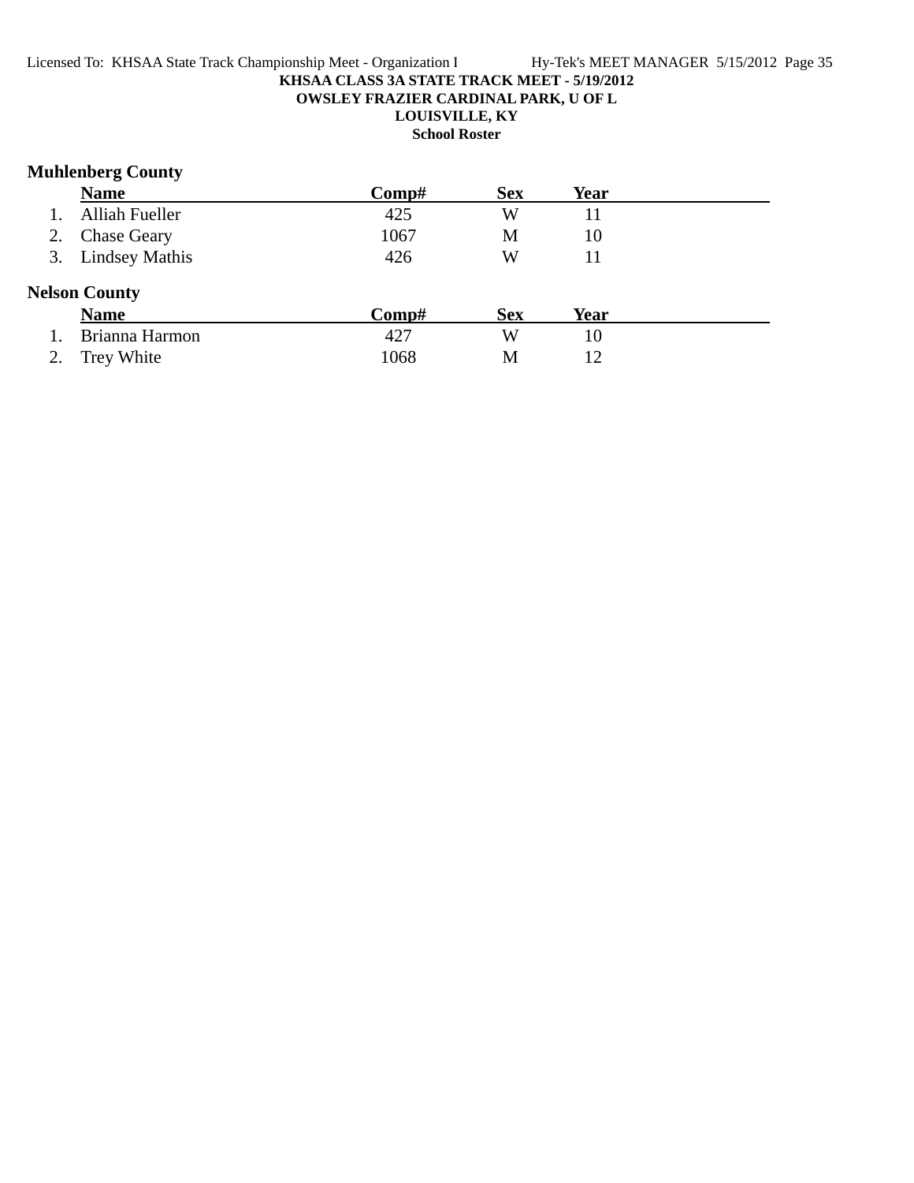**KHSAA CLASS 3A STATE TRACK MEET - 5/19/2012**

**OWSLEY FRAZIER CARDINAL PARK, U OF L**

**LOUISVILLE, KY**

**School Roster**

### Muhlenberg County

| | Name | Comp# | Sex | Year |
|---|---|---|---|---|
| 1. | Alliah Fueller | 425 | W | 11 |
| 2. | Chase Geary | 1067 | M | 10 |
| 3. | Lindsey Mathis | 426 | W | 11 |

### Nelson County

| | Name | Comp# | Sex | Year |
|---|---|---|---|---|
| 1. | Brianna Harmon | 427 | W | 10 |
| 2. | Trey White | 1068 | M | 12 |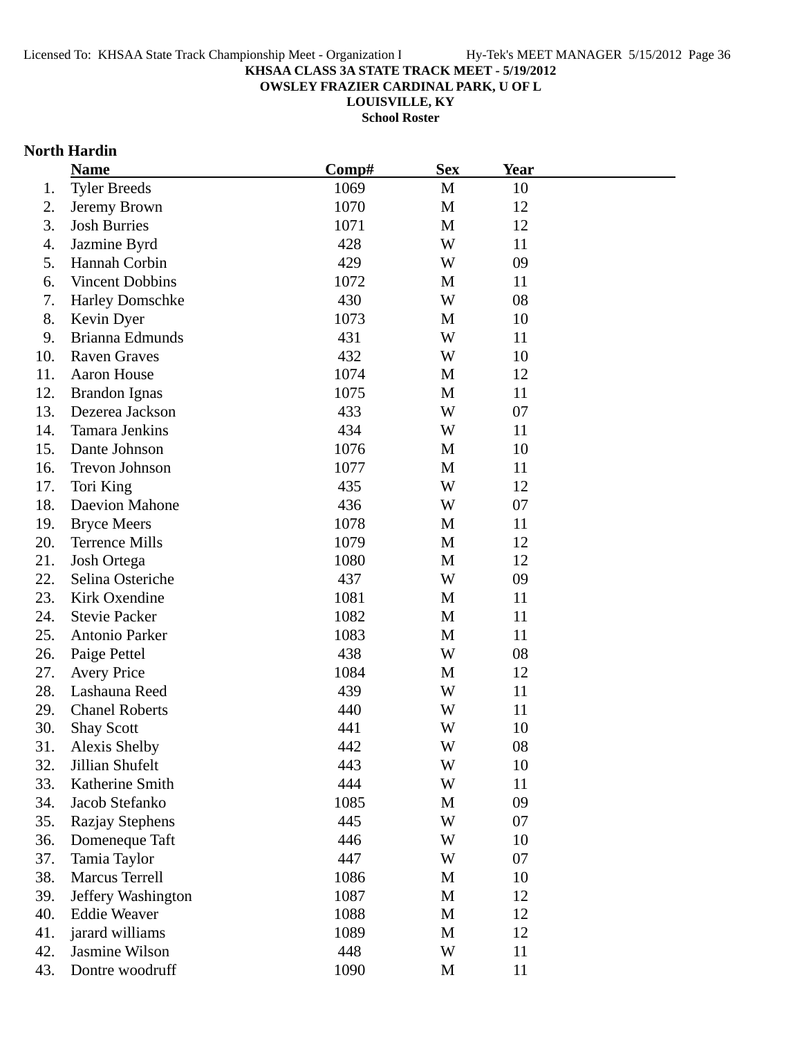KHSAA CLASS 3A STATE TRACK MEET - 5/19/2012

OWSLEY FRAZIER CARDINAL PARK, U OF L

LOUISVILLE, KY

School Roster

## North Hardin

| | Name | Comp# | Sex | Year |
|---|---|---|---|---|
| 1. | Tyler Breeds | 1069 | M | 10 |
| 2. | Jeremy Brown | 1070 | M | 12 |
| 3. | Josh Burries | 1071 | M | 12 |
| 4. | Jazmine Byrd | 428 | W | 11 |
| 5. | Hannah Corbin | 429 | W | 09 |
| 6. | Vincent Dobbins | 1072 | M | 11 |
| 7. | Harley Domschke | 430 | W | 08 |
| 8. | Kevin Dyer | 1073 | M | 10 |
| 9. | Brianna Edmunds | 431 | W | 11 |
| 10. | Raven Graves | 432 | W | 10 |
| 11. | Aaron House | 1074 | M | 12 |
| 12. | Brandon Ignas | 1075 | M | 11 |
| 13. | Dezerea Jackson | 433 | W | 07 |
| 14. | Tamara Jenkins | 434 | W | 11 |
| 15. | Dante Johnson | 1076 | M | 10 |
| 16. | Trevon Johnson | 1077 | M | 11 |
| 17. | Tori King | 435 | W | 12 |
| 18. | Daevion Mahone | 436 | W | 07 |
| 19. | Bryce Meers | 1078 | M | 11 |
| 20. | Terrence Mills | 1079 | M | 12 |
| 21. | Josh Ortega | 1080 | M | 12 |
| 22. | Selina Osteriche | 437 | W | 09 |
| 23. | Kirk Oxendine | 1081 | M | 11 |
| 24. | Stevie Packer | 1082 | M | 11 |
| 25. | Antonio Parker | 1083 | M | 11 |
| 26. | Paige Pettel | 438 | W | 08 |
| 27. | Avery Price | 1084 | M | 12 |
| 28. | Lashauna Reed | 439 | W | 11 |
| 29. | Chanel Roberts | 440 | W | 11 |
| 30. | Shay Scott | 441 | W | 10 |
| 31. | Alexis Shelby | 442 | W | 08 |
| 32. | Jillian Shufelt | 443 | W | 10 |
| 33. | Katherine Smith | 444 | W | 11 |
| 34. | Jacob Stefanko | 1085 | M | 09 |
| 35. | Razjay Stephens | 445 | W | 07 |
| 36. | Domeneque Taft | 446 | W | 10 |
| 37. | Tamia Taylor | 447 | W | 07 |
| 38. | Marcus Terrell | 1086 | M | 10 |
| 39. | Jeffery Washington | 1087 | M | 12 |
| 40. | Eddie Weaver | 1088 | M | 12 |
| 41. | jarard williams | 1089 | M | 12 |
| 42. | Jasmine Wilson | 448 | W | 11 |
| 43. | Dontre woodruff | 1090 | M | 11 |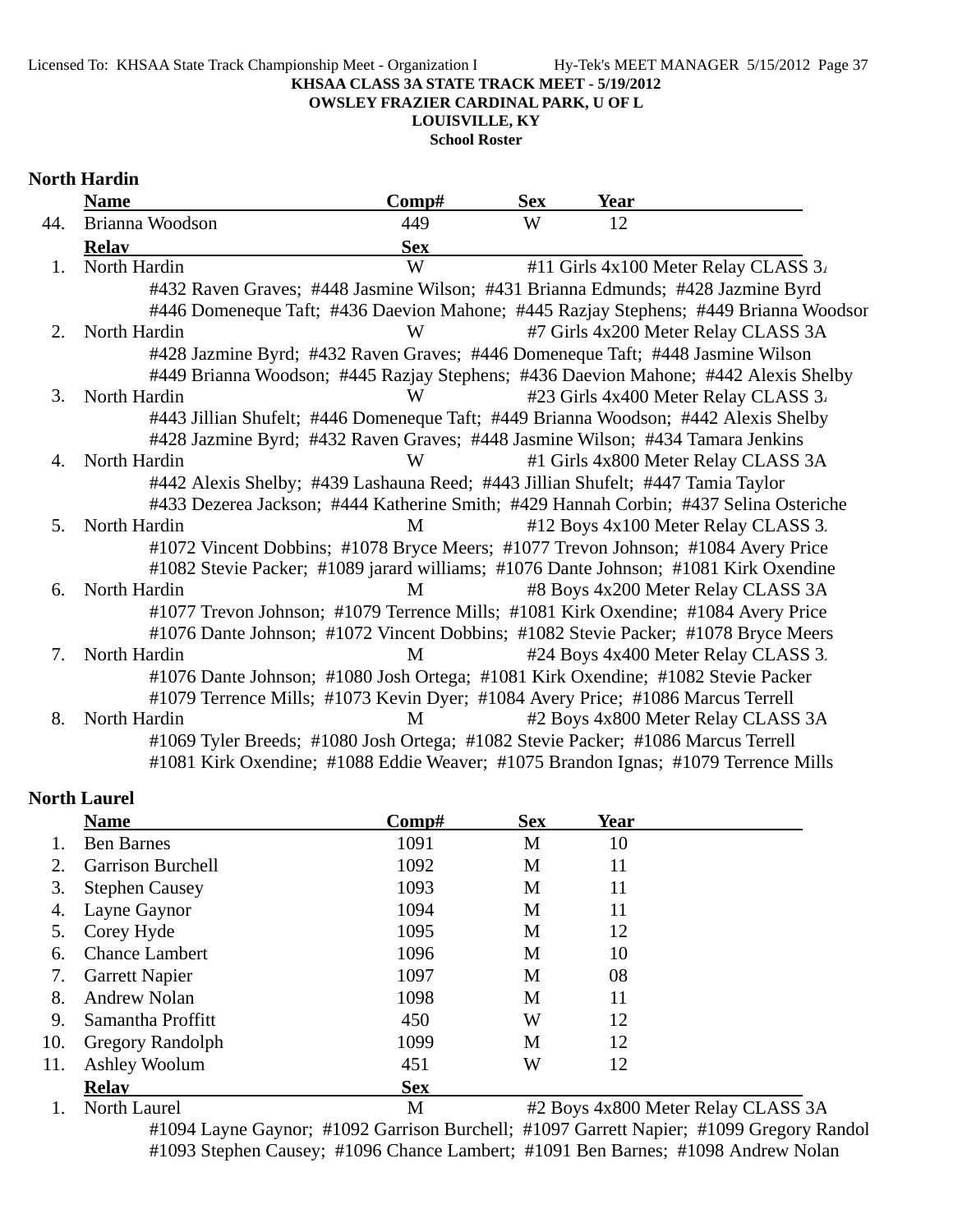**KHSAA CLASS 3A STATE TRACK MEET - 5/19/2012**
**OWSLEY FRAZIER CARDINAL PARK, U OF L**
**LOUISVILLE, KY**
**School Roster**

## North Hardin

| | Name | Comp# | Sex | Year |
|---|---|---|---|---|
| 44. | Brianna Woodson | 449 | W | 12 |

| | Relay | Sex | |
|---|---|---|---|
| 1. | North Hardin | W | #11 Girls 4x100 Meter Relay CLASS 3A |
| | #432 Raven Graves; #448 Jasmine Wilson; #431 Brianna Edmunds; #428 Jazmine Byrd<br>#446 Domeneque Taft; #436 Daevion Mahone; #445 Razjay Stephens; #449 Brianna Woodson | | |
| 2. | North Hardin | W | #7 Girls 4x200 Meter Relay CLASS 3A |
| | #428 Jazmine Byrd; #432 Raven Graves; #446 Domeneque Taft; #448 Jasmine Wilson<br>#449 Brianna Woodson; #445 Razjay Stephens; #436 Daevion Mahone; #442 Alexis Shelby | | |
| 3. | North Hardin | W | #23 Girls 4x400 Meter Relay CLASS 3A |
| | #443 Jillian Shufelt; #446 Domeneque Taft; #449 Brianna Woodson; #442 Alexis Shelby<br>#428 Jazmine Byrd; #432 Raven Graves; #448 Jasmine Wilson; #434 Tamara Jenkins | | |
| 4. | North Hardin | W | #1 Girls 4x800 Meter Relay CLASS 3A |
| | #442 Alexis Shelby; #439 Lashauna Reed; #443 Jillian Shufelt; #447 Tamia Taylor<br>#433 Dezerea Jackson; #444 Katherine Smith; #429 Hannah Corbin; #437 Selina Osteriche | | |
| 5. | North Hardin | M | #12 Boys 4x100 Meter Relay CLASS 3A |
| | #1072 Vincent Dobbins; #1078 Bryce Meers; #1077 Trevon Johnson; #1084 Avery Price<br>#1082 Stevie Packer; #1089 jarard williams; #1076 Dante Johnson; #1081 Kirk Oxendine | | |
| 6. | North Hardin | M | #8 Boys 4x200 Meter Relay CLASS 3A |
| | #1077 Trevon Johnson; #1079 Terrence Mills; #1081 Kirk Oxendine; #1084 Avery Price<br>#1076 Dante Johnson; #1072 Vincent Dobbins; #1082 Stevie Packer; #1078 Bryce Meers | | |
| 7. | North Hardin | M | #24 Boys 4x400 Meter Relay CLASS 3A |
| | #1076 Dante Johnson; #1080 Josh Ortega; #1081 Kirk Oxendine; #1082 Stevie Packer<br>#1079 Terrence Mills; #1073 Kevin Dyer; #1084 Avery Price; #1086 Marcus Terrell | | |
| 8. | North Hardin | M | #2 Boys 4x800 Meter Relay CLASS 3A |
| | #1069 Tyler Breeds; #1080 Josh Ortega; #1082 Stevie Packer; #1086 Marcus Terrell<br>#1081 Kirk Oxendine; #1088 Eddie Weaver; #1075 Brandon Ignas; #1079 Terrence Mills | | |

## North Laurel

| | Name | Comp# | Sex | Year |
|---|---|---|---|---|
| 1. | Ben Barnes | 1091 | M | 10 |
| 2. | Garrison Burchell | 1092 | M | 11 |
| 3. | Stephen Causey | 1093 | M | 11 |
| 4. | Layne Gaynor | 1094 | M | 11 |
| 5. | Corey Hyde | 1095 | M | 12 |
| 6. | Chance Lambert | 1096 | M | 10 |
| 7. | Garrett Napier | 1097 | M | 08 |
| 8. | Andrew Nolan | 1098 | M | 11 |
| 9. | Samantha Proffitt | 450 | W | 12 |
| 10. | Gregory Randolph | 1099 | M | 12 |
| 11. | Ashley Woolum | 451 | W | 12 |

| | Relay | Sex | |
|---|---|---|---|
| 1. | North Laurel | M | #2 Boys 4x800 Meter Relay CLASS 3A |
| | #1094 Layne Gaynor; #1092 Garrison Burchell; #1097 Garrett Napier; #1099 Gregory Randol<br>#1093 Stephen Causey; #1096 Chance Lambert; #1091 Ben Barnes; #1098 Andrew Nolan | | |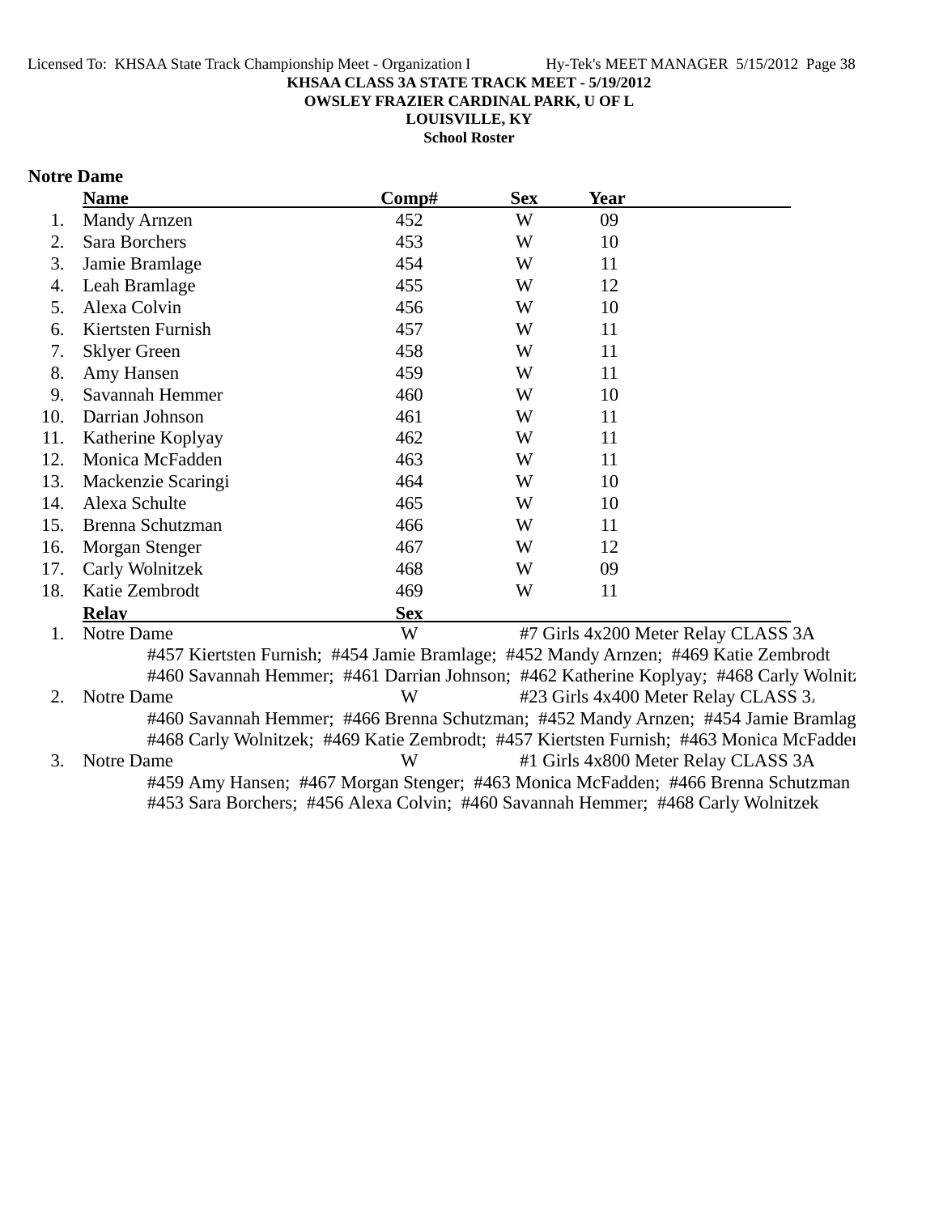**KHSAA CLASS 3A STATE TRACK MEET - 5/19/2012**
**OWSLEY FRAZIER CARDINAL PARK, U OF L**
**LOUISVILLE, KY**
**School Roster**

## Notre Dame

| | Name | Comp# | Sex | Year |
|---|---|---|---|---|
| 1. | Mandy Arnzen | 452 | W | 09 |
| 2. | Sara Borchers | 453 | W | 10 |
| 3. | Jamie Bramlage | 454 | W | 11 |
| 4. | Leah Bramlage | 455 | W | 12 |
| 5. | Alexa Colvin | 456 | W | 10 |
| 6. | Kiertsten Furnish | 457 | W | 11 |
| 7. | Sklyer Green | 458 | W | 11 |
| 8. | Amy Hansen | 459 | W | 11 |
| 9. | Savannah Hemmer | 460 | W | 10 |
| 10. | Darrian Johnson | 461 | W | 11 |
| 11. | Katherine Koplyay | 462 | W | 11 |
| 12. | Monica McFadden | 463 | W | 11 |
| 13. | Mackenzie Scaringi | 464 | W | 10 |
| 14. | Alexa Schulte | 465 | W | 10 |
| 15. | Brenna Schutzman | 466 | W | 11 |
| 16. | Morgan Stenger | 467 | W | 12 |
| 17. | Carly Wolnitzek | 468 | W | 09 |
| 18. | Katie Zembrodt | 469 | W | 11 |

| | Relay | Sex | Event |
|---|---|---|---|
| 1. | Notre Dame | W | #7 Girls 4x200 Meter Relay CLASS 3A |

#457 Kiertsten Furnish; #454 Jamie Bramlage; #452 Mandy Arnzen; #469 Katie Zembrodt
#460 Savannah Hemmer; #461 Darrian Johnson; #462 Katherine Koplyay; #468 Carly Wolnitz

| | Relay | Sex | Event |
|---|---|---|---|
| 2. | Notre Dame | W | #23 Girls 4x400 Meter Relay CLASS 3A |

#460 Savannah Hemmer; #466 Brenna Schutzman; #452 Mandy Arnzen; #454 Jamie Bramlag
#468 Carly Wolnitzek; #469 Katie Zembrodt; #457 Kiertsten Furnish; #463 Monica McFadden

| | Relay | Sex | Event |
|---|---|---|---|
| 3. | Notre Dame | W | #1 Girls 4x800 Meter Relay CLASS 3A |

#459 Amy Hansen; #467 Morgan Stenger; #463 Monica McFadden; #466 Brenna Schutzman
#453 Sara Borchers; #456 Alexa Colvin; #460 Savannah Hemmer; #468 Carly Wolnitzek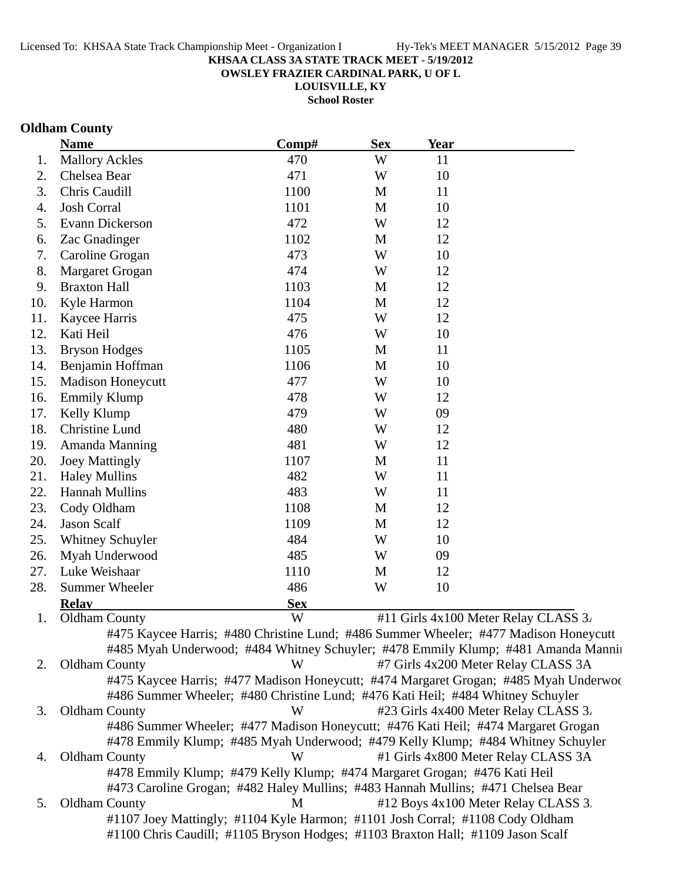**KHSAA CLASS 3A STATE TRACK MEET - 5/19/2012**
**OWSLEY FRAZIER CARDINAL PARK, U OF L**
**LOUISVILLE, KY**
**School Roster**

## Oldham County

| | Name | Comp# | Sex | Year |
|---|---|---|---|---|
| 1. | Mallory Ackles | 470 | W | 11 |
| 2. | Chelsea Bear | 471 | W | 10 |
| 3. | Chris Caudill | 1100 | M | 11 |
| 4. | Josh Corral | 1101 | M | 10 |
| 5. | Evann Dickerson | 472 | W | 12 |
| 6. | Zac Gnadinger | 1102 | M | 12 |
| 7. | Caroline Grogan | 473 | W | 10 |
| 8. | Margaret Grogan | 474 | W | 12 |
| 9. | Braxton Hall | 1103 | M | 12 |
| 10. | Kyle Harmon | 1104 | M | 12 |
| 11. | Kaycee Harris | 475 | W | 12 |
| 12. | Kati Heil | 476 | W | 10 |
| 13. | Bryson Hodges | 1105 | M | 11 |
| 14. | Benjamin Hoffman | 1106 | M | 10 |
| 15. | Madison Honeycutt | 477 | W | 10 |
| 16. | Emmily Klump | 478 | W | 12 |
| 17. | Kelly Klump | 479 | W | 09 |
| 18. | Christine Lund | 480 | W | 12 |
| 19. | Amanda Manning | 481 | W | 12 |
| 20. | Joey Mattingly | 1107 | M | 11 |
| 21. | Haley Mullins | 482 | W | 11 |
| 22. | Hannah Mullins | 483 | W | 11 |
| 23. | Cody Oldham | 1108 | M | 12 |
| 24. | Jason Scalf | 1109 | M | 12 |
| 25. | Whitney Schuyler | 484 | W | 10 |
| 26. | Myah Underwood | 485 | W | 09 |
| 27. | Luke Weishaar | 1110 | M | 12 |
| 28. | Summer Wheeler | 486 | W | 10 |

| | Relay | Sex | |
|---|---|---|---|
| 1. | Oldham County | W | #11 Girls 4x100 Meter Relay CLASS 3A |
| | #475 Kaycee Harris; #480 Christine Lund; #486 Summer Wheeler; #477 Madison Honeycutt | | |
| | #485 Myah Underwood; #484 Whitney Schuyler; #478 Emmily Klump; #481 Amanda Manning | | |
| 2. | Oldham County | W | #7 Girls 4x200 Meter Relay CLASS 3A |
| | #475 Kaycee Harris; #477 Madison Honeycutt; #474 Margaret Grogan; #485 Myah Underwood | | |
| | #486 Summer Wheeler; #480 Christine Lund; #476 Kati Heil; #484 Whitney Schuyler | | |
| 3. | Oldham County | W | #23 Girls 4x400 Meter Relay CLASS 3A |
| | #486 Summer Wheeler; #477 Madison Honeycutt; #476 Kati Heil; #474 Margaret Grogan | | |
| | #478 Emmily Klump; #485 Myah Underwood; #479 Kelly Klump; #484 Whitney Schuyler | | |
| 4. | Oldham County | W | #1 Girls 4x800 Meter Relay CLASS 3A |
| | #478 Emmily Klump; #479 Kelly Klump; #474 Margaret Grogan; #476 Kati Heil | | |
| | #473 Caroline Grogan; #482 Haley Mullins; #483 Hannah Mullins; #471 Chelsea Bear | | |
| 5. | Oldham County | M | #12 Boys 4x100 Meter Relay CLASS 3A |
| | #1107 Joey Mattingly; #1104 Kyle Harmon; #1101 Josh Corral; #1108 Cody Oldham | | |
| | #1100 Chris Caudill; #1105 Bryson Hodges; #1103 Braxton Hall; #1109 Jason Scalf | | |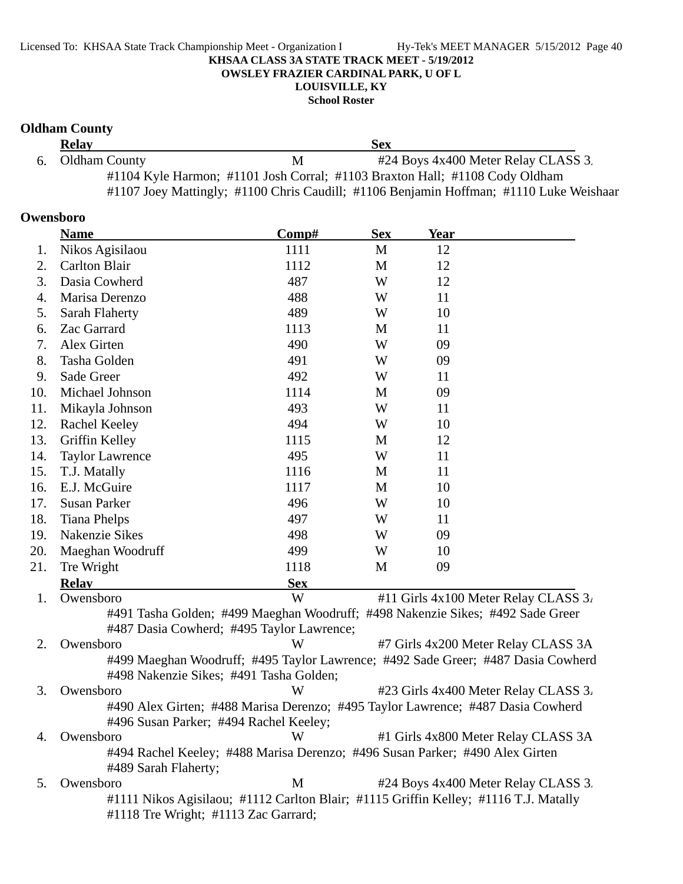KHSAA CLASS 3A STATE TRACK MEET - 5/19/2012
OWSLEY FRAZIER CARDINAL PARK, U OF L
LOUISVILLE, KY
School Roster

## Oldham County

| | Relay | Sex | |
|---|---|---|---|
| 6. | Oldham County | M | #24 Boys 4x400 Meter Relay CLASS 3. |

#1104 Kyle Harmon; #1101 Josh Corral; #1103 Braxton Hall; #1108 Cody Oldham
#1107 Joey Mattingly; #1100 Chris Caudill; #1106 Benjamin Hoffman; #1110 Luke Weishaar

## Owensboro

| | Name | Comp# | Sex | Year |
|---|---|---|---|---|
| 1. | Nikos Agisilaou | 1111 | M | 12 |
| 2. | Carlton Blair | 1112 | M | 12 |
| 3. | Dasia Cowherd | 487 | W | 12 |
| 4. | Marisa Derenzo | 488 | W | 11 |
| 5. | Sarah Flaherty | 489 | W | 10 |
| 6. | Zac Garrard | 1113 | M | 11 |
| 7. | Alex Girten | 490 | W | 09 |
| 8. | Tasha Golden | 491 | W | 09 |
| 9. | Sade Greer | 492 | W | 11 |
| 10. | Michael Johnson | 1114 | M | 09 |
| 11. | Mikayla Johnson | 493 | W | 11 |
| 12. | Rachel Keeley | 494 | W | 10 |
| 13. | Griffin Kelley | 1115 | M | 12 |
| 14. | Taylor Lawrence | 495 | W | 11 |
| 15. | T.J. Matally | 1116 | M | 11 |
| 16. | E.J. McGuire | 1117 | M | 10 |
| 17. | Susan Parker | 496 | W | 10 |
| 18. | Tiana Phelps | 497 | W | 11 |
| 19. | Nakenzie Sikes | 498 | W | 09 |
| 20. | Maeghan Woodruff | 499 | W | 10 |
| 21. | Tre Wright | 1118 | M | 09 |

| | Relay | Sex | |
|---|---|---|---|
| 1. | Owensboro | W | #11 Girls 4x100 Meter Relay CLASS 3. |
| 2. | Owensboro | W | #7 Girls 4x200 Meter Relay CLASS 3A |
| 3. | Owensboro | W | #23 Girls 4x400 Meter Relay CLASS 3. |
| 4. | Owensboro | W | #1 Girls 4x800 Meter Relay CLASS 3A |
| 5. | Owensboro | M | #24 Boys 4x400 Meter Relay CLASS 3. |

1. #491 Tasha Golden; #499 Maeghan Woodruff; #498 Nakenzie Sikes; #492 Sade Greer
#487 Dasia Cowherd; #495 Taylor Lawrence;

2. #499 Maeghan Woodruff; #495 Taylor Lawrence; #492 Sade Greer; #487 Dasia Cowherd
#498 Nakenzie Sikes; #491 Tasha Golden;

3. #490 Alex Girten; #488 Marisa Derenzo; #495 Taylor Lawrence; #487 Dasia Cowherd
#496 Susan Parker; #494 Rachel Keeley;

4. #494 Rachel Keeley; #488 Marisa Derenzo; #496 Susan Parker; #490 Alex Girten
#489 Sarah Flaherty;

5. #1111 Nikos Agisilaou; #1112 Carlton Blair; #1115 Griffin Kelley; #1116 T.J. Matally
#1118 Tre Wright; #1113 Zac Garrard;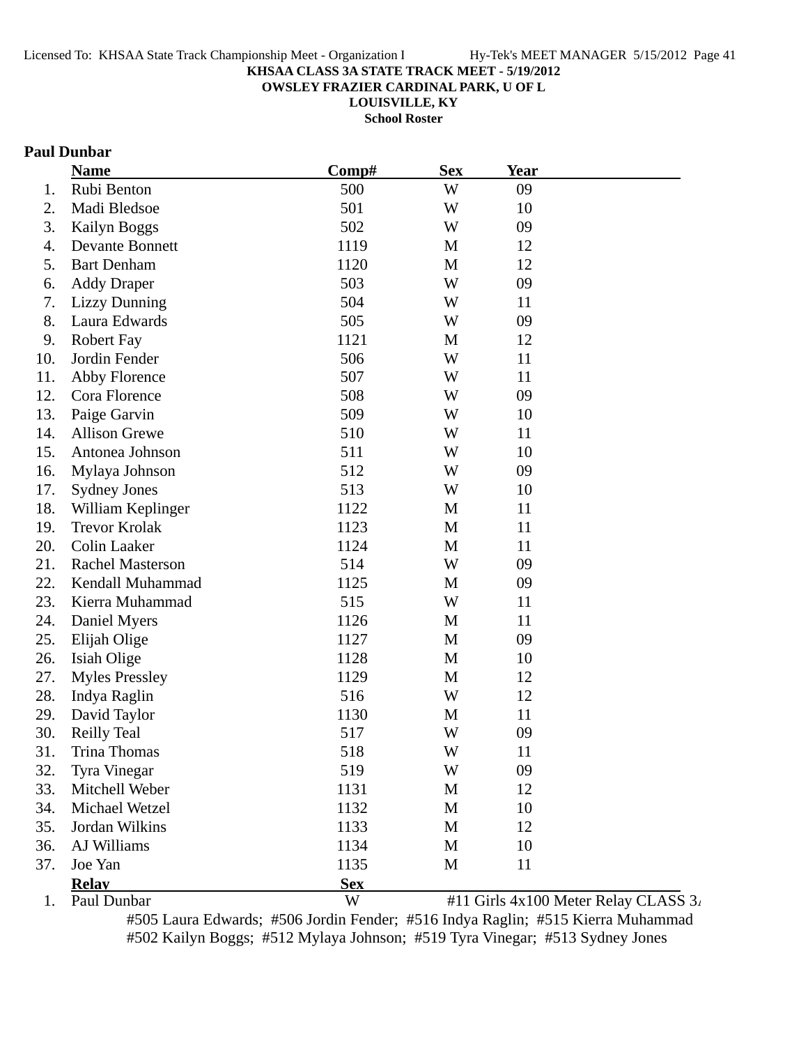**KHSAA CLASS 3A STATE TRACK MEET - 5/19/2012**
**OWSLEY FRAZIER CARDINAL PARK, U OF L**
**LOUISVILLE, KY**
**School Roster**

**Paul Dunbar**

| | Name | Comp# | Sex | Year |
|---|---|---|---|---|
| 1. | Rubi Benton | 500 | W | 09 |
| 2. | Madi Bledsoe | 501 | W | 10 |
| 3. | Kailyn Boggs | 502 | W | 09 |
| 4. | Devante Bonnett | 1119 | M | 12 |
| 5. | Bart Denham | 1120 | M | 12 |
| 6. | Addy Draper | 503 | W | 09 |
| 7. | Lizzy Dunning | 504 | W | 11 |
| 8. | Laura Edwards | 505 | W | 09 |
| 9. | Robert Fay | 1121 | M | 12 |
| 10. | Jordin Fender | 506 | W | 11 |
| 11. | Abby Florence | 507 | W | 11 |
| 12. | Cora Florence | 508 | W | 09 |
| 13. | Paige Garvin | 509 | W | 10 |
| 14. | Allison Grewe | 510 | W | 11 |
| 15. | Antonea Johnson | 511 | W | 10 |
| 16. | Mylaya Johnson | 512 | W | 09 |
| 17. | Sydney Jones | 513 | W | 10 |
| 18. | William Keplinger | 1122 | M | 11 |
| 19. | Trevor Krolak | 1123 | M | 11 |
| 20. | Colin Laaker | 1124 | M | 11 |
| 21. | Rachel Masterson | 514 | W | 09 |
| 22. | Kendall Muhammad | 1125 | M | 09 |
| 23. | Kierra Muhammad | 515 | W | 11 |
| 24. | Daniel Myers | 1126 | M | 11 |
| 25. | Elijah Olige | 1127 | M | 09 |
| 26. | Isiah Olige | 1128 | M | 10 |
| 27. | Myles Pressley | 1129 | M | 12 |
| 28. | Indya Raglin | 516 | W | 12 |
| 29. | David Taylor | 1130 | M | 11 |
| 30. | Reilly Teal | 517 | W | 09 |
| 31. | Trina Thomas | 518 | W | 11 |
| 32. | Tyra Vinegar | 519 | W | 09 |
| 33. | Mitchell Weber | 1131 | M | 12 |
| 34. | Michael Wetzel | 1132 | M | 10 |
| 35. | Jordan Wilkins | 1133 | M | 12 |
| 36. | AJ Williams | 1134 | M | 10 |
| 37. | Joe Yan | 1135 | M | 11 |

| | Relay | Sex | |
|---|---|---|---|
| 1. | Paul Dunbar | W | #11 Girls 4x100 Meter Relay CLASS 3A |

#505 Laura Edwards; #506 Jordin Fender; #516 Indya Raglin; #515 Kierra Muhammad
#502 Kailyn Boggs; #512 Mylaya Johnson; #519 Tyra Vinegar; #513 Sydney Jones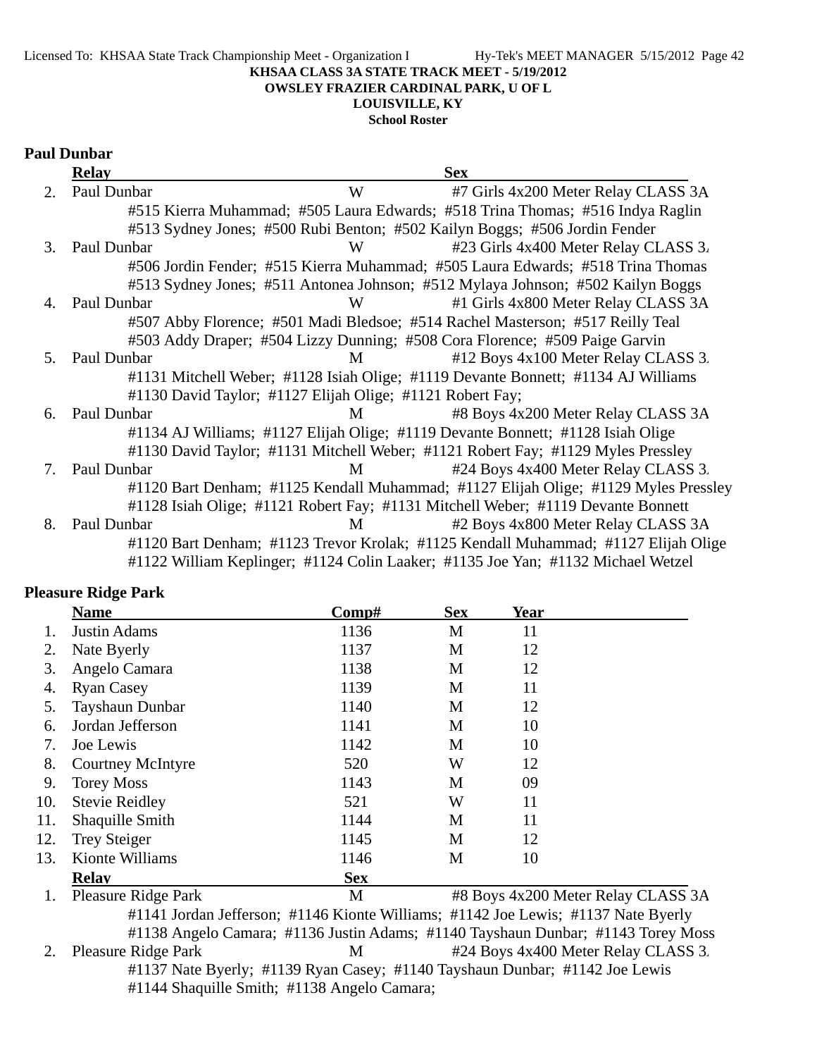**KHSAA CLASS 3A STATE TRACK MEET - 5/19/2012**
**OWSLEY FRAZIER CARDINAL PARK, U OF L**
**LOUISVILLE, KY**
**School Roster**

## Paul Dunbar

| | Relay | Sex | |
|---|---|---|---|
| 2. | Paul Dunbar | W | #7 Girls 4x200 Meter Relay CLASS 3A |
| | #515 Kierra Muhammad; #505 Laura Edwards; #518 Trina Thomas; #516 Indya Raglin | | |
| | #513 Sydney Jones; #500 Rubi Benton; #502 Kailyn Boggs; #506 Jordin Fender | | |
| 3. | Paul Dunbar | W | #23 Girls 4x400 Meter Relay CLASS 3A |
| | #506 Jordin Fender; #515 Kierra Muhammad; #505 Laura Edwards; #518 Trina Thomas | | |
| | #513 Sydney Jones; #511 Antonea Johnson; #512 Mylaya Johnson; #502 Kailyn Boggs | | |
| 4. | Paul Dunbar | W | #1 Girls 4x800 Meter Relay CLASS 3A |
| | #507 Abby Florence; #501 Madi Bledsoe; #514 Rachel Masterson; #517 Reilly Teal | | |
| | #503 Addy Draper; #504 Lizzy Dunning; #508 Cora Florence; #509 Paige Garvin | | |
| 5. | Paul Dunbar | M | #12 Boys 4x100 Meter Relay CLASS 3A |
| | #1131 Mitchell Weber; #1128 Isiah Olige; #1119 Devante Bonnett; #1134 AJ Williams | | |
| | #1130 David Taylor; #1127 Elijah Olige; #1121 Robert Fay; | | |
| 6. | Paul Dunbar | M | #8 Boys 4x200 Meter Relay CLASS 3A |
| | #1134 AJ Williams; #1127 Elijah Olige; #1119 Devante Bonnett; #1128 Isiah Olige | | |
| | #1130 David Taylor; #1131 Mitchell Weber; #1121 Robert Fay; #1129 Myles Pressley | | |
| 7. | Paul Dunbar | M | #24 Boys 4x400 Meter Relay CLASS 3A |
| | #1120 Bart Denham; #1125 Kendall Muhammad; #1127 Elijah Olige; #1129 Myles Pressley | | |
| | #1128 Isiah Olige; #1121 Robert Fay; #1131 Mitchell Weber; #1119 Devante Bonnett | | |
| 8. | Paul Dunbar | M | #2 Boys 4x800 Meter Relay CLASS 3A |
| | #1120 Bart Denham; #1123 Trevor Krolak; #1125 Kendall Muhammad; #1127 Elijah Olige | | |
| | #1122 William Keplinger; #1124 Colin Laaker; #1135 Joe Yan; #1132 Michael Wetzel | | |

## Pleasure Ridge Park

| | Name | Comp# | Sex | Year |
|---|---|---|---|---|
| 1. | Justin Adams | 1136 | M | 11 |
| 2. | Nate Byerly | 1137 | M | 12 |
| 3. | Angelo Camara | 1138 | M | 12 |
| 4. | Ryan Casey | 1139 | M | 11 |
| 5. | Tayshaun Dunbar | 1140 | M | 12 |
| 6. | Jordan Jefferson | 1141 | M | 10 |
| 7. | Joe Lewis | 1142 | M | 10 |
| 8. | Courtney McIntyre | 520 | W | 12 |
| 9. | Torey Moss | 1143 | M | 09 |
| 10. | Stevie Reidley | 521 | W | 11 |
| 11. | Shaquille Smith | 1144 | M | 11 |
| 12. | Trey Steiger | 1145 | M | 12 |
| 13. | Kionte Williams | 1146 | M | 10 |

| | Relay | Sex | |
|---|---|---|---|
| 1. | Pleasure Ridge Park | M | #8 Boys 4x200 Meter Relay CLASS 3A |
| | #1141 Jordan Jefferson; #1146 Kionte Williams; #1142 Joe Lewis; #1137 Nate Byerly | | |
| | #1138 Angelo Camara; #1136 Justin Adams; #1140 Tayshaun Dunbar; #1143 Torey Moss | | |
| 2. | Pleasure Ridge Park | M | #24 Boys 4x400 Meter Relay CLASS 3A |
| | #1137 Nate Byerly; #1139 Ryan Casey; #1140 Tayshaun Dunbar; #1142 Joe Lewis | | |
| | #1144 Shaquille Smith; #1138 Angelo Camara; | | |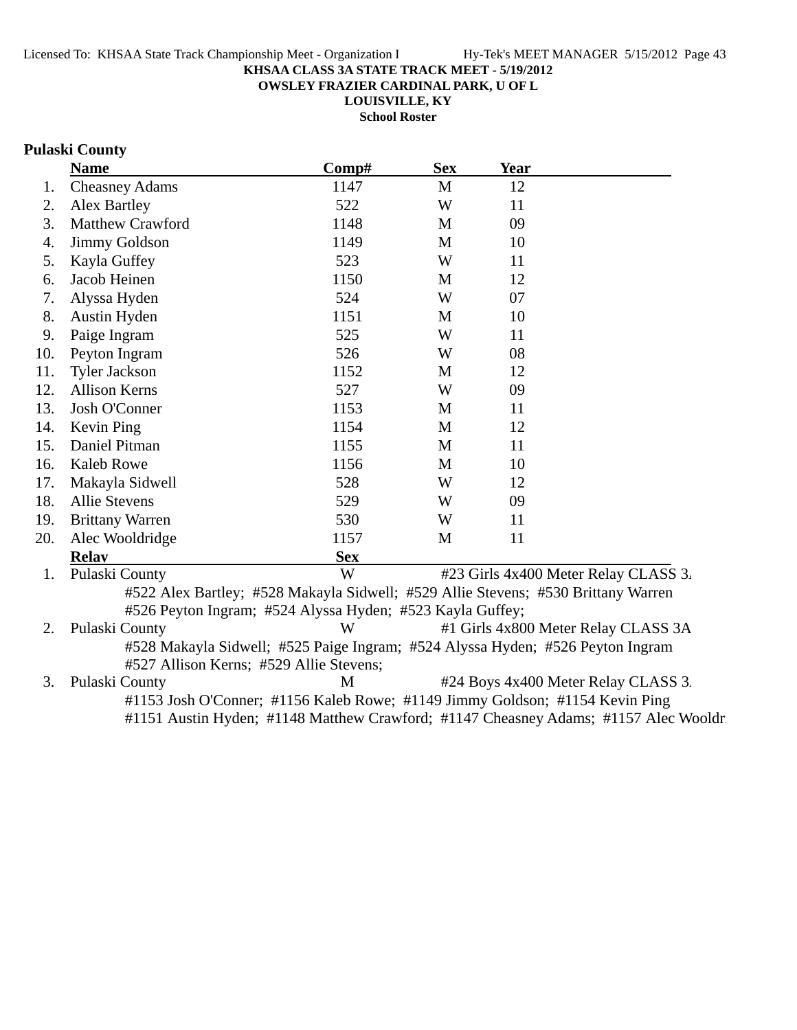**KHSAA CLASS 3A STATE TRACK MEET - 5/19/2012**
**OWSLEY FRAZIER CARDINAL PARK, U OF L**
**LOUISVILLE, KY**
**School Roster**

## Pulaski County

| | Name | Comp# | Sex | Year |
|---|---|---|---|---|
| 1. | Cheasney Adams | 1147 | M | 12 |
| 2. | Alex Bartley | 522 | W | 11 |
| 3. | Matthew Crawford | 1148 | M | 09 |
| 4. | Jimmy Goldson | 1149 | M | 10 |
| 5. | Kayla Guffey | 523 | W | 11 |
| 6. | Jacob Heinen | 1150 | M | 12 |
| 7. | Alyssa Hyden | 524 | W | 07 |
| 8. | Austin Hyden | 1151 | M | 10 |
| 9. | Paige Ingram | 525 | W | 11 |
| 10. | Peyton Ingram | 526 | W | 08 |
| 11. | Tyler Jackson | 1152 | M | 12 |
| 12. | Allison Kerns | 527 | W | 09 |
| 13. | Josh O'Conner | 1153 | M | 11 |
| 14. | Kevin Ping | 1154 | M | 12 |
| 15. | Daniel Pitman | 1155 | M | 11 |
| 16. | Kaleb Rowe | 1156 | M | 10 |
| 17. | Makayla Sidwell | 528 | W | 12 |
| 18. | Allie Stevens | 529 | W | 09 |
| 19. | Brittany Warren | 530 | W | 11 |
| 20. | Alec Wooldridge | 1157 | M | 11 |

| | Relay | Sex | |
|---|---|---|---|
| 1. | Pulaski County | W | #23 Girls 4x400 Meter Relay CLASS 3A |
| | #522 Alex Bartley; #528 Makayla Sidwell; #529 Allie Stevens; #530 Brittany Warren; #526 Peyton Ingram; #524 Alyssa Hyden; #523 Kayla Guffey; | | |
| 2. | Pulaski County | W | #1 Girls 4x800 Meter Relay CLASS 3A |
| | #528 Makayla Sidwell; #525 Paige Ingram; #524 Alyssa Hyden; #526 Peyton Ingram; #527 Allison Kerns; #529 Allie Stevens; | | |
| 3. | Pulaski County | M | #24 Boys 4x400 Meter Relay CLASS 3A |
| | #1153 Josh O'Conner; #1156 Kaleb Rowe; #1149 Jimmy Goldson; #1154 Kevin Ping; #1151 Austin Hyden; #1148 Matthew Crawford; #1147 Cheasney Adams; #1157 Alec Wooldr | | |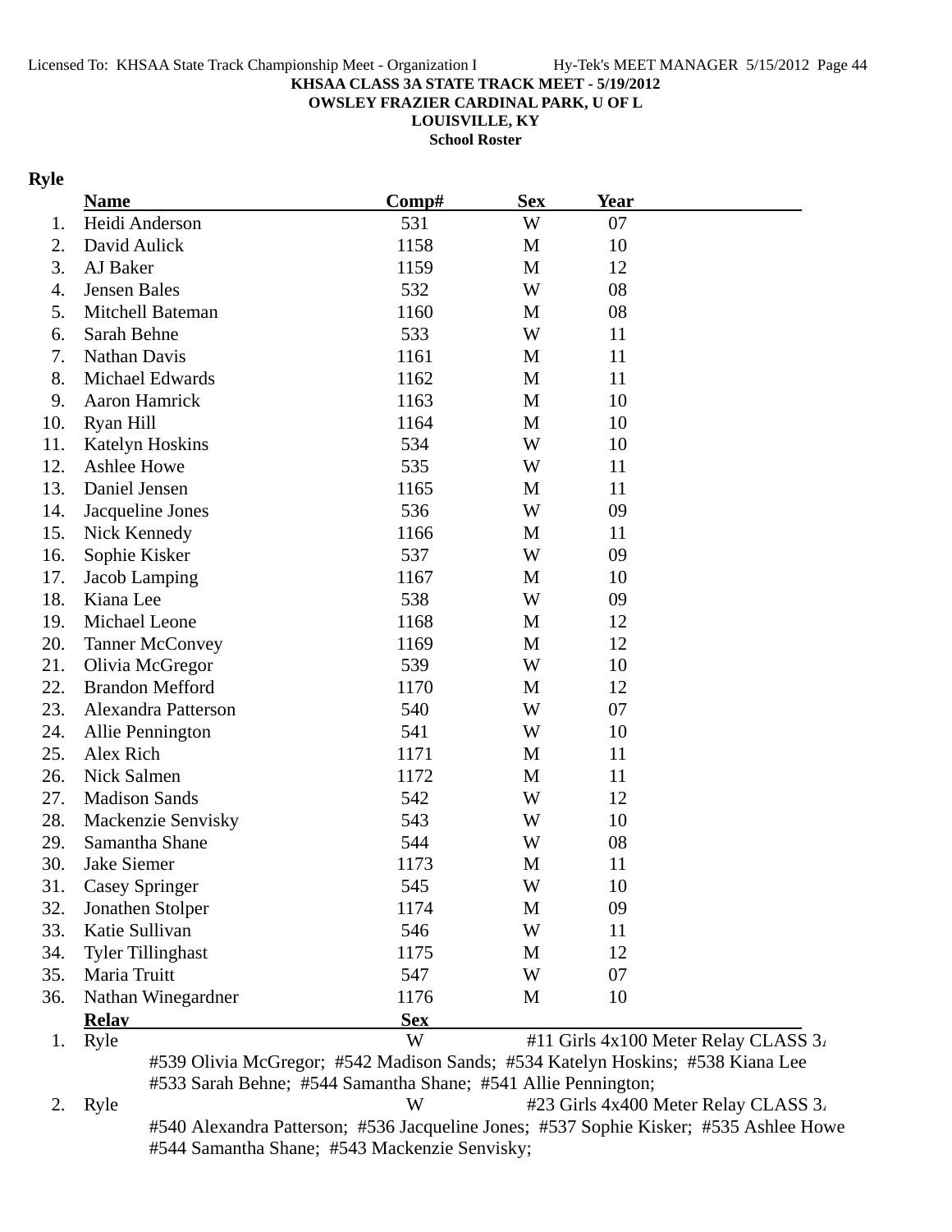**KHSAA CLASS 3A STATE TRACK MEET - 5/19/2012**
**OWSLEY FRAZIER CARDINAL PARK, U OF L**
**LOUISVILLE, KY**
**School Roster**

## Ryle

| | Name | Comp# | Sex | Year |
|---|---|---|---|---|
| 1. | Heidi Anderson | 531 | W | 07 |
| 2. | David Aulick | 1158 | M | 10 |
| 3. | AJ Baker | 1159 | M | 12 |
| 4. | Jensen Bales | 532 | W | 08 |
| 5. | Mitchell Bateman | 1160 | M | 08 |
| 6. | Sarah Behne | 533 | W | 11 |
| 7. | Nathan Davis | 1161 | M | 11 |
| 8. | Michael Edwards | 1162 | M | 11 |
| 9. | Aaron Hamrick | 1163 | M | 10 |
| 10. | Ryan Hill | 1164 | M | 10 |
| 11. | Katelyn Hoskins | 534 | W | 10 |
| 12. | Ashlee Howe | 535 | W | 11 |
| 13. | Daniel Jensen | 1165 | M | 11 |
| 14. | Jacqueline Jones | 536 | W | 09 |
| 15. | Nick Kennedy | 1166 | M | 11 |
| 16. | Sophie Kisker | 537 | W | 09 |
| 17. | Jacob Lamping | 1167 | M | 10 |
| 18. | Kiana Lee | 538 | W | 09 |
| 19. | Michael Leone | 1168 | M | 12 |
| 20. | Tanner McConvey | 1169 | M | 12 |
| 21. | Olivia McGregor | 539 | W | 10 |
| 22. | Brandon Mefford | 1170 | M | 12 |
| 23. | Alexandra Patterson | 540 | W | 07 |
| 24. | Allie Pennington | 541 | W | 10 |
| 25. | Alex Rich | 1171 | M | 11 |
| 26. | Nick Salmen | 1172 | M | 11 |
| 27. | Madison Sands | 542 | W | 12 |
| 28. | Mackenzie Senvisky | 543 | W | 10 |
| 29. | Samantha Shane | 544 | W | 08 |
| 30. | Jake Siemer | 1173 | M | 11 |
| 31. | Casey Springer | 545 | W | 10 |
| 32. | Jonathen Stolper | 1174 | M | 09 |
| 33. | Katie Sullivan | 546 | W | 11 |
| 34. | Tyler Tillinghast | 1175 | M | 12 |
| 35. | Maria Truitt | 547 | W | 07 |
| 36. | Nathan Winegardner | 1176 | M | 10 |

| | Relay | Sex | Event |
|---|---|---|---|
| 1. | Ryle | W | #11 Girls 4x100 Meter Relay CLASS 3A |
| | #539 Olivia McGregor; #542 Madison Sands; #534 Katelyn Hoskins; #538 Kiana Lee; #533 Sarah Behne; #544 Samantha Shane; #541 Allie Pennington; | | |
| 2. | Ryle | W | #23 Girls 4x400 Meter Relay CLASS 3A |
| | #540 Alexandra Patterson; #536 Jacqueline Jones; #537 Sophie Kisker; #535 Ashlee Howe; #544 Samantha Shane; #543 Mackenzie Senvisky; | | |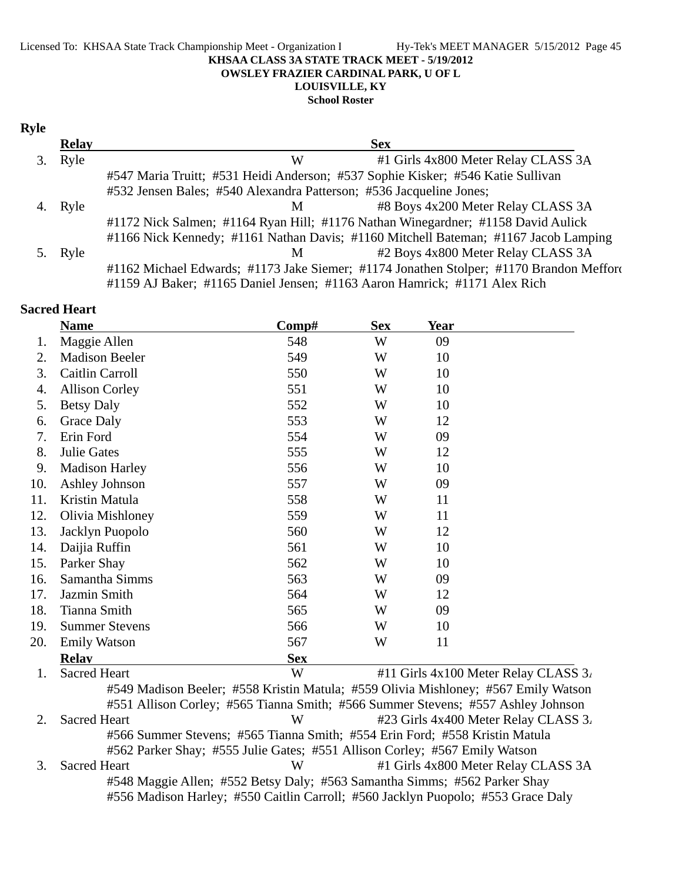KHSAA CLASS 3A STATE TRACK MEET - 5/19/2012
OWSLEY FRAZIER CARDINAL PARK, U OF L
LOUISVILLE, KY
School Roster

## Ryle

| | Relay | Sex | |
|---|---|---|---|
| 3. | Ryle | W | #1 Girls 4x800 Meter Relay CLASS 3A |
| | #547 Maria Truitt; #531 Heidi Anderson; #537 Sophie Kisker; #546 Katie Sullivan | | |
| | #532 Jensen Bales; #540 Alexandra Patterson; #536 Jacqueline Jones; | | |
| 4. | Ryle | M | #8 Boys 4x200 Meter Relay CLASS 3A |
| | #1172 Nick Salmen; #1164 Ryan Hill; #1176 Nathan Winegardner; #1158 David Aulick | | |
| | #1166 Nick Kennedy; #1161 Nathan Davis; #1160 Mitchell Bateman; #1167 Jacob Lamping | | |
| 5. | Ryle | M | #2 Boys 4x800 Meter Relay CLASS 3A |
| | #1162 Michael Edwards; #1173 Jake Siemer; #1174 Jonathen Stolper; #1170 Brandon Mefford | | |
| | #1159 AJ Baker; #1165 Daniel Jensen; #1163 Aaron Hamrick; #1171 Alex Rich | | |

## Sacred Heart

| | Name | Comp# | Sex | Year |
|---|---|---|---|---|
| 1. | Maggie Allen | 548 | W | 09 |
| 2. | Madison Beeler | 549 | W | 10 |
| 3. | Caitlin Carroll | 550 | W | 10 |
| 4. | Allison Corley | 551 | W | 10 |
| 5. | Betsy Daly | 552 | W | 10 |
| 6. | Grace Daly | 553 | W | 12 |
| 7. | Erin Ford | 554 | W | 09 |
| 8. | Julie Gates | 555 | W | 12 |
| 9. | Madison Harley | 556 | W | 10 |
| 10. | Ashley Johnson | 557 | W | 09 |
| 11. | Kristin Matula | 558 | W | 11 |
| 12. | Olivia Mishloney | 559 | W | 11 |
| 13. | Jacklyn Puopolo | 560 | W | 12 |
| 14. | Daijia Ruffin | 561 | W | 10 |
| 15. | Parker Shay | 562 | W | 10 |
| 16. | Samantha Simms | 563 | W | 09 |
| 17. | Jazmin Smith | 564 | W | 12 |
| 18. | Tianna Smith | 565 | W | 09 |
| 19. | Summer Stevens | 566 | W | 10 |
| 20. | Emily Watson | 567 | W | 11 |

| | Relay | Sex | |
|---|---|---|---|
| 1. | Sacred Heart | W | #11 Girls 4x100 Meter Relay CLASS 3A |
| | #549 Madison Beeler; #558 Kristin Matula; #559 Olivia Mishloney; #567 Emily Watson | | |
| | #551 Allison Corley; #565 Tianna Smith; #566 Summer Stevens; #557 Ashley Johnson | | |
| 2. | Sacred Heart | W | #23 Girls 4x400 Meter Relay CLASS 3A |
| | #566 Summer Stevens; #565 Tianna Smith; #554 Erin Ford; #558 Kristin Matula | | |
| | #562 Parker Shay; #555 Julie Gates; #551 Allison Corley; #567 Emily Watson | | |
| 3. | Sacred Heart | W | #1 Girls 4x800 Meter Relay CLASS 3A |
| | #548 Maggie Allen; #552 Betsy Daly; #563 Samantha Simms; #562 Parker Shay | | |
| | #556 Madison Harley; #550 Caitlin Carroll; #560 Jacklyn Puopolo; #553 Grace Daly | | |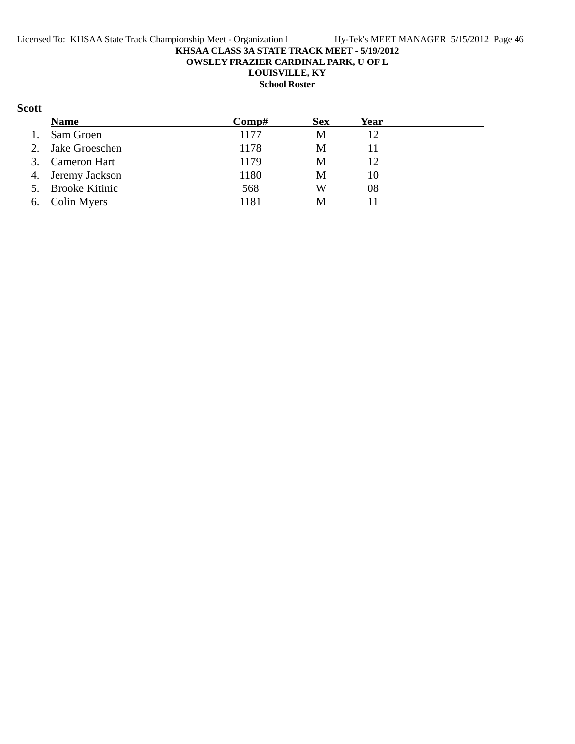**KHSAA CLASS 3A STATE TRACK MEET - 5/19/2012**
**OWSLEY FRAZIER CARDINAL PARK, U OF L**
**LOUISVILLE, KY**
**School Roster**

**Scott**

| | Name | Comp# | Sex | Year |
|---|---|---|---|---|
| 1. | Sam Groen | 1177 | M | 12 |
| 2. | Jake Groeschen | 1178 | M | 11 |
| 3. | Cameron Hart | 1179 | M | 12 |
| 4. | Jeremy Jackson | 1180 | M | 10 |
| 5. | Brooke Kitinic | 568 | W | 08 |
| 6. | Colin Myers | 1181 | M | 11 |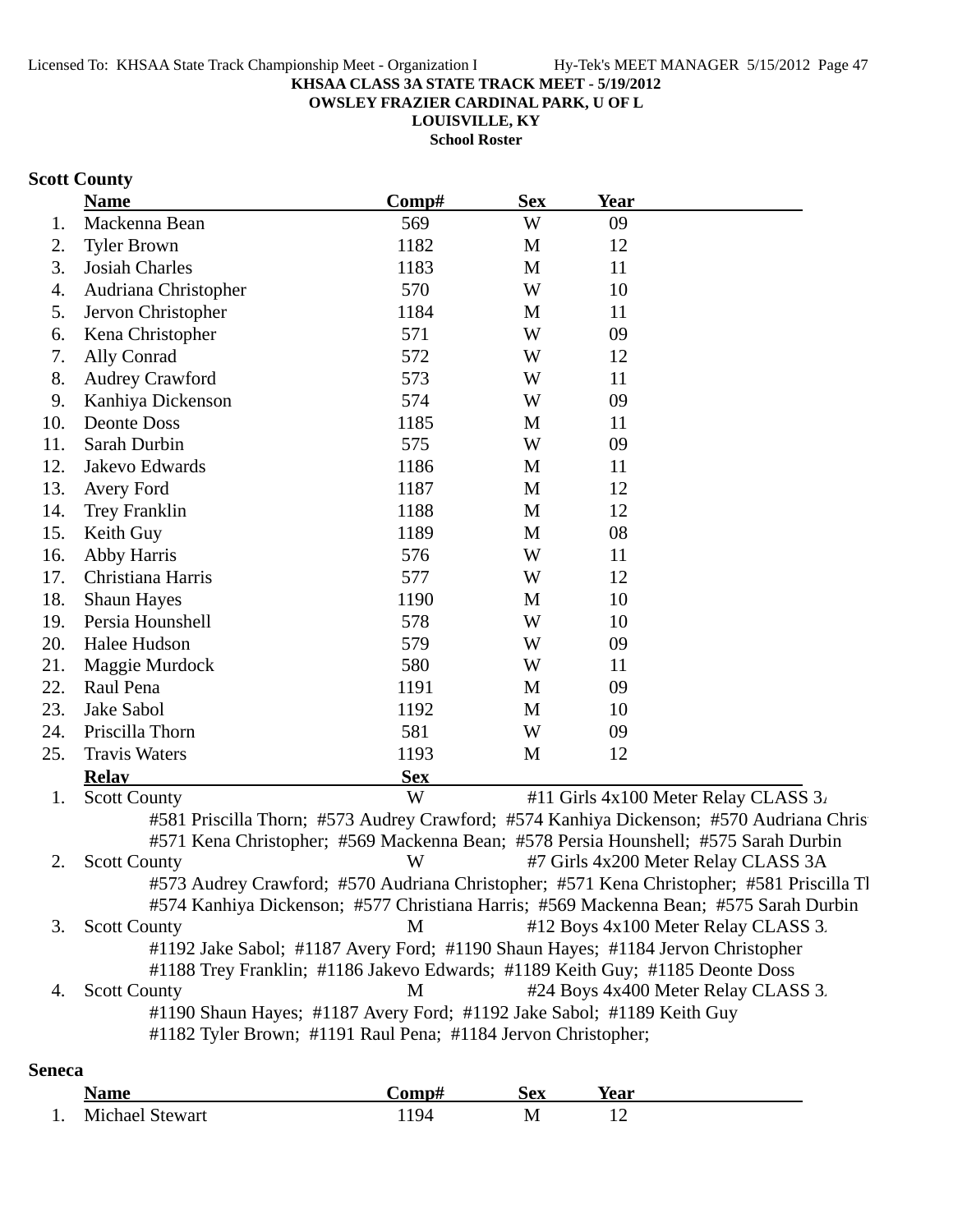KHSAA CLASS 3A STATE TRACK MEET - 5/19/2012
OWSLEY FRAZIER CARDINAL PARK, U OF L
LOUISVILLE, KY
School Roster

**Scott County**

| | Name | Comp# | Sex | Year |
|---|---|---|---|---|
| 1. | Mackenna Bean | 569 | W | 09 |
| 2. | Tyler Brown | 1182 | M | 12 |
| 3. | Josiah Charles | 1183 | M | 11 |
| 4. | Audriana Christopher | 570 | W | 10 |
| 5. | Jervon Christopher | 1184 | M | 11 |
| 6. | Kena Christopher | 571 | W | 09 |
| 7. | Ally Conrad | 572 | W | 12 |
| 8. | Audrey Crawford | 573 | W | 11 |
| 9. | Kanhiya Dickenson | 574 | W | 09 |
| 10. | Deonte Doss | 1185 | M | 11 |
| 11. | Sarah Durbin | 575 | W | 09 |
| 12. | Jakevo Edwards | 1186 | M | 11 |
| 13. | Avery Ford | 1187 | M | 12 |
| 14. | Trey Franklin | 1188 | M | 12 |
| 15. | Keith Guy | 1189 | M | 08 |
| 16. | Abby Harris | 576 | W | 11 |
| 17. | Christiana Harris | 577 | W | 12 |
| 18. | Shaun Hayes | 1190 | M | 10 |
| 19. | Persia Hounshell | 578 | W | 10 |
| 20. | Halee Hudson | 579 | W | 09 |
| 21. | Maggie Murdock | 580 | W | 11 |
| 22. | Raul Pena | 1191 | M | 09 |
| 23. | Jake Sabol | 1192 | M | 10 |
| 24. | Priscilla Thorn | 581 | W | 09 |
| 25. | Travis Waters | 1193 | M | 12 |

| | Relay | Sex | Event |
|---|---|---|---|
| 1. | Scott County | W | #11 Girls 4x100 Meter Relay CLASS 3A |
| | #581 Priscilla Thorn; #573 Audrey Crawford; #574 Kanhiya Dickenson; #570 Audriana Chris | | |
| | #571 Kena Christopher; #569 Mackenna Bean; #578 Persia Hounshell; #575 Sarah Durbin | | |
| 2. | Scott County | W | #7 Girls 4x200 Meter Relay CLASS 3A |
| | #573 Audrey Crawford; #570 Audriana Christopher; #571 Kena Christopher; #581 Priscilla Th | | |
| | #574 Kanhiya Dickenson; #577 Christiana Harris; #569 Mackenna Bean; #575 Sarah Durbin | | |
| 3. | Scott County | M | #12 Boys 4x100 Meter Relay CLASS 3A |
| | #1192 Jake Sabol; #1187 Avery Ford; #1190 Shaun Hayes; #1184 Jervon Christopher | | |
| | #1188 Trey Franklin; #1186 Jakevo Edwards; #1189 Keith Guy; #1185 Deonte Doss | | |
| 4. | Scott County | M | #24 Boys 4x400 Meter Relay CLASS 3A |
| | #1190 Shaun Hayes; #1187 Avery Ford; #1192 Jake Sabol; #1189 Keith Guy | | |
| | #1182 Tyler Brown; #1191 Raul Pena; #1184 Jervon Christopher; | | |

**Seneca**

| | Name | Comp# | Sex | Year |
|---|---|---|---|---|
| 1. | Michael Stewart | 1194 | M | 12 |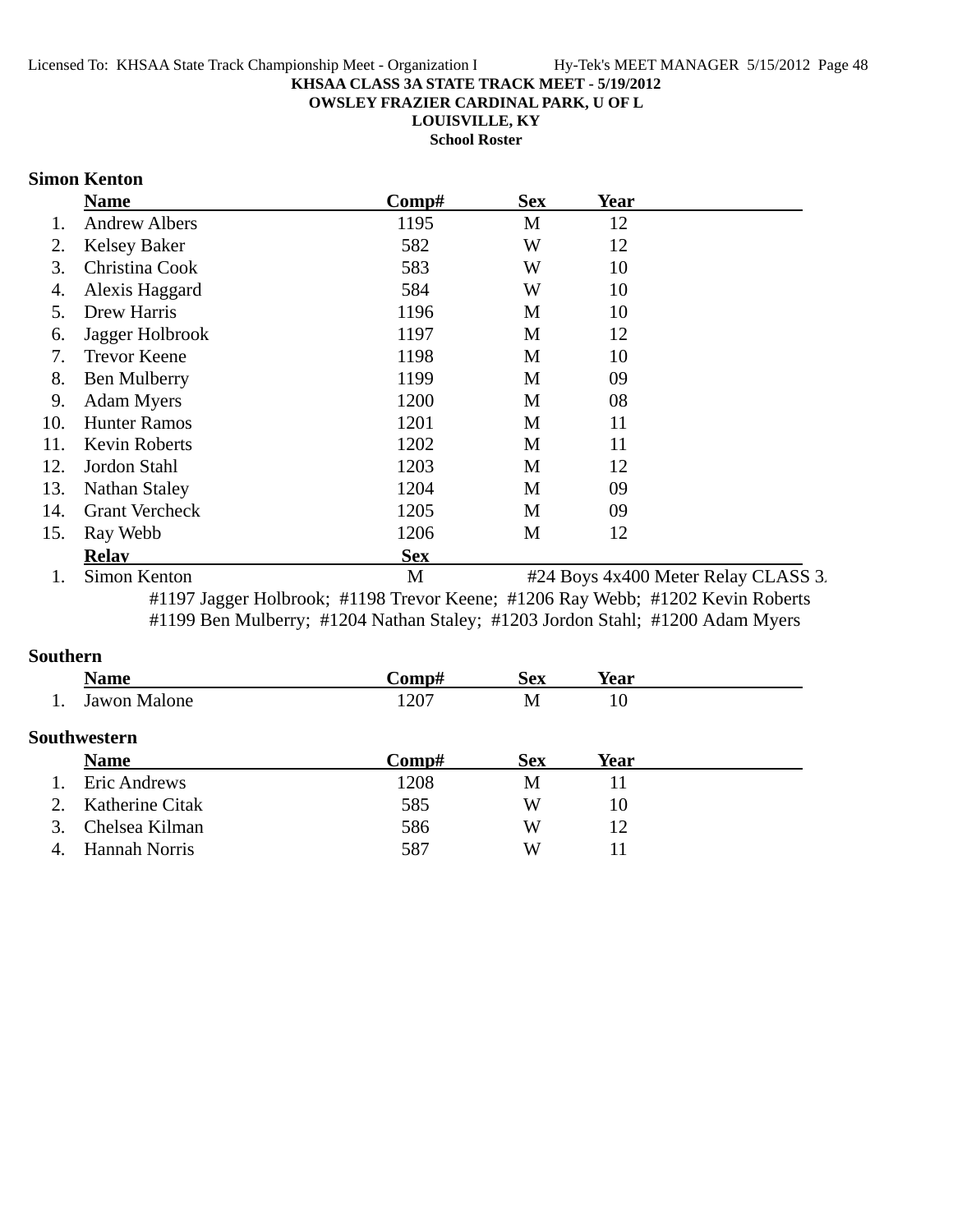# KHSAA CLASS 3A STATE TRACK MEET - 5/19/2012

**OWSLEY FRAZIER CARDINAL PARK, U OF L**

**LOUISVILLE, KY**

**School Roster**

## Simon Kenton

| | Name | Comp# | Sex | Year |
|---|---|---|---|---|
| 1. | Andrew Albers | 1195 | M | 12 |
| 2. | Kelsey Baker | 582 | W | 12 |
| 3. | Christina Cook | 583 | W | 10 |
| 4. | Alexis Haggard | 584 | W | 10 |
| 5. | Drew Harris | 1196 | M | 10 |
| 6. | Jagger Holbrook | 1197 | M | 12 |
| 7. | Trevor Keene | 1198 | M | 10 |
| 8. | Ben Mulberry | 1199 | M | 09 |
| 9. | Adam Myers | 1200 | M | 08 |
| 10. | Hunter Ramos | 1201 | M | 11 |
| 11. | Kevin Roberts | 1202 | M | 11 |
| 12. | Jordon Stahl | 1203 | M | 12 |
| 13. | Nathan Staley | 1204 | M | 09 |
| 14. | Grant Vercheck | 1205 | M | 09 |
| 15. | Ray Webb | 1206 | M | 12 |

| | Relay | Sex | |
|---|---|---|---|
| 1. | Simon Kenton | M | #24 Boys 4x400 Meter Relay CLASS 3. |

#1197 Jagger Holbrook; #1198 Trevor Keene; #1206 Ray Webb; #1202 Kevin Roberts
#1199 Ben Mulberry; #1204 Nathan Staley; #1203 Jordon Stahl; #1200 Adam Myers

## Southern

| | Name | Comp# | Sex | Year |
|---|---|---|---|---|
| 1. | Jawon Malone | 1207 | M | 10 |

## Southwestern

| | Name | Comp# | Sex | Year |
|---|---|---|---|---|
| 1. | Eric Andrews | 1208 | M | 11 |
| 2. | Katherine Citak | 585 | W | 10 |
| 3. | Chelsea Kilman | 586 | W | 12 |
| 4. | Hannah Norris | 587 | W | 11 |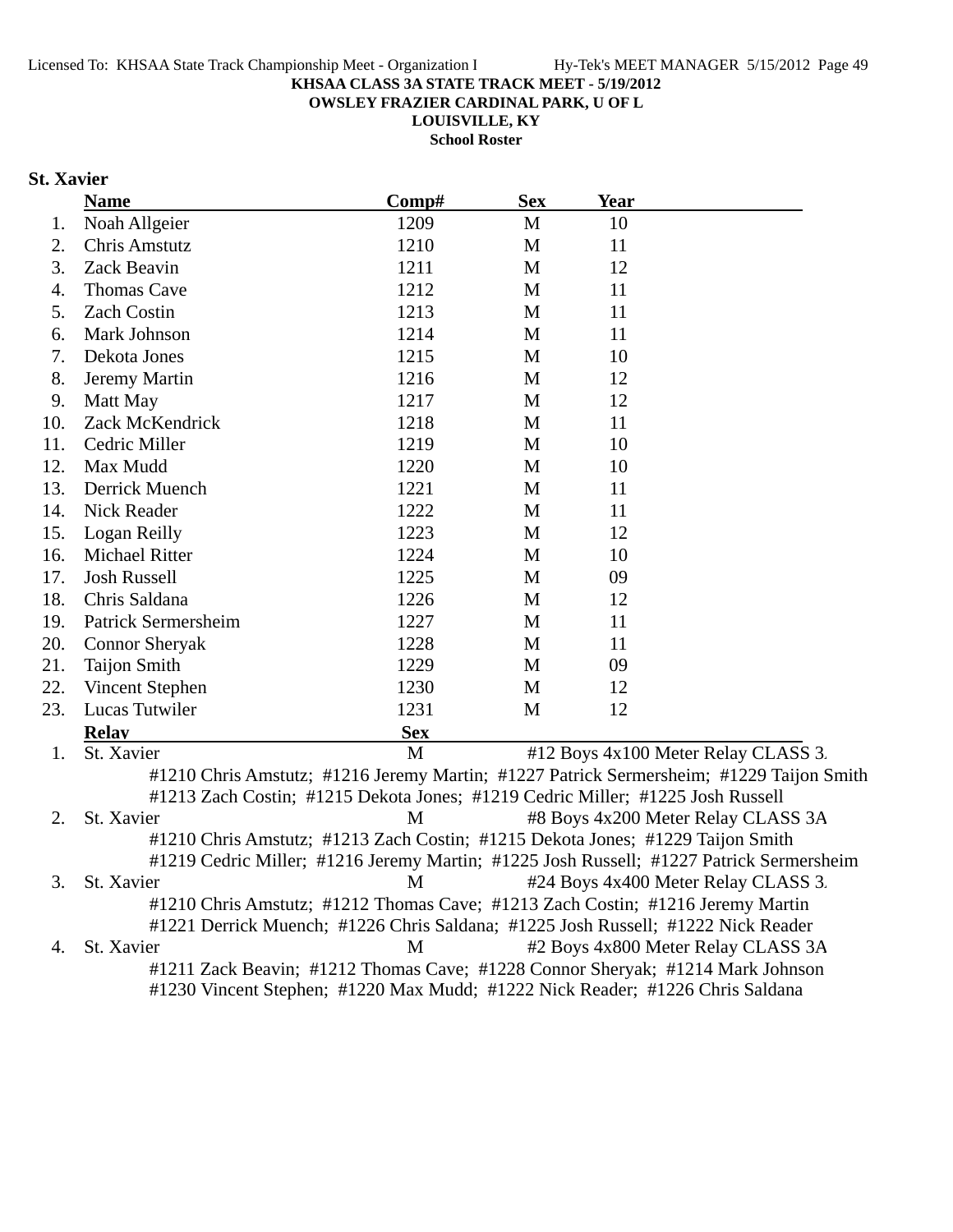**KHSAA CLASS 3A STATE TRACK MEET - 5/19/2012**
**OWSLEY FRAZIER CARDINAL PARK, U OF L**
**LOUISVILLE, KY**
**School Roster**

## St. Xavier

| | Name | Comp# | Sex | Year |
|---|---|---|---|---|
| 1. | Noah Allgeier | 1209 | M | 10 |
| 2. | Chris Amstutz | 1210 | M | 11 |
| 3. | Zack Beavin | 1211 | M | 12 |
| 4. | Thomas Cave | 1212 | M | 11 |
| 5. | Zach Costin | 1213 | M | 11 |
| 6. | Mark Johnson | 1214 | M | 11 |
| 7. | Dekota Jones | 1215 | M | 10 |
| 8. | Jeremy Martin | 1216 | M | 12 |
| 9. | Matt May | 1217 | M | 12 |
| 10. | Zack McKendrick | 1218 | M | 11 |
| 11. | Cedric Miller | 1219 | M | 10 |
| 12. | Max Mudd | 1220 | M | 10 |
| 13. | Derrick Muench | 1221 | M | 11 |
| 14. | Nick Reader | 1222 | M | 11 |
| 15. | Logan Reilly | 1223 | M | 12 |
| 16. | Michael Ritter | 1224 | M | 10 |
| 17. | Josh Russell | 1225 | M | 09 |
| 18. | Chris Saldana | 1226 | M | 12 |
| 19. | Patrick Sermersheim | 1227 | M | 11 |
| 20. | Connor Sheryak | 1228 | M | 11 |
| 21. | Taijon Smith | 1229 | M | 09 |
| 22. | Vincent Stephen | 1230 | M | 12 |
| 23. | Lucas Tutwiler | 1231 | M | 12 |

| | Relay | Sex | Event |
|---|---|---|---|
| 1. | St. Xavier | M | #12 Boys 4x100 Meter Relay CLASS 3. |
| | #1210 Chris Amstutz; #1216 Jeremy Martin; #1227 Patrick Sermersheim; #1229 Taijon Smith<br>#1213 Zach Costin; #1215 Dekota Jones; #1219 Cedric Miller; #1225 Josh Russell | | |
| 2. | St. Xavier | M | #8 Boys 4x200 Meter Relay CLASS 3A |
| | #1210 Chris Amstutz; #1213 Zach Costin; #1215 Dekota Jones; #1229 Taijon Smith<br>#1219 Cedric Miller; #1216 Jeremy Martin; #1225 Josh Russell; #1227 Patrick Sermersheim | | |
| 3. | St. Xavier | M | #24 Boys 4x400 Meter Relay CLASS 3. |
| | #1210 Chris Amstutz; #1212 Thomas Cave; #1213 Zach Costin; #1216 Jeremy Martin<br>#1221 Derrick Muench; #1226 Chris Saldana; #1225 Josh Russell; #1222 Nick Reader | | |
| 4. | St. Xavier | M | #2 Boys 4x800 Meter Relay CLASS 3A |
| | #1211 Zack Beavin; #1212 Thomas Cave; #1228 Connor Sheryak; #1214 Mark Johnson<br>#1230 Vincent Stephen; #1220 Max Mudd; #1222 Nick Reader; #1226 Chris Saldana | | |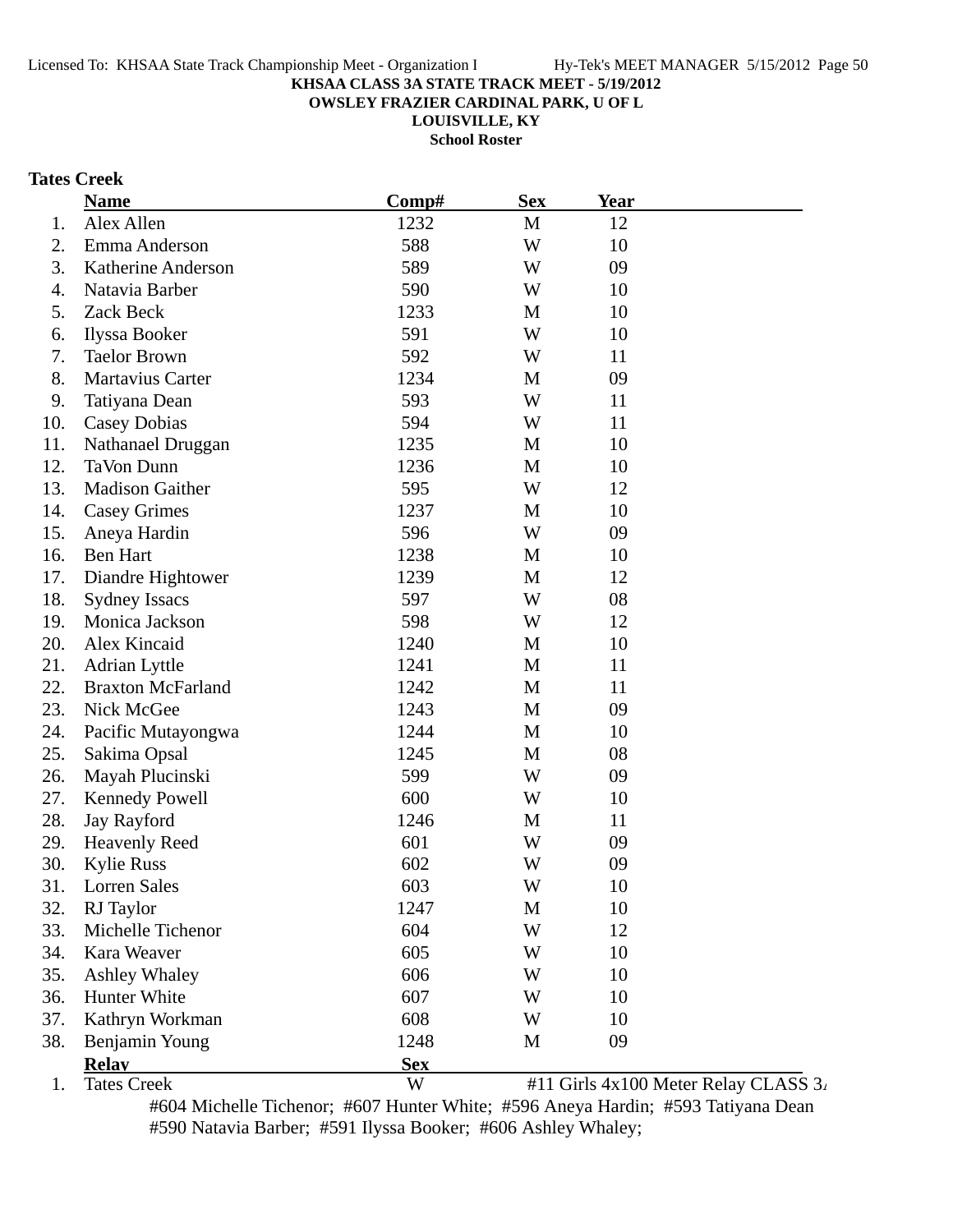**KHSAA CLASS 3A STATE TRACK MEET - 5/19/2012**
**OWSLEY FRAZIER CARDINAL PARK, U OF L**
**LOUISVILLE, KY**
**School Roster**

## Tates Creek

| | Name | Comp# | Sex | Year |
|---|---|---|---|---|
| 1. | Alex Allen | 1232 | M | 12 |
| 2. | Emma Anderson | 588 | W | 10 |
| 3. | Katherine Anderson | 589 | W | 09 |
| 4. | Natavia Barber | 590 | W | 10 |
| 5. | Zack Beck | 1233 | M | 10 |
| 6. | Ilyssa Booker | 591 | W | 10 |
| 7. | Taelor Brown | 592 | W | 11 |
| 8. | Martavius Carter | 1234 | M | 09 |
| 9. | Tatiyana Dean | 593 | W | 11 |
| 10. | Casey Dobias | 594 | W | 11 |
| 11. | Nathanael Druggan | 1235 | M | 10 |
| 12. | TaVon Dunn | 1236 | M | 10 |
| 13. | Madison Gaither | 595 | W | 12 |
| 14. | Casey Grimes | 1237 | M | 10 |
| 15. | Aneya Hardin | 596 | W | 09 |
| 16. | Ben Hart | 1238 | M | 10 |
| 17. | Diandre Hightower | 1239 | M | 12 |
| 18. | Sydney Issacs | 597 | W | 08 |
| 19. | Monica Jackson | 598 | W | 12 |
| 20. | Alex Kincaid | 1240 | M | 10 |
| 21. | Adrian Lyttle | 1241 | M | 11 |
| 22. | Braxton McFarland | 1242 | M | 11 |
| 23. | Nick McGee | 1243 | M | 09 |
| 24. | Pacific Mutayongwa | 1244 | M | 10 |
| 25. | Sakima Opsal | 1245 | M | 08 |
| 26. | Mayah Plucinski | 599 | W | 09 |
| 27. | Kennedy Powell | 600 | W | 10 |
| 28. | Jay Rayford | 1246 | M | 11 |
| 29. | Heavenly Reed | 601 | W | 09 |
| 30. | Kylie Russ | 602 | W | 09 |
| 31. | Lorren Sales | 603 | W | 10 |
| 32. | RJ Taylor | 1247 | M | 10 |
| 33. | Michelle Tichenor | 604 | W | 12 |
| 34. | Kara Weaver | 605 | W | 10 |
| 35. | Ashley Whaley | 606 | W | 10 |
| 36. | Hunter White | 607 | W | 10 |
| 37. | Kathryn Workman | 608 | W | 10 |
| 38. | Benjamin Young | 1248 | M | 09 |

| | Relay | Sex | |
|---|---|---|---|
| 1. | Tates Creek | W | #11 Girls 4x100 Meter Relay CLASS 3A |

#604 Michelle Tichenor; #607 Hunter White; #596 Aneya Hardin; #593 Tatiyana Dean
#590 Natavia Barber; #591 Ilyssa Booker; #606 Ashley Whaley;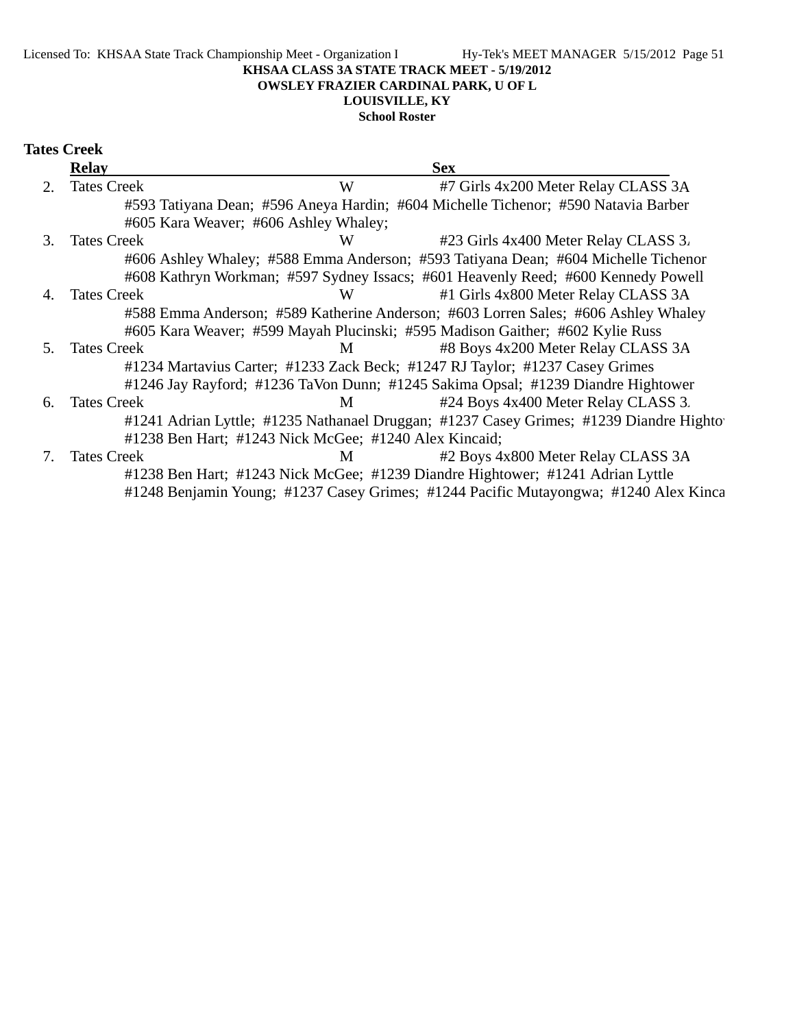**KHSAA CLASS 3A STATE TRACK MEET - 5/19/2012**
**OWSLEY FRAZIER CARDINAL PARK, U OF L**
**LOUISVILLE, KY**
**School Roster**

## Tates Creek

| | Relay | Sex | |
|---|---|---|---|
| 2. | Tates Creek | W | #7 Girls 4x200 Meter Relay CLASS 3A |
| | #593 Tatiyana Dean; #596 Aneya Hardin; #604 Michelle Tichenor; #590 Natavia Barber #605 Kara Weaver; #606 Ashley Whaley; | | |
| 3. | Tates Creek | W | #23 Girls 4x400 Meter Relay CLASS 3A |
| | #606 Ashley Whaley; #588 Emma Anderson; #593 Tatiyana Dean; #604 Michelle Tichenor #608 Kathryn Workman; #597 Sydney Issacs; #601 Heavenly Reed; #600 Kennedy Powell | | |
| 4. | Tates Creek | W | #1 Girls 4x800 Meter Relay CLASS 3A |
| | #588 Emma Anderson; #589 Katherine Anderson; #603 Lorren Sales; #606 Ashley Whaley #605 Kara Weaver; #599 Mayah Plucinski; #595 Madison Gaither; #602 Kylie Russ | | |
| 5. | Tates Creek | M | #8 Boys 4x200 Meter Relay CLASS 3A |
| | #1234 Martavius Carter; #1233 Zack Beck; #1247 RJ Taylor; #1237 Casey Grimes #1246 Jay Rayford; #1236 TaVon Dunn; #1245 Sakima Opsal; #1239 Diandre Hightower | | |
| 6. | Tates Creek | M | #24 Boys 4x400 Meter Relay CLASS 3A |
| | #1241 Adrian Lyttle; #1235 Nathanael Druggan; #1237 Casey Grimes; #1239 Diandre Hightower #1238 Ben Hart; #1243 Nick McGee; #1240 Alex Kincaid; | | |
| 7. | Tates Creek | M | #2 Boys 4x800 Meter Relay CLASS 3A |
| | #1238 Ben Hart; #1243 Nick McGee; #1239 Diandre Hightower; #1241 Adrian Lyttle #1248 Benjamin Young; #1237 Casey Grimes; #1244 Pacific Mutayongwa; #1240 Alex Kincaid | | |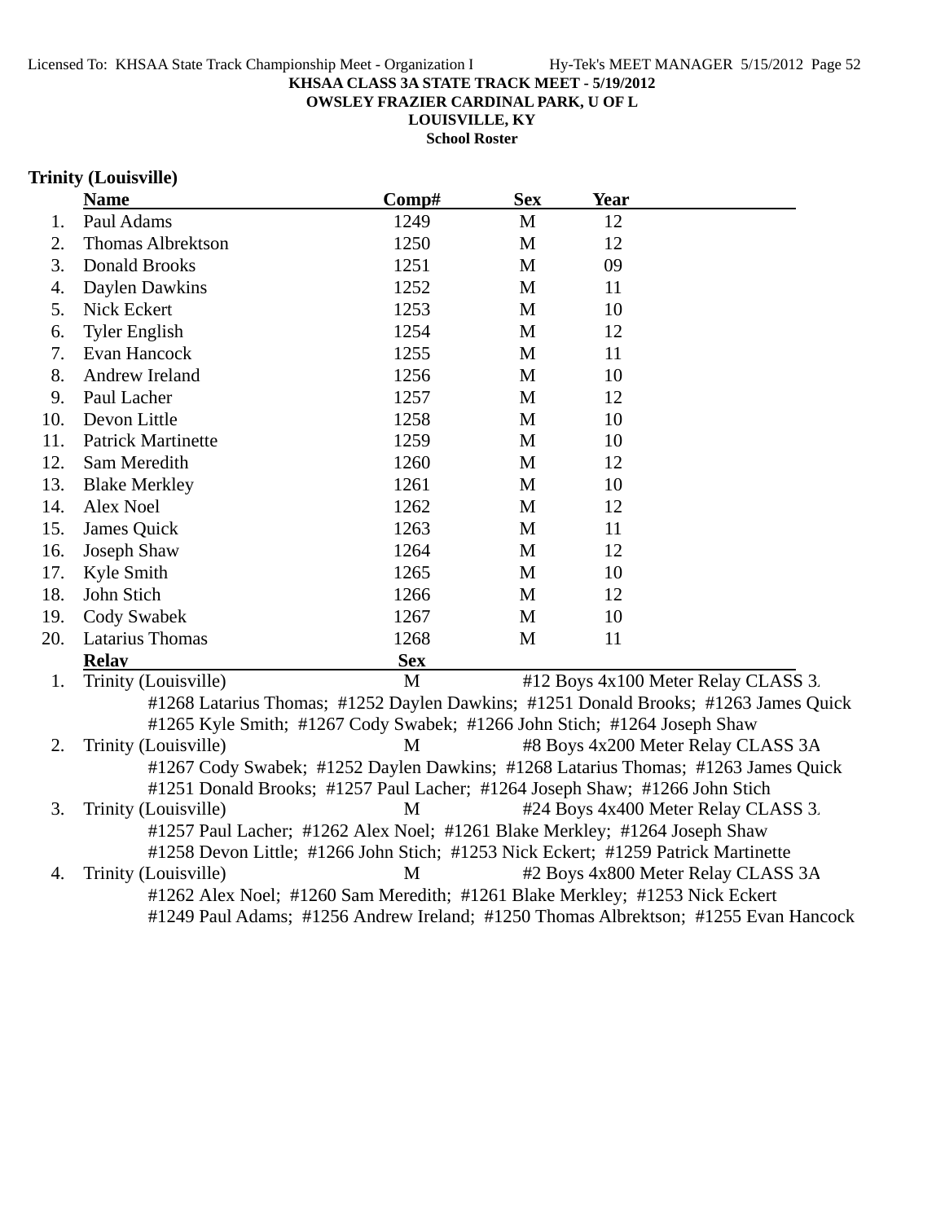**KHSAA CLASS 3A STATE TRACK MEET - 5/19/2012**
**OWSLEY FRAZIER CARDINAL PARK, U OF L**
**LOUISVILLE, KY**
**School Roster**

**Trinity (Louisville)**

| | Name | Comp# | Sex | Year |
|---|---|---|---|---|
| 1. | Paul Adams | 1249 | M | 12 |
| 2. | Thomas Albrektson | 1250 | M | 12 |
| 3. | Donald Brooks | 1251 | M | 09 |
| 4. | Daylen Dawkins | 1252 | M | 11 |
| 5. | Nick Eckert | 1253 | M | 10 |
| 6. | Tyler English | 1254 | M | 12 |
| 7. | Evan Hancock | 1255 | M | 11 |
| 8. | Andrew Ireland | 1256 | M | 10 |
| 9. | Paul Lacher | 1257 | M | 12 |
| 10. | Devon Little | 1258 | M | 10 |
| 11. | Patrick Martinette | 1259 | M | 10 |
| 12. | Sam Meredith | 1260 | M | 12 |
| 13. | Blake Merkley | 1261 | M | 10 |
| 14. | Alex Noel | 1262 | M | 12 |
| 15. | James Quick | 1263 | M | 11 |
| 16. | Joseph Shaw | 1264 | M | 12 |
| 17. | Kyle Smith | 1265 | M | 10 |
| 18. | John Stich | 1266 | M | 12 |
| 19. | Cody Swabek | 1267 | M | 10 |
| 20. | Latarius Thomas | 1268 | M | 11 |

| | Relay | Sex | Event |
|---|---|---|---|
| 1. | Trinity (Louisville) | M | #12 Boys 4x100 Meter Relay CLASS 3A |
| | #1268 Latarius Thomas; #1252 Daylen Dawkins; #1251 Donald Brooks; #1263 James Quick; #1265 Kyle Smith; #1267 Cody Swabek; #1266 John Stich; #1264 Joseph Shaw | | |
| 2. | Trinity (Louisville) | M | #8 Boys 4x200 Meter Relay CLASS 3A |
| | #1267 Cody Swabek; #1252 Daylen Dawkins; #1268 Latarius Thomas; #1263 James Quick; #1251 Donald Brooks; #1257 Paul Lacher; #1264 Joseph Shaw; #1266 John Stich | | |
| 3. | Trinity (Louisville) | M | #24 Boys 4x400 Meter Relay CLASS 3A |
| | #1257 Paul Lacher; #1262 Alex Noel; #1261 Blake Merkley; #1264 Joseph Shaw; #1258 Devon Little; #1266 John Stich; #1253 Nick Eckert; #1259 Patrick Martinette | | |
| 4. | Trinity (Louisville) | M | #2 Boys 4x800 Meter Relay CLASS 3A |
| | #1262 Alex Noel; #1260 Sam Meredith; #1261 Blake Merkley; #1253 Nick Eckert; #1249 Paul Adams; #1256 Andrew Ireland; #1250 Thomas Albrektson; #1255 Evan Hancock | | |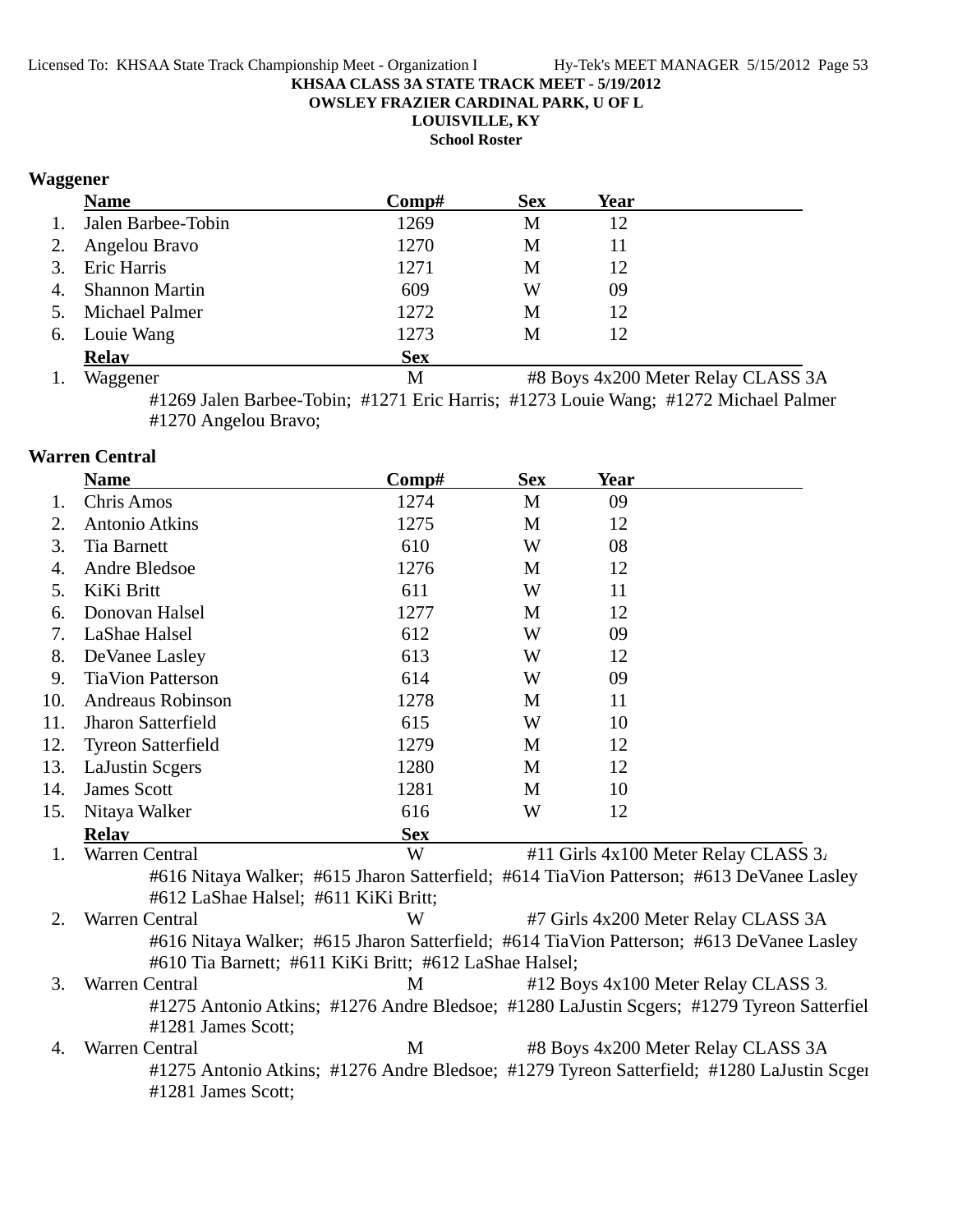**KHSAA CLASS 3A STATE TRACK MEET - 5/19/2012**
**OWSLEY FRAZIER CARDINAL PARK, U OF L**
**LOUISVILLE, KY**
**School Roster**

## Waggener

| | Name | Comp# | Sex | Year |
|---|---|---|---|---|
| 1. | Jalen Barbee-Tobin | 1269 | M | 12 |
| 2. | Angelou Bravo | 1270 | M | 11 |
| 3. | Eric Harris | 1271 | M | 12 |
| 4. | Shannon Martin | 609 | W | 09 |
| 5. | Michael Palmer | 1272 | M | 12 |
| 6. | Louie Wang | 1273 | M | 12 |

| | Relay | Sex | Event |
|---|---|---|---|
| 1. | Waggener | M | #8 Boys 4x200 Meter Relay CLASS 3A |

#1269 Jalen Barbee-Tobin; #1271 Eric Harris; #1273 Louie Wang; #1272 Michael Palmer
#1270 Angelou Bravo;

## Warren Central

| | Name | Comp# | Sex | Year |
|---|---|---|---|---|
| 1. | Chris Amos | 1274 | M | 09 |
| 2. | Antonio Atkins | 1275 | M | 12 |
| 3. | Tia Barnett | 610 | W | 08 |
| 4. | Andre Bledsoe | 1276 | M | 12 |
| 5. | KiKi Britt | 611 | W | 11 |
| 6. | Donovan Halsel | 1277 | M | 12 |
| 7. | LaShae Halsel | 612 | W | 09 |
| 8. | DeVanee Lasley | 613 | W | 12 |
| 9. | TiaVion Patterson | 614 | W | 09 |
| 10. | Andreaus Robinson | 1278 | M | 11 |
| 11. | Jharon Satterfield | 615 | W | 10 |
| 12. | Tyreon Satterfield | 1279 | M | 12 |
| 13. | LaJustin Scgers | 1280 | M | 12 |
| 14. | James Scott | 1281 | M | 10 |
| 15. | Nitaya Walker | 616 | W | 12 |

| | Relay | Sex | Event |
|---|---|---|---|
| 1. | Warren Central | W | #11 Girls 4x100 Meter Relay CLASS 3A |
| 2. | Warren Central | W | #7 Girls 4x200 Meter Relay CLASS 3A |
| 3. | Warren Central | M | #12 Boys 4x100 Meter Relay CLASS 3A |
| 4. | Warren Central | M | #8 Boys 4x200 Meter Relay CLASS 3A |

1. #616 Nitaya Walker; #615 Jharon Satterfield; #614 TiaVion Patterson; #613 DeVanee Lasley
#612 LaShae Halsel; #611 KiKi Britt;

2. #616 Nitaya Walker; #615 Jharon Satterfield; #614 TiaVion Patterson; #613 DeVanee Lasley
#610 Tia Barnett; #611 KiKi Britt; #612 LaShae Halsel;

3. #1275 Antonio Atkins; #1276 Andre Bledsoe; #1280 LaJustin Scgers; #1279 Tyreon Satterfield
#1281 James Scott;

4. #1275 Antonio Atkins; #1276 Andre Bledsoe; #1279 Tyreon Satterfield; #1280 LaJustin Scgers
#1281 James Scott;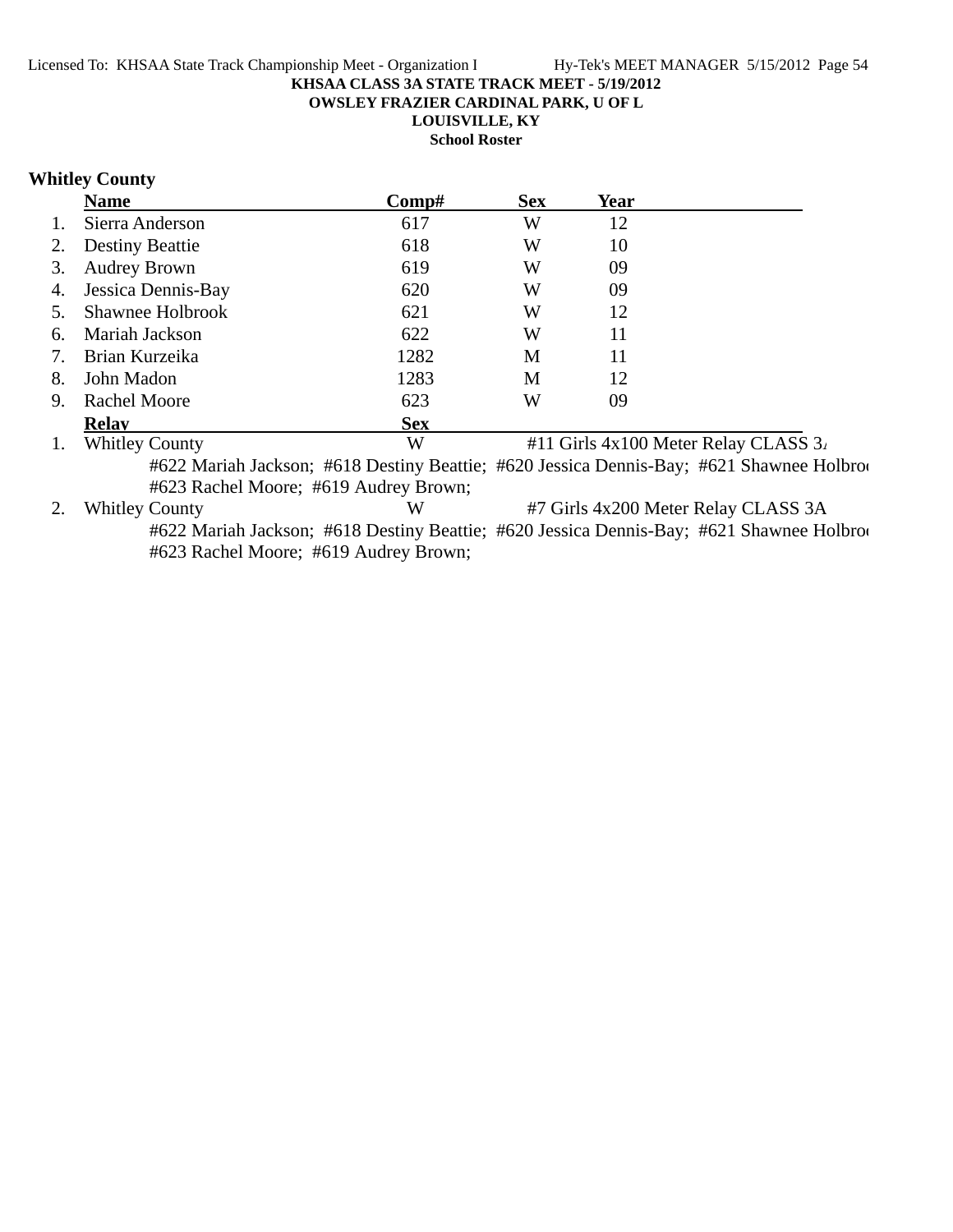KHSAA CLASS 3A STATE TRACK MEET - 5/19/2012
OWSLEY FRAZIER CARDINAL PARK, U OF L
LOUISVILLE, KY
School Roster

**Whitley County**

| | Name | Comp# | Sex | Year |
|---|---|---|---|---|
| 1. | Sierra Anderson | 617 | W | 12 |
| 2. | Destiny Beattie | 618 | W | 10 |
| 3. | Audrey Brown | 619 | W | 09 |
| 4. | Jessica Dennis-Bay | 620 | W | 09 |
| 5. | Shawnee Holbrook | 621 | W | 12 |
| 6. | Mariah Jackson | 622 | W | 11 |
| 7. | Brian Kurzeika | 1282 | M | 11 |
| 8. | John Madon | 1283 | M | 12 |
| 9. | Rachel Moore | 623 | W | 09 |

| | Relay | Sex | |
|---|---|---|---|
| 1. | Whitley County | W | #11 Girls 4x100 Meter Relay CLASS 3A |
| | #622 Mariah Jackson; #618 Destiny Beattie; #620 Jessica Dennis-Bay; #621 Shawnee Holbrook; #623 Rachel Moore; #619 Audrey Brown; | | |
| 2. | Whitley County | W | #7 Girls 4x200 Meter Relay CLASS 3A |
| | #622 Mariah Jackson; #618 Destiny Beattie; #620 Jessica Dennis-Bay; #621 Shawnee Holbrook; #623 Rachel Moore; #619 Audrey Brown; | | |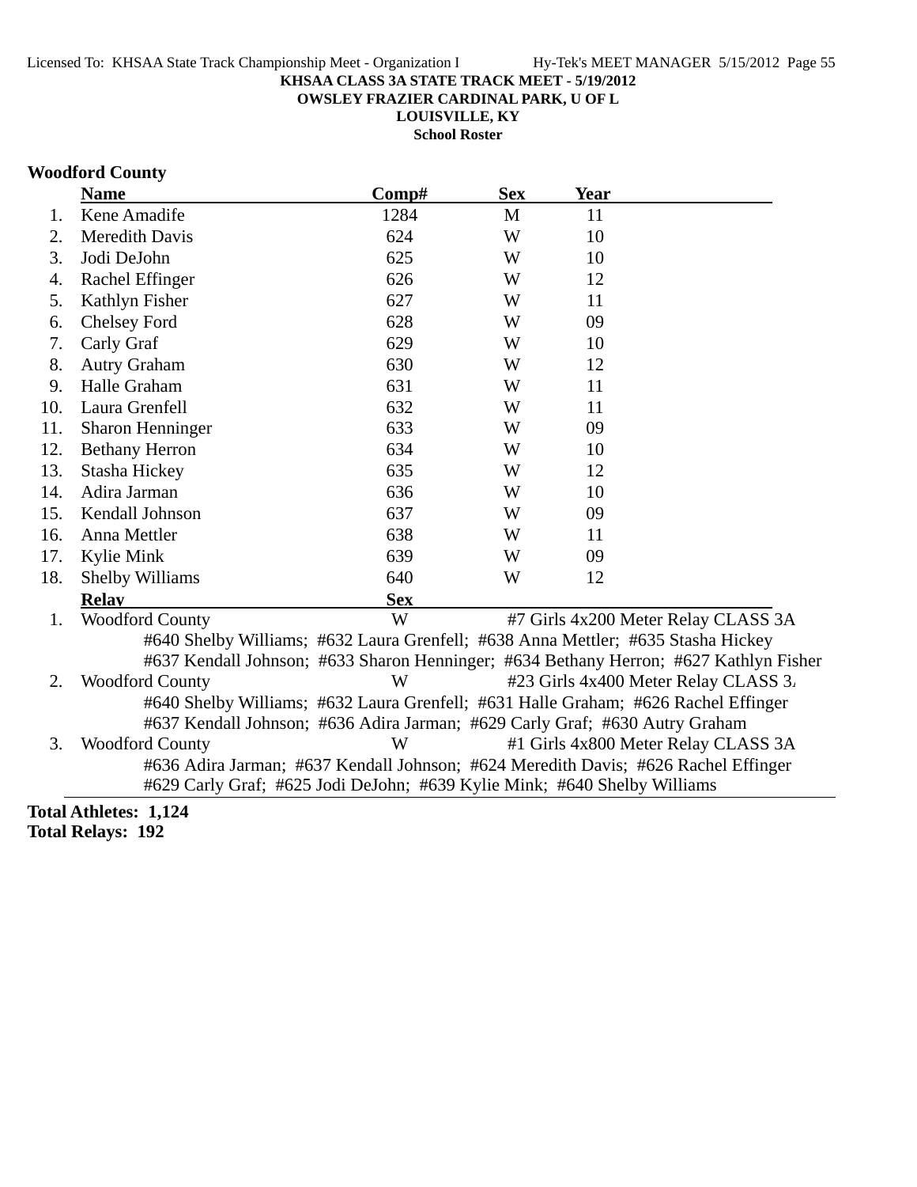**KHSAA CLASS 3A STATE TRACK MEET - 5/19/2012**

**OWSLEY FRAZIER CARDINAL PARK, U OF L**

**LOUISVILLE, KY**

**School Roster**

## Woodford County

| | Name | Comp# | Sex | Year |
|---|---|---|---|---|
| 1. | Kene Amadife | 1284 | M | 11 |
| 2. | Meredith Davis | 624 | W | 10 |
| 3. | Jodi DeJohn | 625 | W | 10 |
| 4. | Rachel Effinger | 626 | W | 12 |
| 5. | Kathlyn Fisher | 627 | W | 11 |
| 6. | Chelsey Ford | 628 | W | 09 |
| 7. | Carly Graf | 629 | W | 10 |
| 8. | Autry Graham | 630 | W | 12 |
| 9. | Halle Graham | 631 | W | 11 |
| 10. | Laura Grenfell | 632 | W | 11 |
| 11. | Sharon Henninger | 633 | W | 09 |
| 12. | Bethany Herron | 634 | W | 10 |
| 13. | Stasha Hickey | 635 | W | 12 |
| 14. | Adira Jarman | 636 | W | 10 |
| 15. | Kendall Johnson | 637 | W | 09 |
| 16. | Anna Mettler | 638 | W | 11 |
| 17. | Kylie Mink | 639 | W | 09 |
| 18. | Shelby Williams | 640 | W | 12 |

| | Relay | Sex | Event |
|---|---|---|---|
| 1. | Woodford County | W | #7 Girls 4x200 Meter Relay CLASS 3A |
| | #640 Shelby Williams; #632 Laura Grenfell; #638 Anna Mettler; #635 Stasha Hickey | | |
| | #637 Kendall Johnson; #633 Sharon Henninger; #634 Bethany Herron; #627 Kathlyn Fisher | | |
| 2. | Woodford County | W | #23 Girls 4x400 Meter Relay CLASS 3A |
| | #640 Shelby Williams; #632 Laura Grenfell; #631 Halle Graham; #626 Rachel Effinger | | |
| | #637 Kendall Johnson; #636 Adira Jarman; #629 Carly Graf; #630 Autry Graham | | |
| 3. | Woodford County | W | #1 Girls 4x800 Meter Relay CLASS 3A |
| | #636 Adira Jarman; #637 Kendall Johnson; #624 Meredith Davis; #626 Rachel Effinger | | |
| | #629 Carly Graf; #625 Jodi DeJohn; #639 Kylie Mink; #640 Shelby Williams | | |

**Total Athletes: 1,124**

**Total Relays: 192**